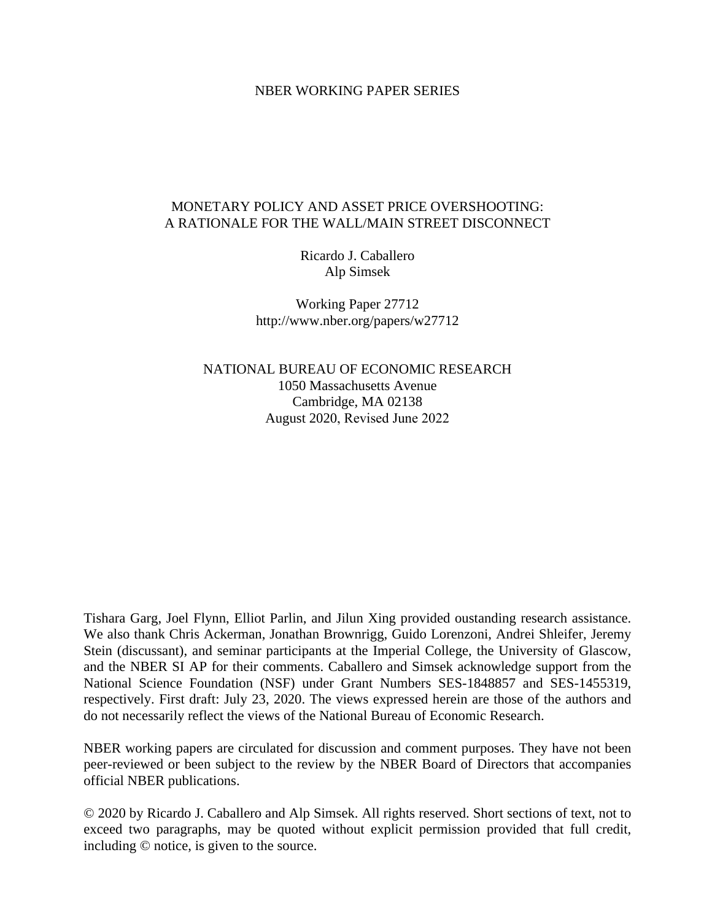NBER WORKING PAPER SERIES

# MONETARY POLICY AND ASSET PRICE OVERSHOOTING: A RATIONALE FOR THE WALL/MAIN STREET DISCONNECT

Ricardo J. Caballero
Alp Simsek

Working Paper 27712
http://www.nber.org/papers/w27712

NATIONAL BUREAU OF ECONOMIC RESEARCH
1050 Massachusetts Avenue
Cambridge, MA 02138
August 2020, Revised June 2022

Tishara Garg, Joel Flynn, Elliot Parlin, and Jilun Xing provided oustanding research assistance. We also thank Chris Ackerman, Jonathan Brownrigg, Guido Lorenzoni, Andrei Shleifer, Jeremy Stein (discussant), and seminar participants at the Imperial College, the University of Glascow, and the NBER SI AP for their comments. Caballero and Simsek acknowledge support from the National Science Foundation (NSF) under Grant Numbers SES-1848857 and SES-1455319, respectively. First draft: July 23, 2020. The views expressed herein are those of the authors and do not necessarily reflect the views of the National Bureau of Economic Research.

NBER working papers are circulated for discussion and comment purposes. They have not been peer-reviewed or been subject to the review by the NBER Board of Directors that accompanies official NBER publications.

© 2020 by Ricardo J. Caballero and Alp Simsek. All rights reserved. Short sections of text, not to exceed two paragraphs, may be quoted without explicit permission provided that full credit, including © notice, is given to the source.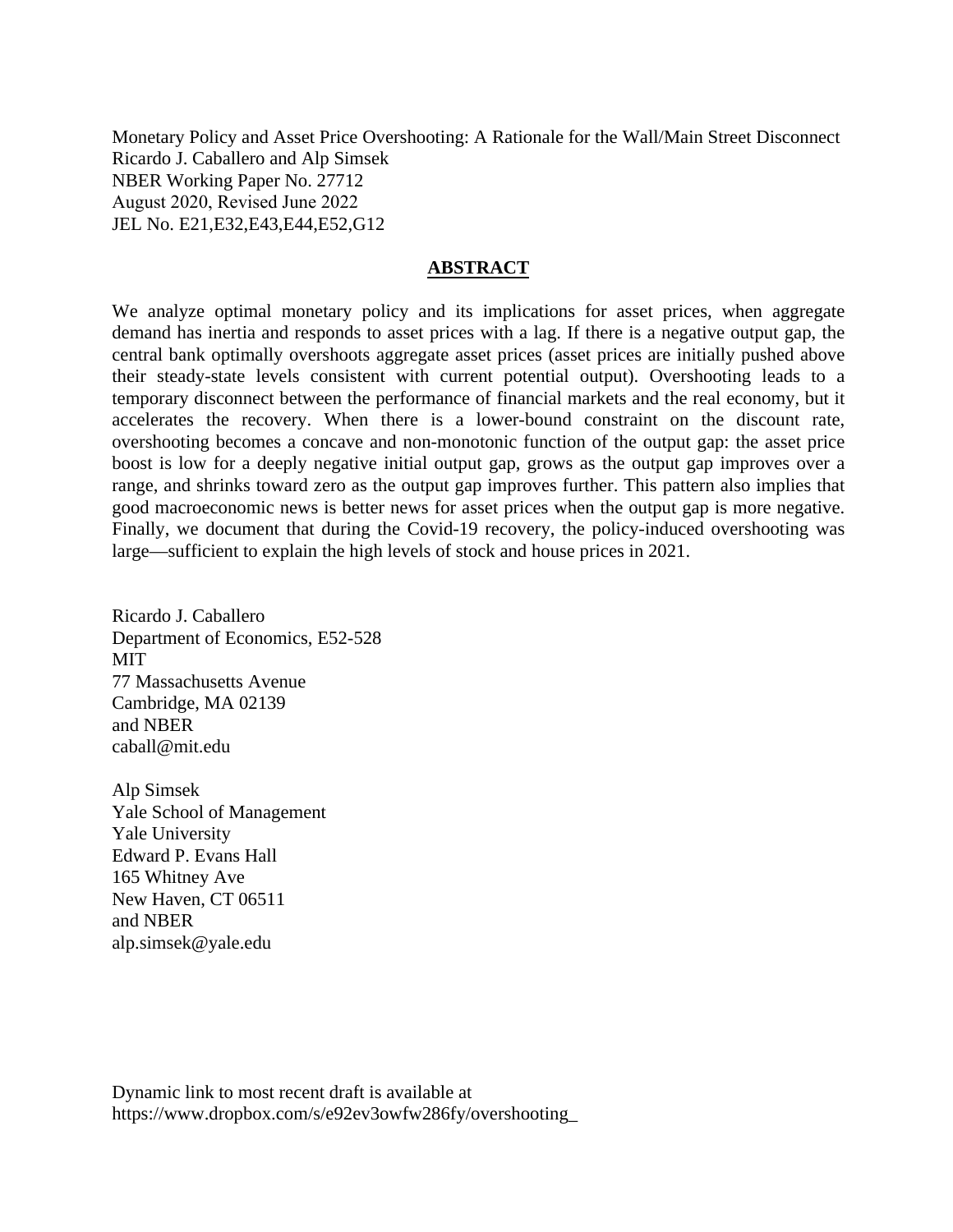Monetary Policy and Asset Price Overshooting: A Rationale for the Wall/Main Street Disconnect
Ricardo J. Caballero and Alp Simsek
NBER Working Paper No. 27712
August 2020, Revised June 2022
JEL No. E21,E32,E43,E44,E52,G12

## ABSTRACT

We analyze optimal monetary policy and its implications for asset prices, when aggregate demand has inertia and responds to asset prices with a lag. If there is a negative output gap, the central bank optimally overshoots aggregate asset prices (asset prices are initially pushed above their steady-state levels consistent with current potential output). Overshooting leads to a temporary disconnect between the performance of financial markets and the real economy, but it accelerates the recovery. When there is a lower-bound constraint on the discount rate, overshooting becomes a concave and non-monotonic function of the output gap: the asset price boost is low for a deeply negative initial output gap, grows as the output gap improves over a range, and shrinks toward zero as the output gap improves further. This pattern also implies that good macroeconomic news is better news for asset prices when the output gap is more negative. Finally, we document that during the Covid-19 recovery, the policy-induced overshooting was large—sufficient to explain the high levels of stock and house prices in 2021.

Ricardo J. Caballero
Department of Economics, E52-528
MIT
77 Massachusetts Avenue
Cambridge, MA 02139
and NBER
caball@mit.edu

Alp Simsek
Yale School of Management
Yale University
Edward P. Evans Hall
165 Whitney Ave
New Haven, CT 06511
and NBER
alp.simsek@yale.edu

Dynamic link to most recent draft is available at
https://www.dropbox.com/s/e92ev3owfw286fy/overshooting_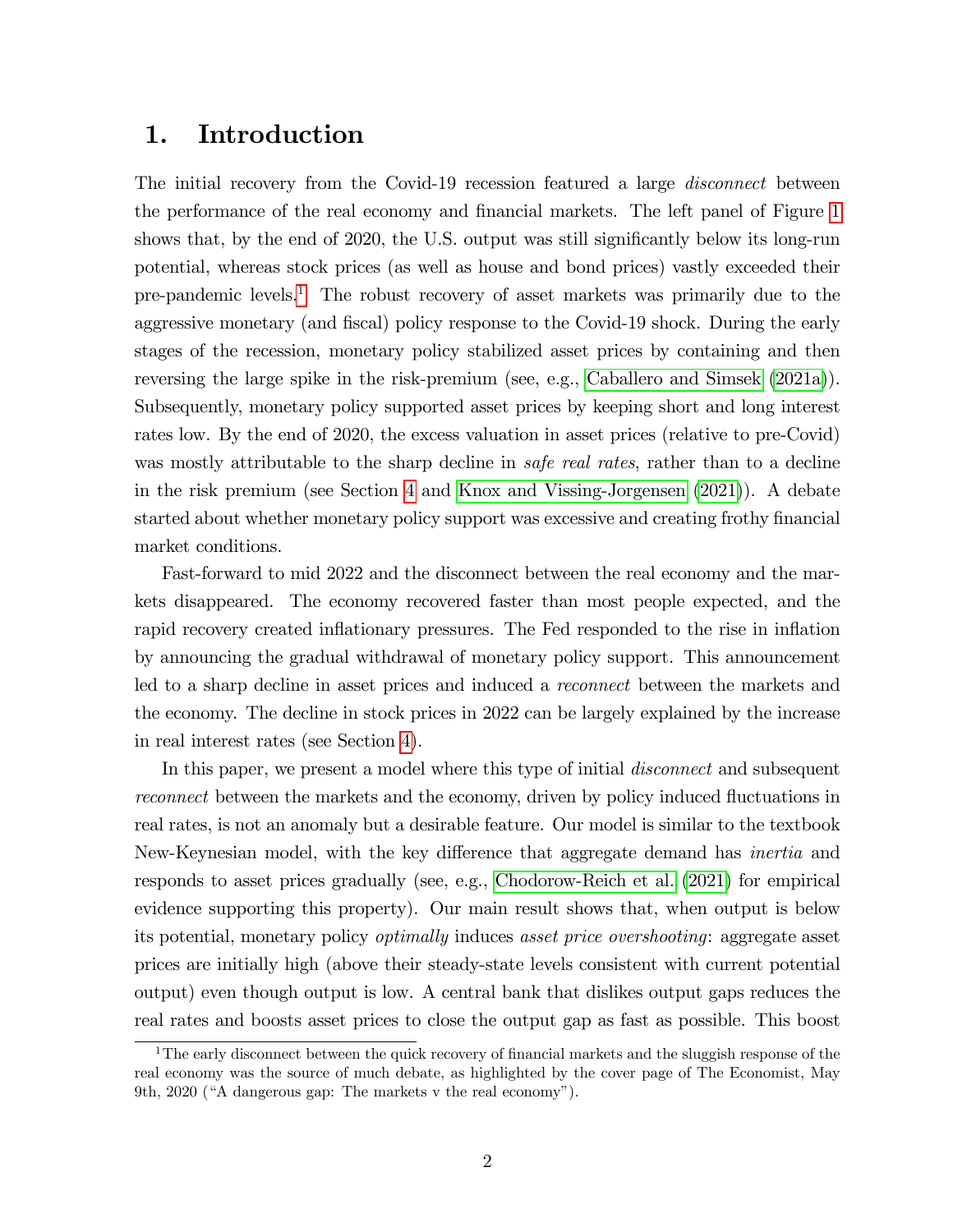# 1. Introduction

The initial recovery from the Covid-19 recession featured a large *disconnect* between the performance of the real economy and financial markets. The left panel of Figure 1 shows that, by the end of 2020, the U.S. output was still significantly below its long-run potential, whereas stock prices (as well as house and bond prices) vastly exceeded their pre-pandemic levels.[1] The robust recovery of asset markets was primarily due to the aggressive monetary (and fiscal) policy response to the Covid-19 shock. During the early stages of the recession, monetary policy stabilized asset prices by containing and then reversing the large spike in the risk-premium (see, e.g., Caballero and Simsek (2021a)). Subsequently, monetary policy supported asset prices by keeping short and long interest rates low. By the end of 2020, the excess valuation in asset prices (relative to pre-Covid) was mostly attributable to the sharp decline in *safe real rates*, rather than to a decline in the risk premium (see Section 4 and Knox and Vissing-Jorgensen (2021)). A debate started about whether monetary policy support was excessive and creating frothy financial market conditions.

Fast-forward to mid 2022 and the disconnect between the real economy and the markets disappeared. The economy recovered faster than most people expected, and the rapid recovery created inflationary pressures. The Fed responded to the rise in inflation by announcing the gradual withdrawal of monetary policy support. This announcement led to a sharp decline in asset prices and induced a *reconnect* between the markets and the economy. The decline in stock prices in 2022 can be largely explained by the increase in real interest rates (see Section 4).

In this paper, we present a model where this type of initial *disconnect* and subsequent *reconnect* between the markets and the economy, driven by policy induced fluctuations in real rates, is not an anomaly but a desirable feature. Our model is similar to the textbook New-Keynesian model, with the key difference that aggregate demand has *inertia* and responds to asset prices gradually (see, e.g., Chodorow-Reich et al. (2021) for empirical evidence supporting this property). Our main result shows that, when output is below its potential, monetary policy *optimally* induces *asset price overshooting*: aggregate asset prices are initially high (above their steady-state levels consistent with current potential output) even though output is low. A central bank that dislikes output gaps reduces the real rates and boosts asset prices to close the output gap as fast as possible. This boost

[1] The early disconnect between the quick recovery of financial markets and the sluggish response of the real economy was the source of much debate, as highlighted by the cover page of The Economist, May 9th, 2020 ("A dangerous gap: The markets v the real economy").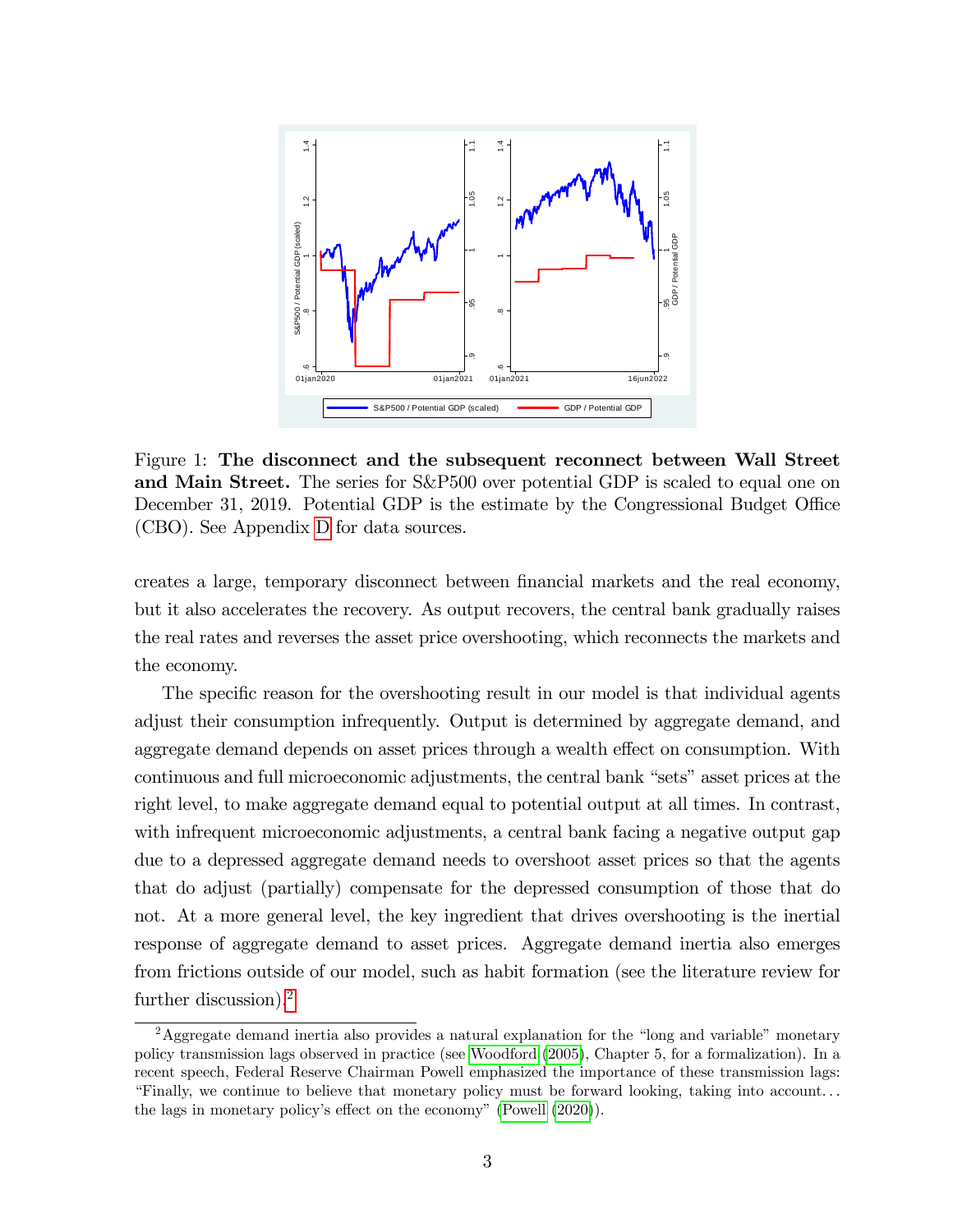Figure 1: **The disconnect and the subsequent reconnect between Wall Street and Main Street.** The series for S&P500 over potential GDP is scaled to equal one on December 31, 2019. Potential GDP is the estimate by the Congressional Budget Office (CBO). See Appendix D for data sources.

creates a large, temporary disconnect between financial markets and the real economy, but it also accelerates the recovery. As output recovers, the central bank gradually raises the real rates and reverses the asset price overshooting, which reconnects the markets and the economy.

The specific reason for the overshooting result in our model is that individual agents adjust their consumption infrequently. Output is determined by aggregate demand, and aggregate demand depends on asset prices through a wealth effect on consumption. With continuous and full microeconomic adjustments, the central bank "sets" asset prices at the right level, to make aggregate demand equal to potential output at all times. In contrast, with infrequent microeconomic adjustments, a central bank facing a negative output gap due to a depressed aggregate demand needs to overshoot asset prices so that the agents that do adjust (partially) compensate for the depressed consumption of those that do not. At a more general level, the key ingredient that drives overshooting is the inertial response of aggregate demand to asset prices. Aggregate demand inertia also emerges from frictions outside of our model, such as habit formation (see the literature review for further discussion).[2]

[2] Aggregate demand inertia also provides a natural explanation for the "long and variable" monetary policy transmission lags observed in practice (see Woodford (2005), Chapter 5, for a formalization). In a recent speech, Federal Reserve Chairman Powell emphasized the importance of these transmission lags: "Finally, we continue to believe that monetary policy must be forward looking, taking into account... the lags in monetary policy's effect on the economy" (Powell (2020)).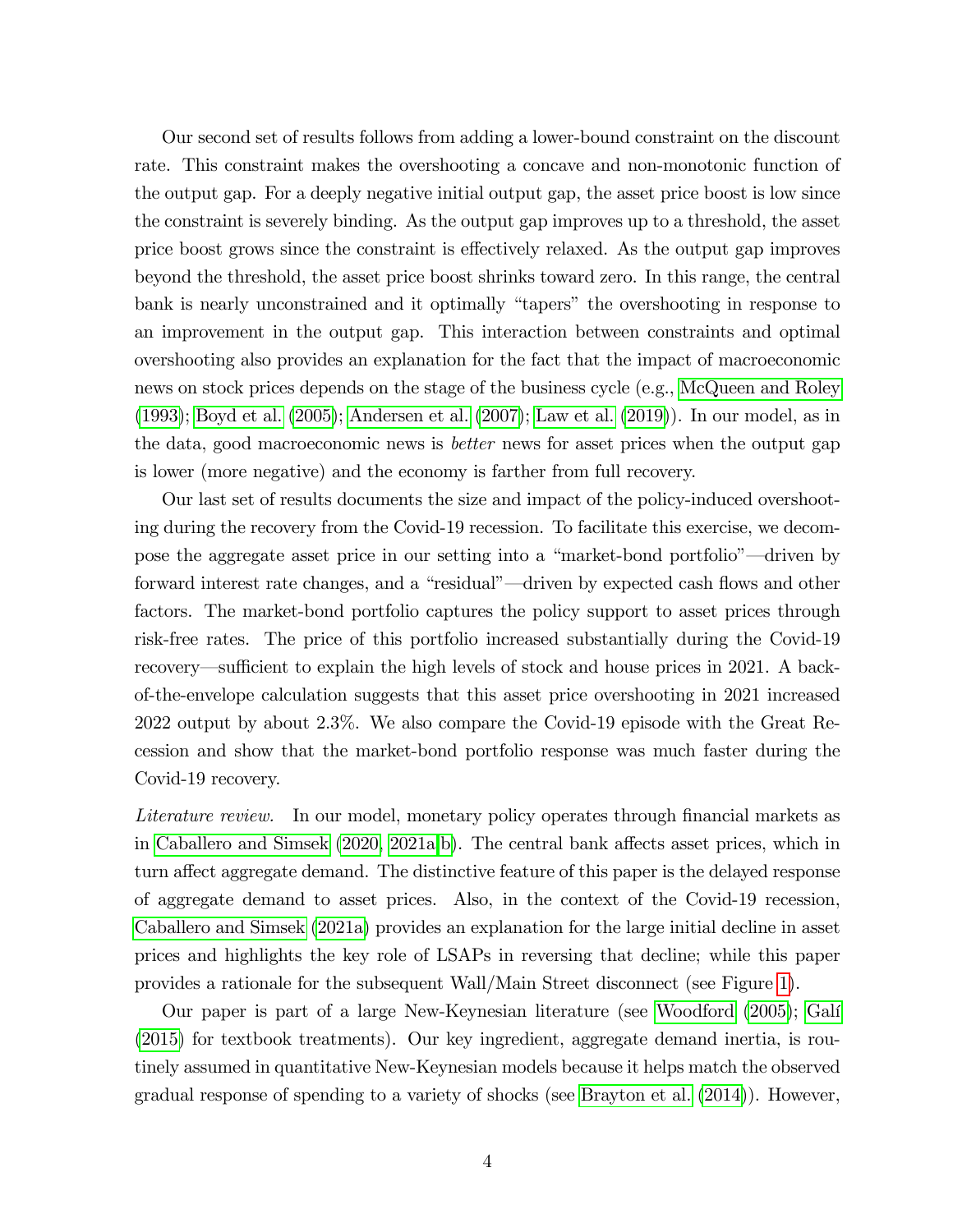Our second set of results follows from adding a lower-bound constraint on the discount rate. This constraint makes the overshooting a concave and non-monotonic function of the output gap. For a deeply negative initial output gap, the asset price boost is low since the constraint is severely binding. As the output gap improves up to a threshold, the asset price boost grows since the constraint is effectively relaxed. As the output gap improves beyond the threshold, the asset price boost shrinks toward zero. In this range, the central bank is nearly unconstrained and it optimally "tapers" the overshooting in response to an improvement in the output gap. This interaction between constraints and optimal overshooting also provides an explanation for the fact that the impact of macroeconomic news on stock prices depends on the stage of the business cycle (e.g., McQueen and Roley (1993); Boyd et al. (2005); Andersen et al. (2007); Law et al. (2019)). In our model, as in the data, good macroeconomic news is *better* news for asset prices when the output gap is lower (more negative) and the economy is farther from full recovery.

Our last set of results documents the size and impact of the policy-induced overshooting during the recovery from the Covid-19 recession. To facilitate this exercise, we decompose the aggregate asset price in our setting into a "market-bond portfolio"—driven by forward interest rate changes, and a "residual"—driven by expected cash flows and other factors. The market-bond portfolio captures the policy support to asset prices through risk-free rates. The price of this portfolio increased substantially during the Covid-19 recovery—sufficient to explain the high levels of stock and house prices in 2021. A back-of-the-envelope calculation suggests that this asset price overshooting in 2021 increased 2022 output by about 2.3%. We also compare the Covid-19 episode with the Great Recession and show that the market-bond portfolio response was much faster during the Covid-19 recovery.

*Literature review.* In our model, monetary policy operates through financial markets as in Caballero and Simsek (2020, 2021a,b). The central bank affects asset prices, which in turn affect aggregate demand. The distinctive feature of this paper is the delayed response of aggregate demand to asset prices. Also, in the context of the Covid-19 recession, Caballero and Simsek (2021a) provides an explanation for the large initial decline in asset prices and highlights the key role of LSAPs in reversing that decline; while this paper provides a rationale for the subsequent Wall/Main Street disconnect (see Figure 1).

Our paper is part of a large New-Keynesian literature (see Woodford (2005); Galí (2015) for textbook treatments). Our key ingredient, aggregate demand inertia, is routinely assumed in quantitative New-Keynesian models because it helps match the observed gradual response of spending to a variety of shocks (see Brayton et al. (2014)). However,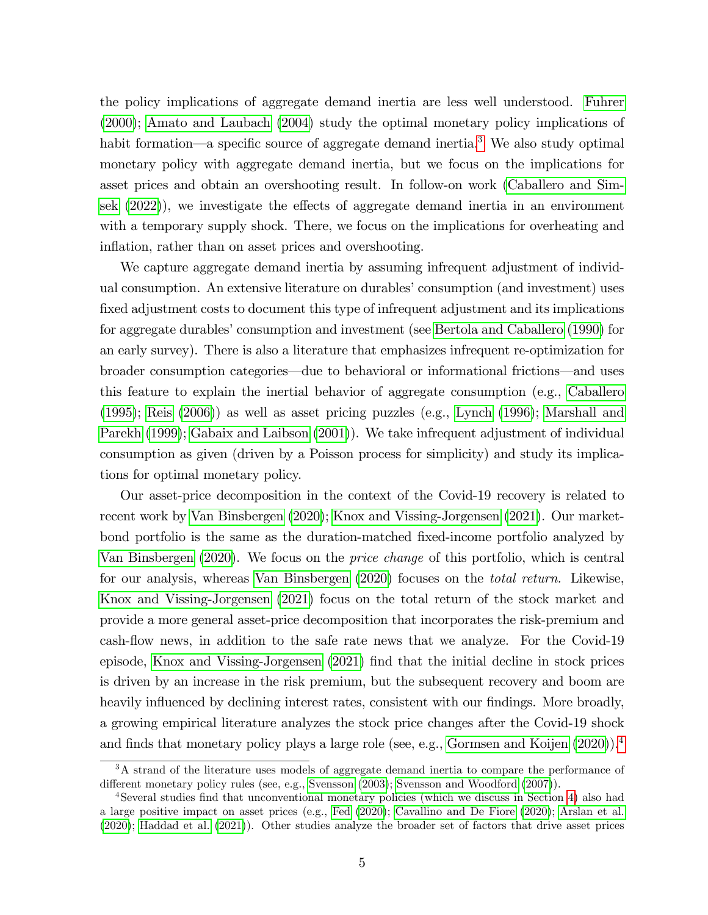the policy implications of aggregate demand inertia are less well understood. Fuhrer (2000); Amato and Laubach (2004) study the optimal monetary policy implications of habit formation—a specific source of aggregate demand inertia.[3] We also study optimal monetary policy with aggregate demand inertia, but we focus on the implications for asset prices and obtain an overshooting result. In follow-on work (Caballero and Simsek (2022)), we investigate the effects of aggregate demand inertia in an environment with a temporary supply shock. There, we focus on the implications for overheating and inflation, rather than on asset prices and overshooting.

We capture aggregate demand inertia by assuming infrequent adjustment of individual consumption. An extensive literature on durables' consumption (and investment) uses fixed adjustment costs to document this type of infrequent adjustment and its implications for aggregate durables' consumption and investment (see Bertola and Caballero (1990) for an early survey). There is also a literature that emphasizes infrequent re-optimization for broader consumption categories—due to behavioral or informational frictions—and uses this feature to explain the inertial behavior of aggregate consumption (e.g., Caballero (1995); Reis (2006)) as well as asset pricing puzzles (e.g., Lynch (1996); Marshall and Parekh (1999); Gabaix and Laibson (2001)). We take infrequent adjustment of individual consumption as given (driven by a Poisson process for simplicity) and study its implications for optimal monetary policy.

Our asset-price decomposition in the context of the Covid-19 recovery is related to recent work by Van Binsbergen (2020); Knox and Vissing-Jorgensen (2021). Our market-bond portfolio is the same as the duration-matched fixed-income portfolio analyzed by Van Binsbergen (2020). We focus on the *price change* of this portfolio, which is central for our analysis, whereas Van Binsbergen (2020) focuses on the *total return*. Likewise, Knox and Vissing-Jorgensen (2021) focus on the total return of the stock market and provide a more general asset-price decomposition that incorporates the risk-premium and cash-flow news, in addition to the safe rate news that we analyze. For the Covid-19 episode, Knox and Vissing-Jorgensen (2021) find that the initial decline in stock prices is driven by an increase in the risk premium, but the subsequent recovery and boom are heavily influenced by declining interest rates, consistent with our findings. More broadly, a growing empirical literature analyzes the stock price changes after the Covid-19 shock and finds that monetary policy plays a large role (see, e.g., Gormsen and Koijen (2020)).[4]

[3] A strand of the literature uses models of aggregate demand inertia to compare the performance of different monetary policy rules (see, e.g., Svensson (2003); Svensson and Woodford (2007)).

[4] Several studies find that unconventional monetary policies (which we discuss in Section 4) also had a large positive impact on asset prices (e.g., Fed (2020); Cavallino and De Fiore (2020); Arslan et al. (2020); Haddad et al. (2021)). Other studies analyze the broader set of factors that drive asset prices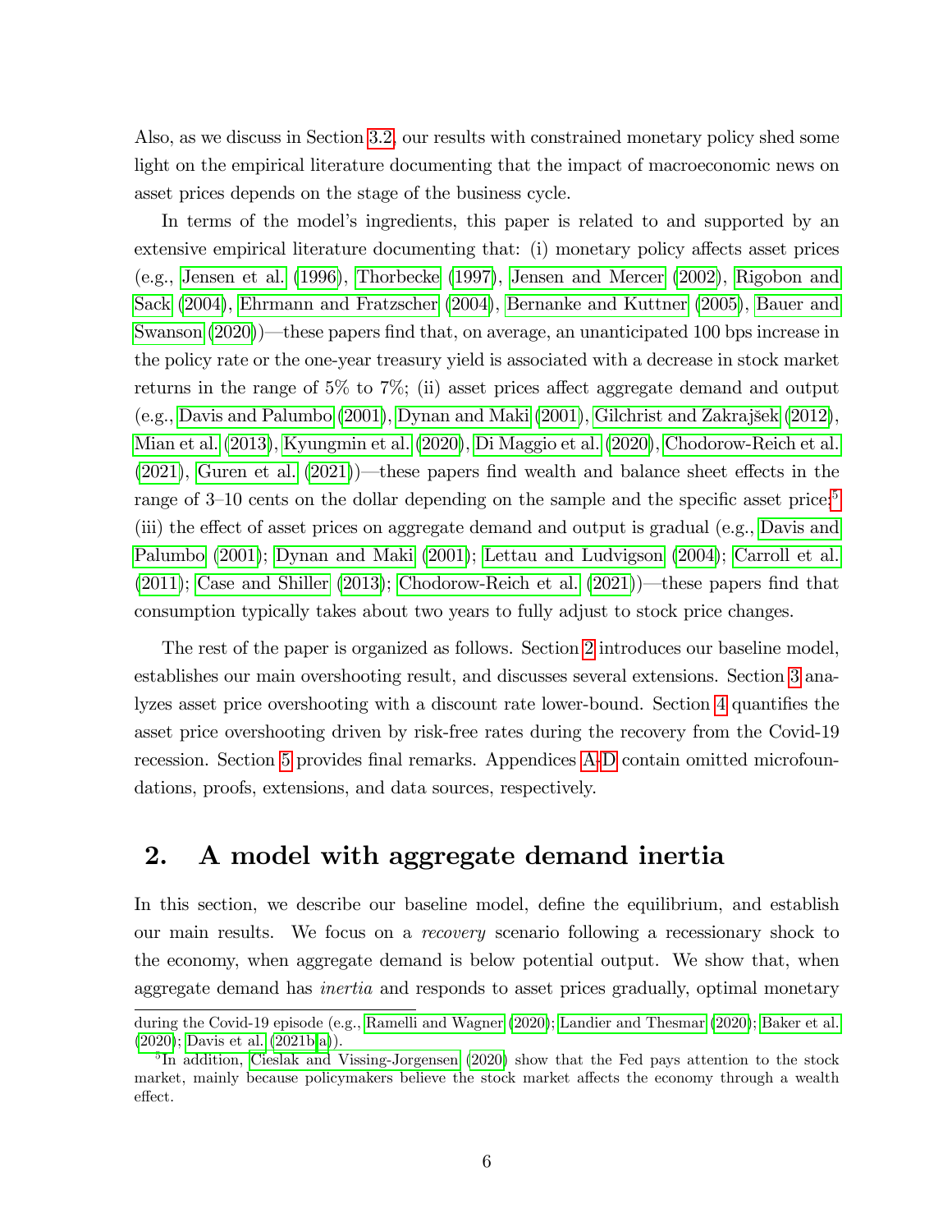Also, as we discuss in Section 3.2, our results with constrained monetary policy shed some light on the empirical literature documenting that the impact of macroeconomic news on asset prices depends on the stage of the business cycle.

In terms of the model's ingredients, this paper is related to and supported by an extensive empirical literature documenting that: (i) monetary policy affects asset prices (e.g., Jensen et al. (1996), Thorbecke (1997), Jensen and Mercer (2002), Rigobon and Sack (2004), Ehrmann and Fratzscher (2004), Bernanke and Kuttner (2005), Bauer and Swanson (2020))—these papers find that, on average, an unanticipated 100 bps increase in the policy rate or the one-year treasury yield is associated with a decrease in stock market returns in the range of 5% to 7%; (ii) asset prices affect aggregate demand and output (e.g., Davis and Palumbo (2001), Dynan and Maki (2001), Gilchrist and Zakrajšek (2012), Mian et al. (2013), Kyungmin et al. (2020), Di Maggio et al. (2020), Chodorow-Reich et al. (2021), Guren et al. (2021))—these papers find wealth and balance sheet effects in the range of 3–10 cents on the dollar depending on the sample and the specific asset price;[5] (iii) the effect of asset prices on aggregate demand and output is gradual (e.g., Davis and Palumbo (2001); Dynan and Maki (2001); Lettau and Ludvigson (2004); Carroll et al. (2011); Case and Shiller (2013); Chodorow-Reich et al. (2021))—these papers find that consumption typically takes about two years to fully adjust to stock price changes.

The rest of the paper is organized as follows. Section 2 introduces our baseline model, establishes our main overshooting result, and discusses several extensions. Section 3 analyzes asset price overshooting with a discount rate lower-bound. Section 4 quantifies the asset price overshooting driven by risk-free rates during the recovery from the Covid-19 recession. Section 5 provides final remarks. Appendices A-D contain omitted microfoundations, proofs, extensions, and data sources, respectively.

## 2. A model with aggregate demand inertia

In this section, we describe our baseline model, define the equilibrium, and establish our main results. We focus on a *recovery* scenario following a recessionary shock to the economy, when aggregate demand is below potential output. We show that, when aggregate demand has *inertia* and responds to asset prices gradually, optimal monetary

during the Covid-19 episode (e.g., Ramelli and Wagner (2020); Landier and Thesmar (2020); Baker et al. (2020); Davis et al. (2021b,a)).

[5] In addition, Cieslak and Vissing-Jorgensen (2020) show that the Fed pays attention to the stock market, mainly because policymakers believe the stock market affects the economy through a wealth effect.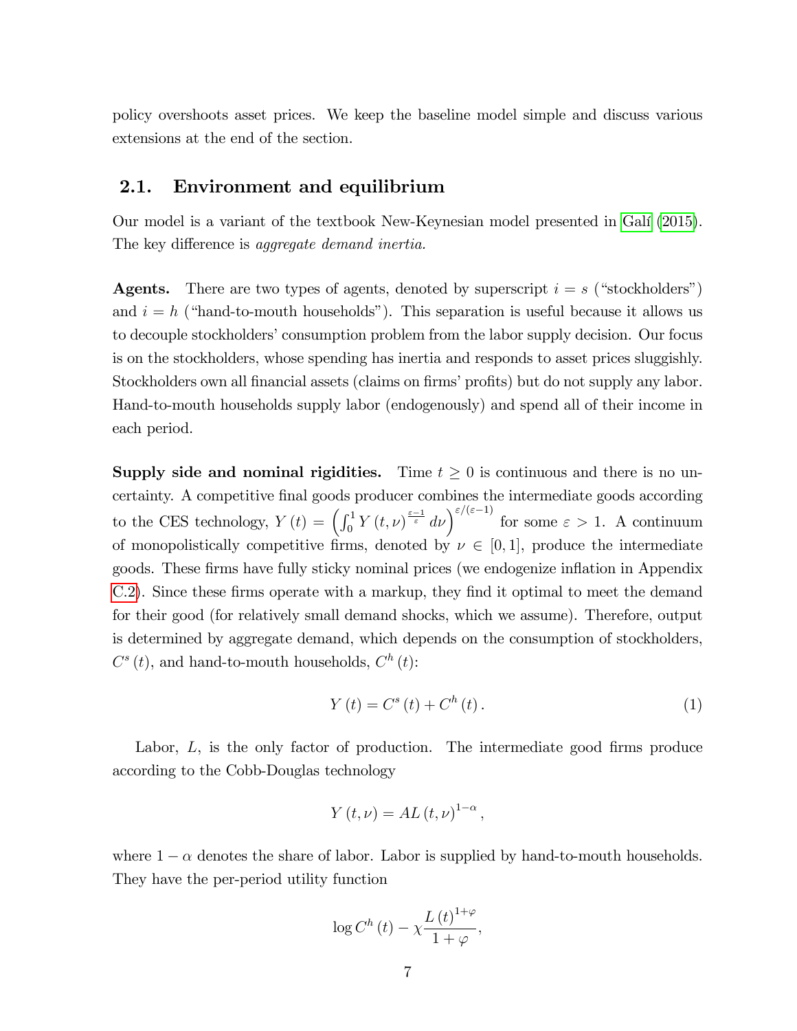policy overshoots asset prices. We keep the baseline model simple and discuss various extensions at the end of the section.

## 2.1. Environment and equilibrium

Our model is a variant of the textbook New-Keynesian model presented in Galí (2015). The key difference is *aggregate demand inertia.*

**Agents.** There are two types of agents, denoted by superscript $i = s$ ("stockholders") and $i = h$ ("hand-to-mouth households"). This separation is useful because it allows us to decouple stockholders' consumption problem from the labor supply decision. Our focus is on the stockholders, whose spending has inertia and responds to asset prices sluggishly. Stockholders own all financial assets (claims on firms' profits) but do not supply any labor. Hand-to-mouth households supply labor (endogenously) and spend all of their income in each period.

**Supply side and nominal rigidities.** Time $t \geq 0$ is continuous and there is no uncertainty. A competitive final goods producer combines the intermediate goods according to the CES technology, $Y(t) = \left(\int_0^1 Y(t,\nu)^{\frac{\varepsilon-1}{\varepsilon}} d\nu\right)^{\varepsilon/(\varepsilon-1)}$ for some $\varepsilon > 1$. A continuum of monopolistically competitive firms, denoted by $\nu \in [0,1]$, produce the intermediate goods. These firms have fully sticky nominal prices (we endogenize inflation in Appendix C.2). Since these firms operate with a markup, they find it optimal to meet the demand for their good (for relatively small demand shocks, which we assume). Therefore, output is determined by aggregate demand, which depends on the consumption of stockholders, $C^s(t)$, and hand-to-mouth households, $C^h(t)$:

$$Y(t) = C^s(t) + C^h(t). \tag{1}$$

Labor, $L$, is the only factor of production. The intermediate good firms produce according to the Cobb-Douglas technology

$$Y(t,\nu) = AL(t,\nu)^{1-\alpha},$$

where $1-\alpha$ denotes the share of labor. Labor is supplied by hand-to-mouth households. They have the per-period utility function

$$\log C^h(t) - \chi \frac{L(t)^{1+\varphi}}{1+\varphi},$$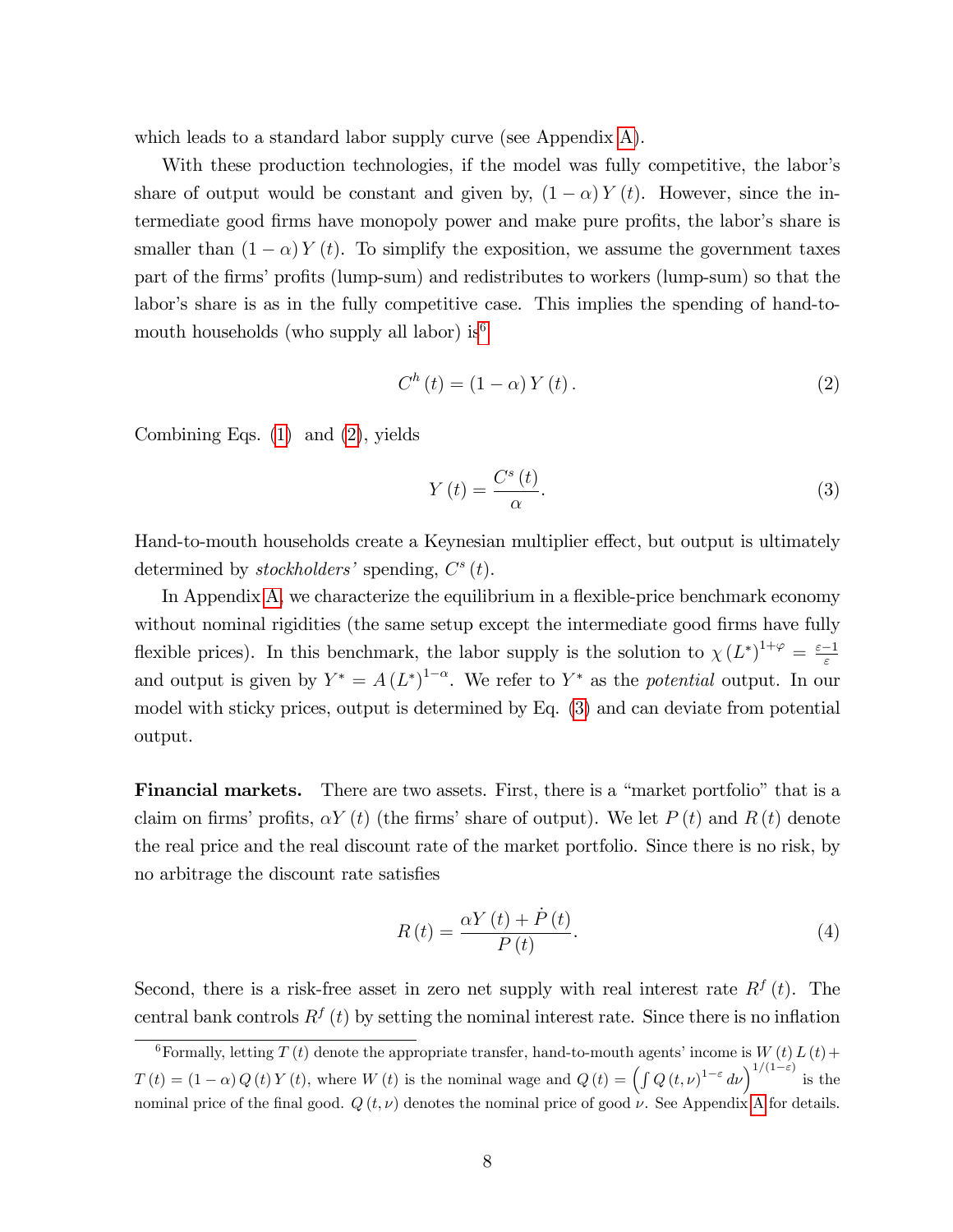which leads to a standard labor supply curve (see Appendix A).

With these production technologies, if the model was fully competitive, the labor's share of output would be constant and given by, $(1-\alpha) Y(t)$. However, since the intermediate good firms have monopoly power and make pure profits, the labor's share is smaller than $(1-\alpha) Y(t)$. To simplify the exposition, we assume the government taxes part of the firms' profits (lump-sum) and redistributes to workers (lump-sum) so that the labor's share is as in the fully competitive case. This implies the spending of hand-to-mouth households (who supply all labor) is[6]

$$C^h(t) = (1-\alpha) Y(t). \tag{2}$$

Combining Eqs. (1) and (2), yields

$$Y(t) = \frac{C^s(t)}{\alpha}. \tag{3}$$

Hand-to-mouth households create a Keynesian multiplier effect, but output is ultimately determined by *stockholders'* spending, $C^s(t)$.

In Appendix A, we characterize the equilibrium in a flexible-price benchmark economy without nominal rigidities (the same setup except the intermediate good firms have fully flexible prices). In this benchmark, the labor supply is the solution to $\chi (L^*)^{1+\varphi} = \frac{\varepsilon-1}{\varepsilon}$ and output is given by $Y^* = A (L^*)^{1-\alpha}$. We refer to $Y^*$ as the *potential* output. In our model with sticky prices, output is determined by Eq. (3) and can deviate from potential output.

**Financial markets.** There are two assets. First, there is a "market portfolio" that is a claim on firms' profits, $\alpha Y(t)$ (the firms' share of output). We let $P(t)$ and $R(t)$ denote the real price and the real discount rate of the market portfolio. Since there is no risk, by no arbitrage the discount rate satisfies

$$R(t) = \frac{\alpha Y(t) + \dot{P}(t)}{P(t)}. \tag{4}$$

Second, there is a risk-free asset in zero net supply with real interest rate $R^f(t)$. The central bank controls $R^f(t)$ by setting the nominal interest rate. Since there is no inflation

[6] Formally, letting $T(t)$ denote the appropriate transfer, hand-to-mouth agents' income is $W(t) L(t) + T(t) = (1-\alpha) Q(t) Y(t)$, where $W(t)$ is the nominal wage and $Q(t) = \left(\int Q(t,\nu)^{1-\varepsilon} d\nu\right)^{1/(1-\varepsilon)}$ is the nominal price of the final good. $Q(t,\nu)$ denotes the nominal price of good $\nu$. See Appendix A for details.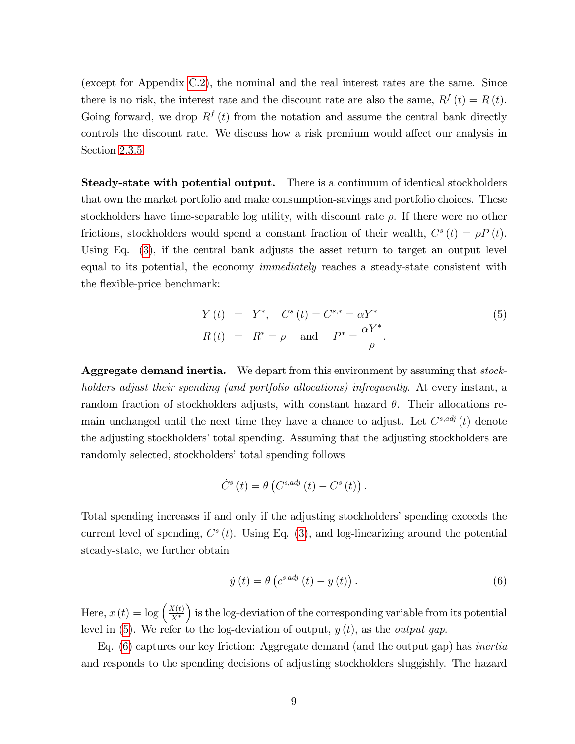(except for Appendix C.2), the nominal and the real interest rates are the same. Since there is no risk, the interest rate and the discount rate are also the same, $R^f(t) = R(t)$. Going forward, we drop $R^f(t)$ from the notation and assume the central bank directly controls the discount rate. We discuss how a risk premium would affect our analysis in Section 2.3.5.

**Steady-state with potential output.** There is a continuum of identical stockholders that own the market portfolio and make consumption-savings and portfolio choices. These stockholders have time-separable log utility, with discount rate $\rho$. If there were no other frictions, stockholders would spend a constant fraction of their wealth, $C^s(t) = \rho P(t)$. Using Eq. (3), if the central bank adjusts the asset return to target an output level equal to its potential, the economy *immediately* reaches a steady-state consistent with the flexible-price benchmark:

$$
\begin{aligned}
Y(t) &= Y^*, \quad C^s(t) = C^{s,*} = \alpha Y^* \\
R(t) &= R^* = \rho \quad \text{and} \quad P^* = \frac{\alpha Y^*}{\rho}.
\end{aligned}
\tag{5}
$$

**Aggregate demand inertia.** We depart from this environment by assuming that *stockholders adjust their spending (and portfolio allocations) infrequently*. At every instant, a random fraction of stockholders adjusts, with constant hazard $\theta$. Their allocations remain unchanged until the next time they have a chance to adjust. Let $C^{s,adj}(t)$ denote the adjusting stockholders' total spending. Assuming that the adjusting stockholders are randomly selected, stockholders' total spending follows

$$
\dot{C}^s(t) = \theta\left(C^{s,adj}(t) - C^s(t)\right).
$$

Total spending increases if and only if the adjusting stockholders' spending exceeds the current level of spending, $C^s(t)$. Using Eq. (3), and log-linearizing around the potential steady-state, we further obtain

$$
\dot{y}(t) = \theta\left(c^{s,adj}(t) - y(t)\right).
\tag{6}
$$

Here, $x(t) = \log\left(\frac{X(t)}{X^*}\right)$ is the log-deviation of the corresponding variable from its potential level in (5). We refer to the log-deviation of output, $y(t)$, as the *output gap*.

Eq. (6) captures our key friction: Aggregate demand (and the output gap) has *inertia* and responds to the spending decisions of adjusting stockholders sluggishly. The hazard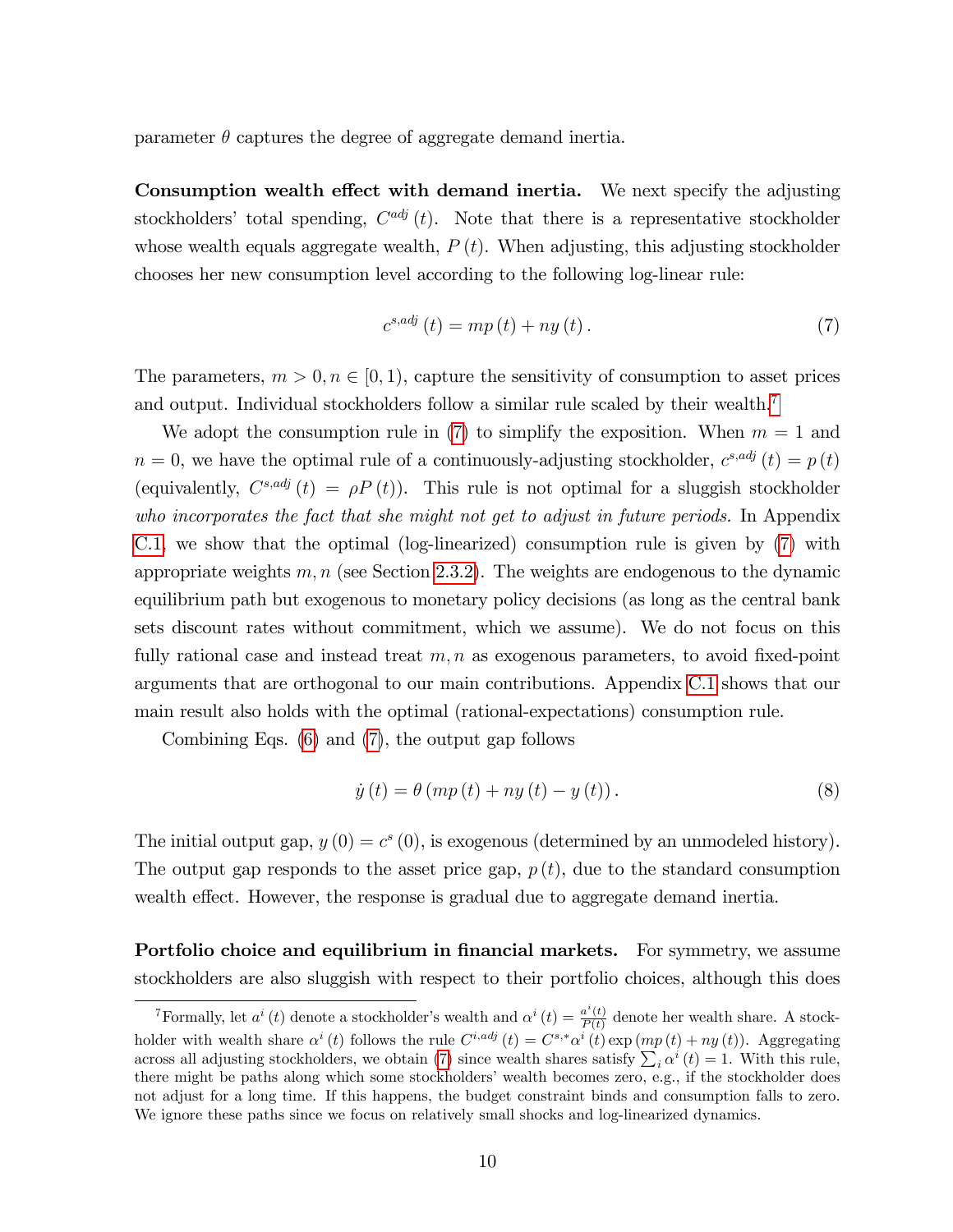parameter $\theta$ captures the degree of aggregate demand inertia.

**Consumption wealth effect with demand inertia.** We next specify the adjusting stockholders' total spending, $C^{adj}(t)$. Note that there is a representative stockholder whose wealth equals aggregate wealth, $P(t)$. When adjusting, this adjusting stockholder chooses her new consumption level according to the following log-linear rule:

$$c^{s,adj}(t) = mp(t) + ny(t). \tag{7}$$

The parameters, $m > 0, n \in [0, 1)$, capture the sensitivity of consumption to asset prices and output. Individual stockholders follow a similar rule scaled by their wealth.[7]

We adopt the consumption rule in (7) to simplify the exposition. When $m = 1$ and $n = 0$, we have the optimal rule of a continuously-adjusting stockholder, $c^{s,adj}(t) = p(t)$ (equivalently, $C^{s,adj}(t) = \rho P(t)$). This rule is not optimal for a sluggish stockholder *who incorporates the fact that she might not get to adjust in future periods.* In Appendix C.1, we show that the optimal (log-linearized) consumption rule is given by (7) with appropriate weights $m, n$ (see Section 2.3.2). The weights are endogenous to the dynamic equilibrium path but exogenous to monetary policy decisions (as long as the central bank sets discount rates without commitment, which we assume). We do not focus on this fully rational case and instead treat $m, n$ as exogenous parameters, to avoid fixed-point arguments that are orthogonal to our main contributions. Appendix C.1 shows that our main result also holds with the optimal (rational-expectations) consumption rule.

Combining Eqs. (6) and (7), the output gap follows

$$\dot{y}(t) = \theta\left(mp(t) + ny(t) - y(t)\right). \tag{8}$$

The initial output gap, $y(0) = c^s(0)$, is exogenous (determined by an unmodeled history). The output gap responds to the asset price gap, $p(t)$, due to the standard consumption wealth effect. However, the response is gradual due to aggregate demand inertia.

**Portfolio choice and equilibrium in financial markets.** For symmetry, we assume stockholders are also sluggish with respect to their portfolio choices, although this does

[7] Formally, let $a^i(t)$ denote a stockholder's wealth and $\alpha^i(t) = \frac{a^i(t)}{P(t)}$ denote her wealth share. A stockholder with wealth share $\alpha^i(t)$ follows the rule $C^{i,adj}(t) = C^{s,*}\alpha^i(t)\exp(mp(t) + ny(t))$. Aggregating across all adjusting stockholders, we obtain (7) since wealth shares satisfy $\sum_i \alpha^i(t) = 1$. With this rule, there might be paths along which some stockholders' wealth becomes zero, e.g., if the stockholder does not adjust for a long time. If this happens, the budget constraint binds and consumption falls to zero. We ignore these paths since we focus on relatively small shocks and log-linearized dynamics.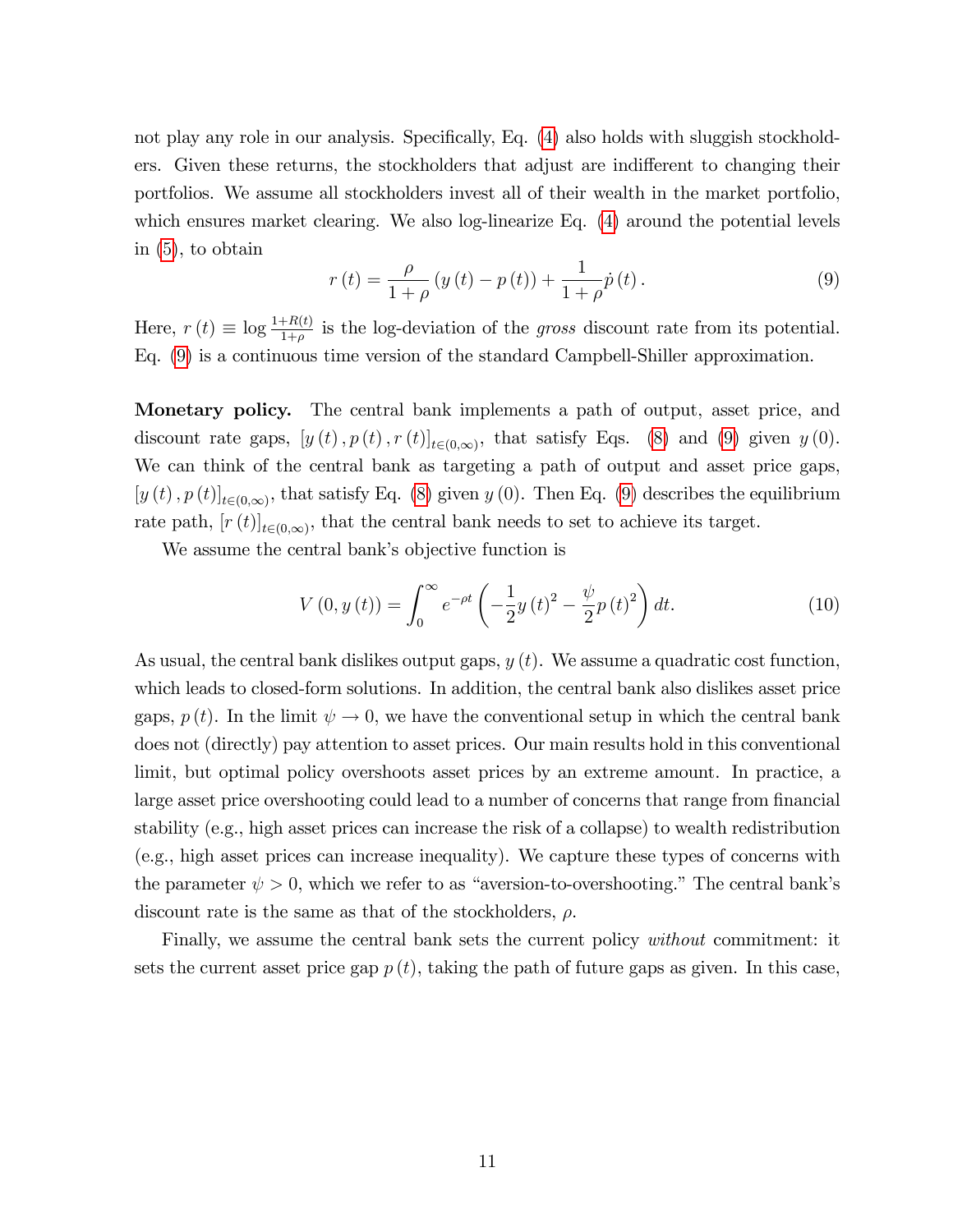not play any role in our analysis. Specifically, Eq. (4) also holds with sluggish stockholders. Given these returns, the stockholders that adjust are indifferent to changing their portfolios. We assume all stockholders invest all of their wealth in the market portfolio, which ensures market clearing. We also log-linearize Eq. (4) around the potential levels in (5), to obtain

$$r(t) = \frac{\rho}{1+\rho}\left(y(t) - p(t)\right) + \frac{1}{1+\rho}\dot{p}(t). \tag{9}$$

Here, $r(t) \equiv \log \frac{1+R(t)}{1+\rho}$ is the log-deviation of the *gross* discount rate from its potential. Eq. (9) is a continuous time version of the standard Campbell-Shiller approximation.

**Monetary policy.** The central bank implements a path of output, asset price, and discount rate gaps, $[y(t), p(t), r(t)]_{t\in(0,\infty)}$, that satisfy Eqs. (8) and (9) given $y(0)$. We can think of the central bank as targeting a path of output and asset price gaps, $[y(t), p(t)]_{t\in(0,\infty)}$, that satisfy Eq. (8) given $y(0)$. Then Eq. (9) describes the equilibrium rate path, $[r(t)]_{t\in(0,\infty)}$, that the central bank needs to set to achieve its target.

We assume the central bank's objective function is

$$V(0, y(t)) = \int_0^\infty e^{-\rho t}\left(-\frac{1}{2}y(t)^2 - \frac{\psi}{2}p(t)^2\right)dt. \tag{10}$$

As usual, the central bank dislikes output gaps, $y(t)$. We assume a quadratic cost function, which leads to closed-form solutions. In addition, the central bank also dislikes asset price gaps, $p(t)$. In the limit $\psi \to 0$, we have the conventional setup in which the central bank does not (directly) pay attention to asset prices. Our main results hold in this conventional limit, but optimal policy overshoots asset prices by an extreme amount. In practice, a large asset price overshooting could lead to a number of concerns that range from financial stability (e.g., high asset prices can increase the risk of a collapse) to wealth redistribution (e.g., high asset prices can increase inequality). We capture these types of concerns with the parameter $\psi > 0$, which we refer to as "aversion-to-overshooting." The central bank's discount rate is the same as that of the stockholders, $\rho$.

Finally, we assume the central bank sets the current policy *without* commitment: it sets the current asset price gap $p(t)$, taking the path of future gaps as given. In this case,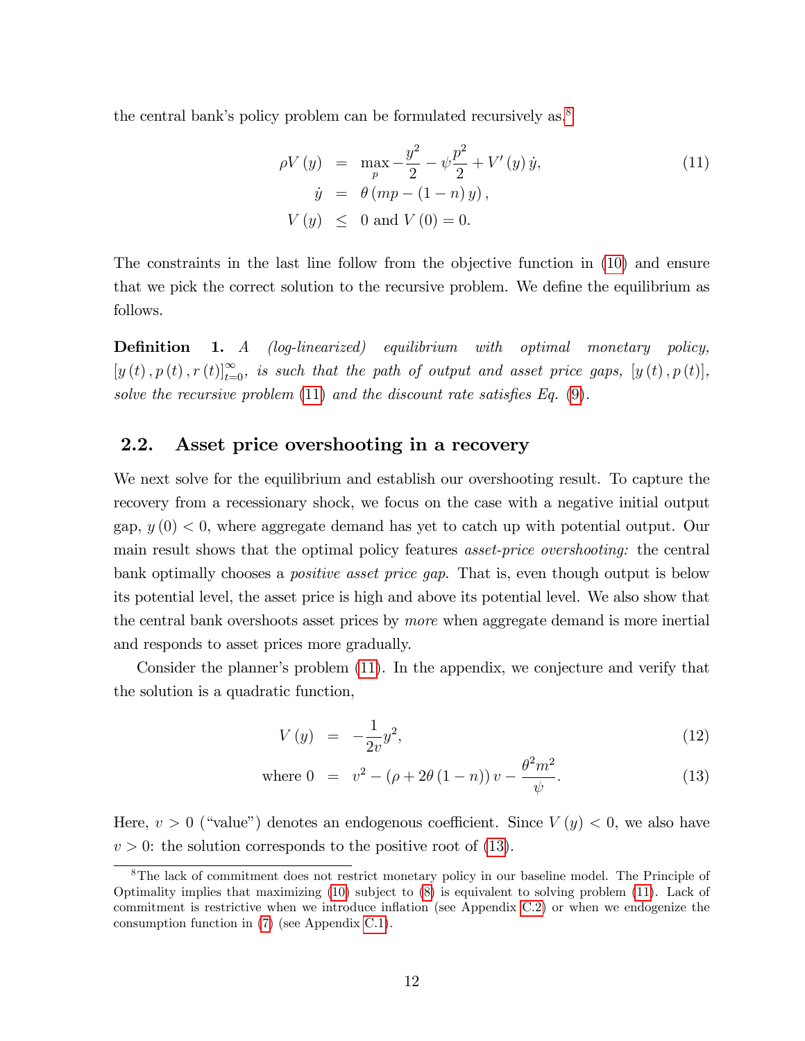the central bank's policy problem can be formulated recursively as,[8]

$$
\begin{aligned}
\rho V(y) &= \max_{p} -\frac{y^2}{2} - \psi \frac{p^2}{2} + V'(y)\dot{y}, \\
\dot{y} &= \theta\left(mp - (1-n)y\right), \\
V(y) &\leq 0 \text{ and } V(0) = 0.
\end{aligned} \tag{11}
$$

The constraints in the last line follow from the objective function in (10) and ensure that we pick the correct solution to the recursive problem. We define the equilibrium as follows.

**Definition 1.** *A (log-linearized) equilibrium with optimal monetary policy,* $[y(t), p(t), r(t)]_{t=0}^{\infty}$*, is such that the path of output and asset price gaps,* $[y(t), p(t)]$*, solve the recursive problem (11) and the discount rate satisfies Eq. (9).*

## 2.2. Asset price overshooting in a recovery

We next solve for the equilibrium and establish our overshooting result. To capture the recovery from a recessionary shock, we focus on the case with a negative initial output gap, $y(0) < 0$, where aggregate demand has yet to catch up with potential output. Our main result shows that the optimal policy features *asset-price overshooting:* the central bank optimally chooses a *positive asset price gap*. That is, even though output is below its potential level, the asset price is high and above its potential level. We also show that the central bank overshoots asset prices by *more* when aggregate demand is more inertial and responds to asset prices more gradually.

Consider the planner's problem (11). In the appendix, we conjecture and verify that the solution is a quadratic function,

$$
V(y) = -\frac{1}{2v}y^2, \tag{12}
$$

$$
\text{where } 0 = v^2 - \left(\rho + 2\theta(1-n)\right)v - \frac{\theta^2 m^2}{\psi}. \tag{13}
$$

Here, $v > 0$ ("value") denotes an endogenous coefficient. Since $V(y) < 0$, we also have $v > 0$: the solution corresponds to the positive root of (13).

[8] The lack of commitment does not restrict monetary policy in our baseline model. The Principle of Optimality implies that maximizing (10) subject to (8) is equivalent to solving problem (11). Lack of commitment is restrictive when we introduce inflation (see Appendix C.2) or when we endogenize the consumption function in (7) (see Appendix C.1).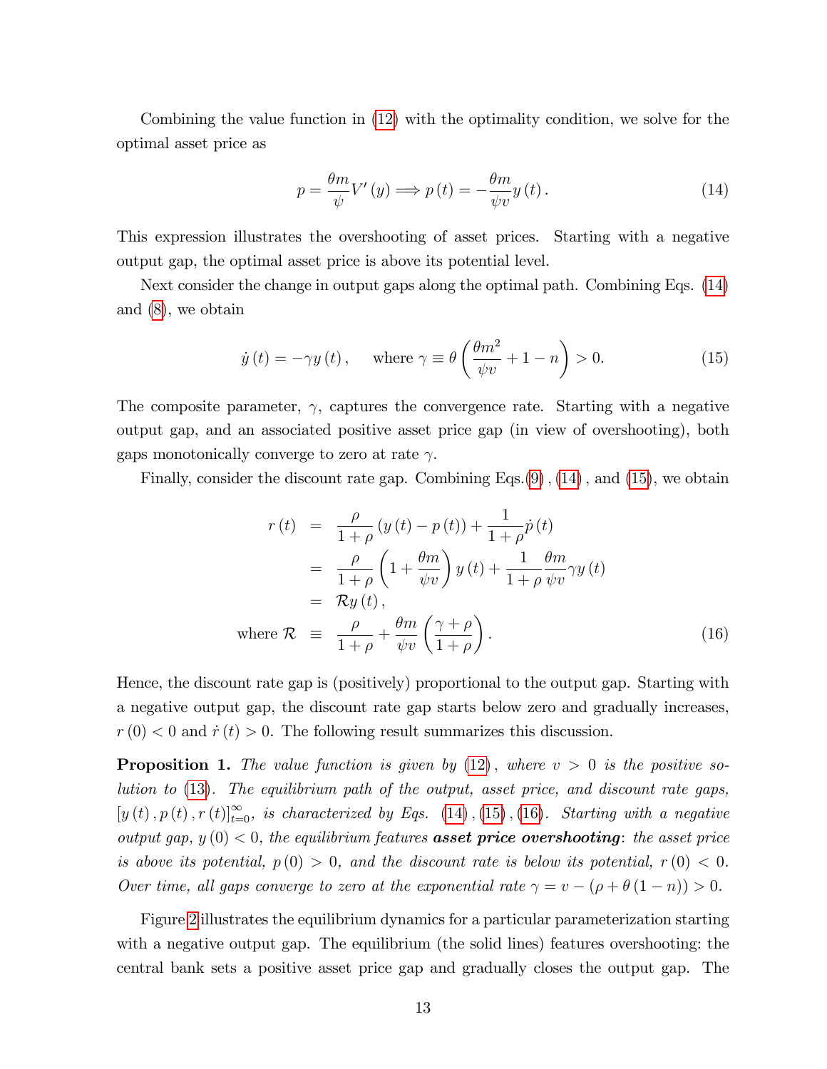Combining the value function in (12) with the optimality condition, we solve for the optimal asset price as

$$p = \frac{\theta m}{\psi} V'(y) \Longrightarrow p(t) = -\frac{\theta m}{\psi v} y(t). \tag{14}$$

This expression illustrates the overshooting of asset prices. Starting with a negative output gap, the optimal asset price is above its potential level.

Next consider the change in output gaps along the optimal path. Combining Eqs. (14) and (8), we obtain

$$\dot{y}(t) = -\gamma y(t), \quad \text{where } \gamma \equiv \theta\left(\frac{\theta m^2}{\psi v} + 1 - n\right) > 0. \tag{15}$$

The composite parameter, $\gamma$, captures the convergence rate. Starting with a negative output gap, and an associated positive asset price gap (in view of overshooting), both gaps monotonically converge to zero at rate $\gamma$.

Finally, consider the discount rate gap. Combining Eqs.(9), (14), and (15), we obtain

$$\begin{aligned}
r(t) &= \frac{\rho}{1+\rho}(y(t) - p(t)) + \frac{1}{1+\rho}\dot{p}(t) \\
&= \frac{\rho}{1+\rho}\left(1 + \frac{\theta m}{\psi v}\right) y(t) + \frac{1}{1+\rho}\frac{\theta m}{\psi v}\gamma y(t) \\
&= \mathcal{R} y(t), \\
\text{where } \mathcal{R} &\equiv \frac{\rho}{1+\rho} + \frac{\theta m}{\psi v}\left(\frac{\gamma + \rho}{1+\rho}\right).
\end{aligned} \tag{16}$$

Hence, the discount rate gap is (positively) proportional to the output gap. Starting with a negative output gap, the discount rate gap starts below zero and gradually increases, $r(0) < 0$ and $\dot{r}(t) > 0$. The following result summarizes this discussion.

**Proposition 1.** *The value function is given by (12), where $v > 0$ is the positive solution to (13). The equilibrium path of the output, asset price, and discount rate gaps, $[y(t), p(t), r(t)]_{t=0}^{\infty}$, is characterized by Eqs. (14), (15), (16). Starting with a negative output gap, $y(0) < 0$, the equilibrium features* ***asset price overshooting****: the asset price is above its potential, $p(0) > 0$, and the discount rate is below its potential, $r(0) < 0$. Over time, all gaps converge to zero at the exponential rate $\gamma = v - (\rho + \theta(1-n)) > 0$.*

Figure 2 illustrates the equilibrium dynamics for a particular parameterization starting with a negative output gap. The equilibrium (the solid lines) features overshooting: the central bank sets a positive asset price gap and gradually closes the output gap. The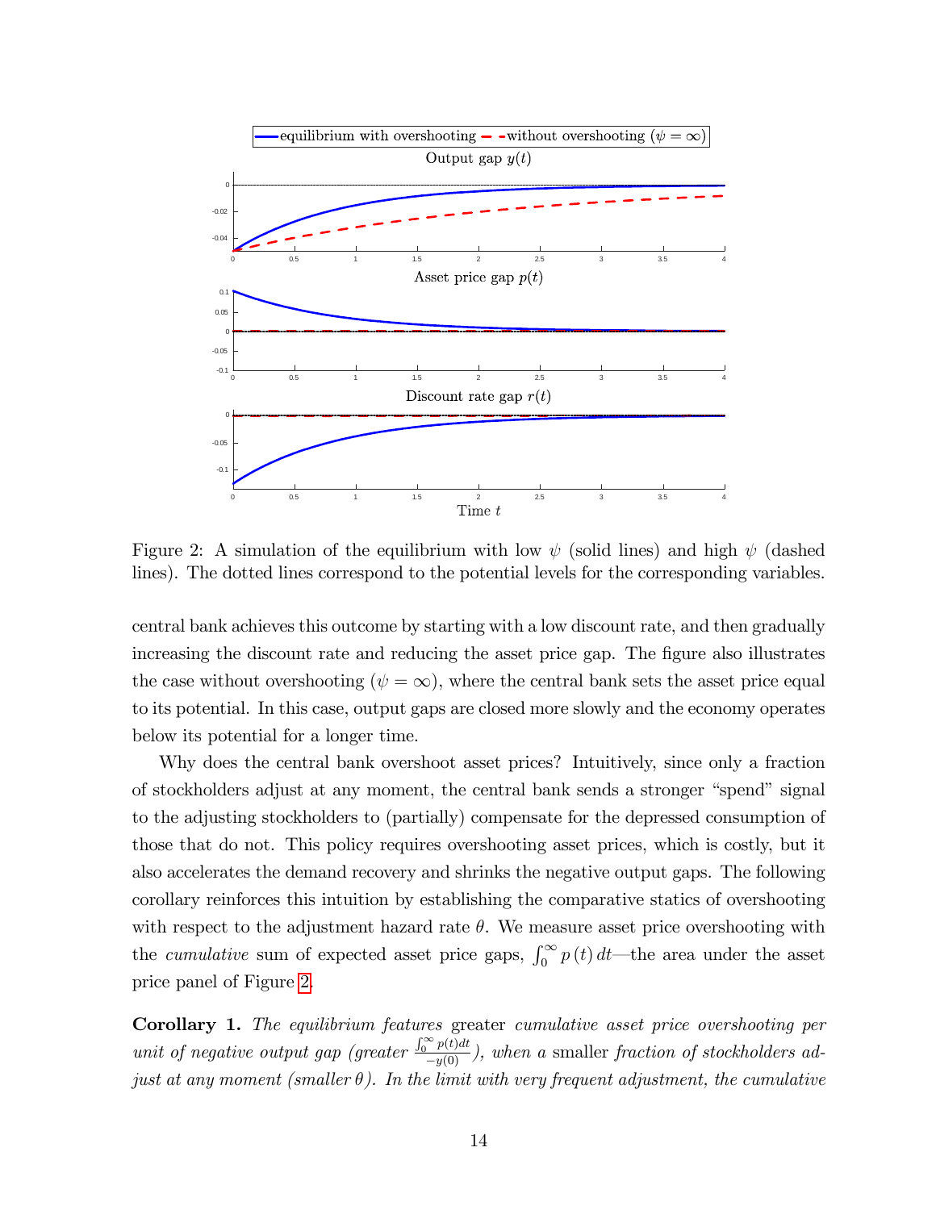Figure 2: A simulation of the equilibrium with low $\psi$ (solid lines) and high $\psi$ (dashed lines). The dotted lines correspond to the potential levels for the corresponding variables.

central bank achieves this outcome by starting with a low discount rate, and then gradually increasing the discount rate and reducing the asset price gap. The figure also illustrates the case without overshooting ($\psi = \infty$), where the central bank sets the asset price equal to its potential. In this case, output gaps are closed more slowly and the economy operates below its potential for a longer time.

Why does the central bank overshoot asset prices? Intuitively, since only a fraction of stockholders adjust at any moment, the central bank sends a stronger "spend" signal to the adjusting stockholders to (partially) compensate for the depressed consumption of those that do not. This policy requires overshooting asset prices, which is costly, but it also accelerates the demand recovery and shrinks the negative output gaps. The following corollary reinforces this intuition by establishing the comparative statics of overshooting with respect to the adjustment hazard rate $\theta$. We measure asset price overshooting with the *cumulative* sum of expected asset price gaps, $\int_0^\infty p(t)\,dt$—the area under the asset price panel of Figure 2.

**Corollary 1.** *The equilibrium features* greater *cumulative asset price overshooting per unit of negative output gap (greater $\frac{\int_0^\infty p(t)dt}{-y(0)}$), when a* smaller *fraction of stockholders adjust at any moment (smaller $\theta$). In the limit with very frequent adjustment, the cumulative*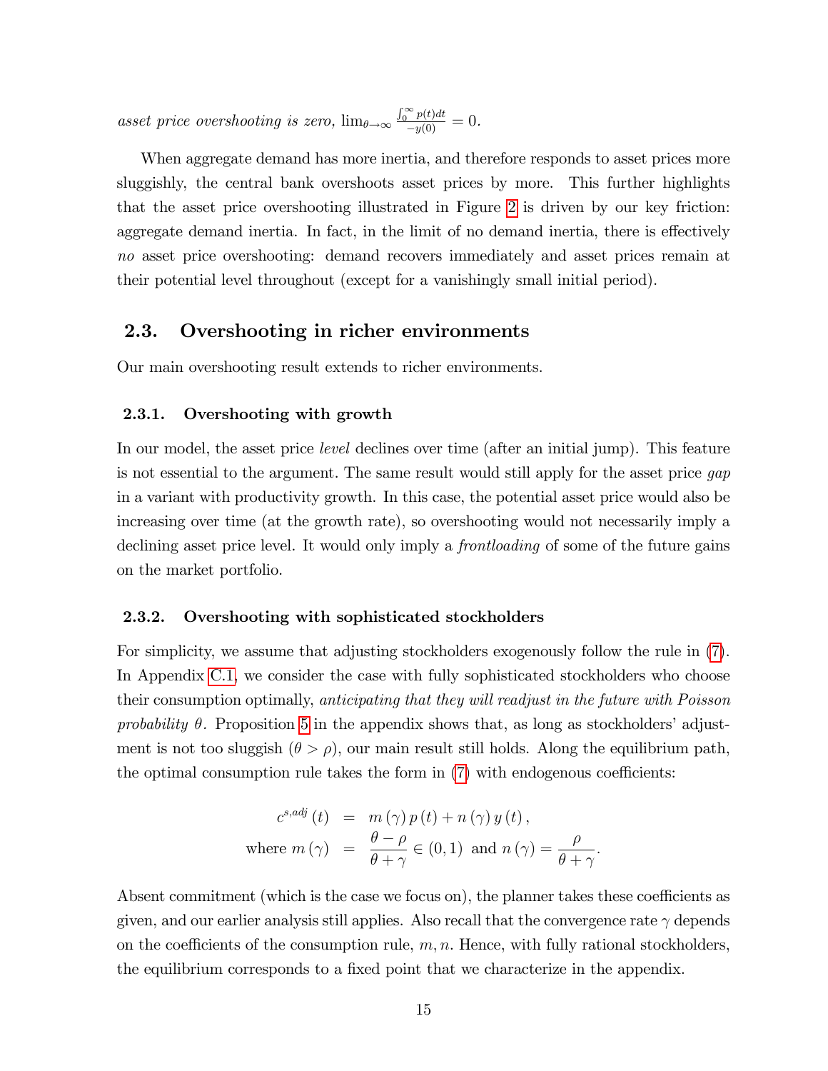*asset price overshooting is zero,* $\lim_{\theta\to\infty} \frac{\int_0^\infty p(t)dt}{-y(0)} = 0$.

When aggregate demand has more inertia, and therefore responds to asset prices more sluggishly, the central bank overshoots asset prices by more. This further highlights that the asset price overshooting illustrated in Figure 2 is driven by our key friction: aggregate demand inertia. In fact, in the limit of no demand inertia, there is effectively *no* asset price overshooting: demand recovers immediately and asset prices remain at their potential level throughout (except for a vanishingly small initial period).

## 2.3. Overshooting in richer environments

Our main overshooting result extends to richer environments.

### 2.3.1. Overshooting with growth

In our model, the asset price *level* declines over time (after an initial jump). This feature is not essential to the argument. The same result would still apply for the asset price *gap* in a variant with productivity growth. In this case, the potential asset price would also be increasing over time (at the growth rate), so overshooting would not necessarily imply a declining asset price level. It would only imply a *frontloading* of some of the future gains on the market portfolio.

### 2.3.2. Overshooting with sophisticated stockholders

For simplicity, we assume that adjusting stockholders exogenously follow the rule in (7). In Appendix C.1, we consider the case with fully sophisticated stockholders who choose their consumption optimally, *anticipating that they will readjust in the future with Poisson probability* $\theta$. Proposition 5 in the appendix shows that, as long as stockholders' adjustment is not too sluggish ($\theta > \rho$), our main result still holds. Along the equilibrium path, the optimal consumption rule takes the form in (7) with endogenous coefficients:

$$
\begin{aligned}
c^{s,adj}(t) &= m(\gamma)\, p(t) + n(\gamma)\, y(t), \\
\text{where } m(\gamma) &= \frac{\theta-\rho}{\theta+\gamma} \in (0,1) \text{ and } n(\gamma) = \frac{\rho}{\theta+\gamma}.
\end{aligned}
$$

Absent commitment (which is the case we focus on), the planner takes these coefficients as given, and our earlier analysis still applies. Also recall that the convergence rate $\gamma$ depends on the coefficients of the consumption rule, $m, n$. Hence, with fully rational stockholders, the equilibrium corresponds to a fixed point that we characterize in the appendix.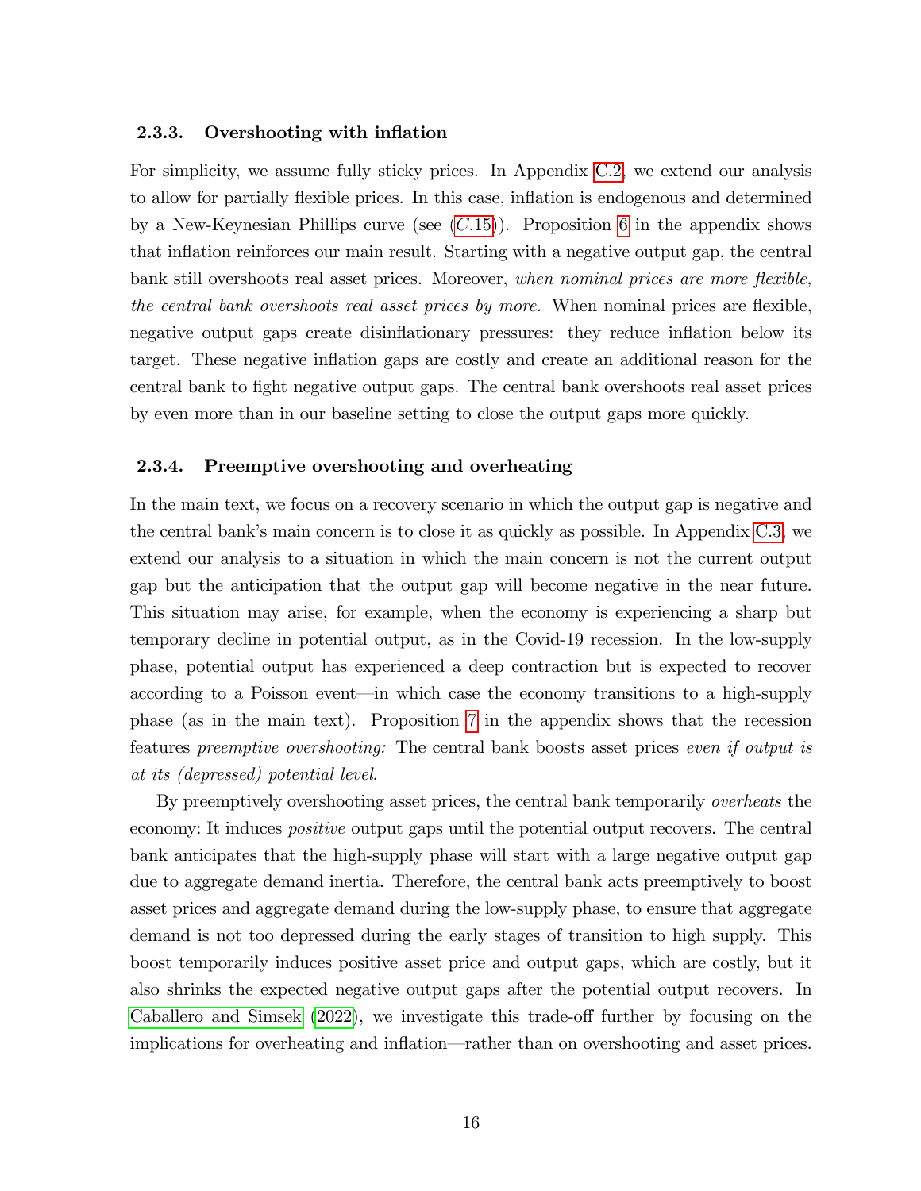#### 2.3.3. Overshooting with inflation

For simplicity, we assume fully sticky prices. In Appendix C.2, we extend our analysis to allow for partially flexible prices. In this case, inflation is endogenous and determined by a New-Keynesian Phillips curve (see ($C.15$)). Proposition 6 in the appendix shows that inflation reinforces our main result. Starting with a negative output gap, the central bank still overshoots real asset prices. Moreover, *when nominal prices are more flexible, the central bank overshoots real asset prices by more.* When nominal prices are flexible, negative output gaps create disinflationary pressures: they reduce inflation below its target. These negative inflation gaps are costly and create an additional reason for the central bank to fight negative output gaps. The central bank overshoots real asset prices by even more than in our baseline setting to close the output gaps more quickly.

#### 2.3.4. Preemptive overshooting and overheating

In the main text, we focus on a recovery scenario in which the output gap is negative and the central bank's main concern is to close it as quickly as possible. In Appendix C.3, we extend our analysis to a situation in which the main concern is not the current output gap but the anticipation that the output gap will become negative in the near future. This situation may arise, for example, when the economy is experiencing a sharp but temporary decline in potential output, as in the Covid-19 recession. In the low-supply phase, potential output has experienced a deep contraction but is expected to recover according to a Poisson event—in which case the economy transitions to a high-supply phase (as in the main text). Proposition 7 in the appendix shows that the recession features *preemptive overshooting:* The central bank boosts asset prices *even if output is at its (depressed) potential level*.

By preemptively overshooting asset prices, the central bank temporarily *overheats* the economy: It induces *positive* output gaps until the potential output recovers. The central bank anticipates that the high-supply phase will start with a large negative output gap due to aggregate demand inertia. Therefore, the central bank acts preemptively to boost asset prices and aggregate demand during the low-supply phase, to ensure that aggregate demand is not too depressed during the early stages of transition to high supply. This boost temporarily induces positive asset price and output gaps, which are costly, but it also shrinks the expected negative output gaps after the potential output recovers. In Caballero and Simsek (2022), we investigate this trade-off further by focusing on the implications for overheating and inflation—rather than on overshooting and asset prices.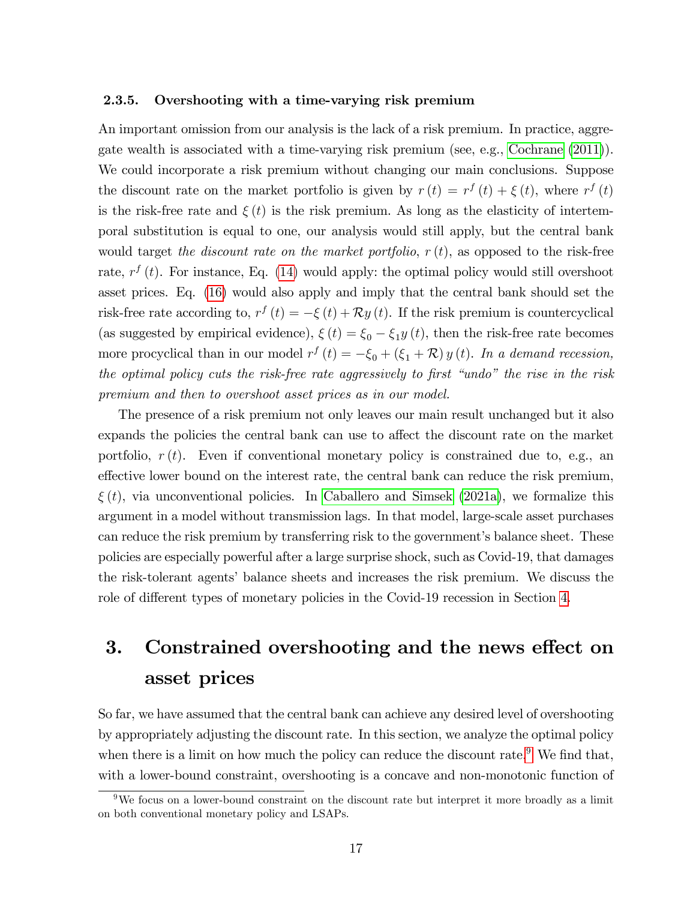### 2.3.5. Overshooting with a time-varying risk premium

An important omission from our analysis is the lack of a risk premium. In practice, aggregate wealth is associated with a time-varying risk premium (see, e.g., Cochrane (2011)). We could incorporate a risk premium without changing our main conclusions. Suppose the discount rate on the market portfolio is given by $r(t) = r^f(t) + \xi(t)$, where $r^f(t)$ is the risk-free rate and $\xi(t)$ is the risk premium. As long as the elasticity of intertemporal substitution is equal to one, our analysis would still apply, but the central bank would target *the discount rate on the market portfolio*, $r(t)$, as opposed to the risk-free rate, $r^f(t)$. For instance, Eq. (14) would apply: the optimal policy would still overshoot asset prices. Eq. (16) would also apply and imply that the central bank should set the risk-free rate according to, $r^f(t) = -\xi(t) + \mathcal{R}y(t)$. If the risk premium is countercyclical (as suggested by empirical evidence), $\xi(t) = \xi_0 - \xi_1 y(t)$, then the risk-free rate becomes more procyclical than in our model $r^f(t) = -\xi_0 + (\xi_1 + \mathcal{R})\, y(t)$. *In a demand recession, the optimal policy cuts the risk-free rate aggressively to first "undo" the rise in the risk premium and then to overshoot asset prices as in our model.*

The presence of a risk premium not only leaves our main result unchanged but it also expands the policies the central bank can use to affect the discount rate on the market portfolio, $r(t)$. Even if conventional monetary policy is constrained due to, e.g., an effective lower bound on the interest rate, the central bank can reduce the risk premium, $\xi(t)$, via unconventional policies. In Caballero and Simsek (2021a), we formalize this argument in a model without transmission lags. In that model, large-scale asset purchases can reduce the risk premium by transferring risk to the government's balance sheet. These policies are especially powerful after a large surprise shock, such as Covid-19, that damages the risk-tolerant agents' balance sheets and increases the risk premium. We discuss the role of different types of monetary policies in the Covid-19 recession in Section 4.

# 3. Constrained overshooting and the news effect on asset prices

So far, we have assumed that the central bank can achieve any desired level of overshooting by appropriately adjusting the discount rate. In this section, we analyze the optimal policy when there is a limit on how much the policy can reduce the discount rate.[9] We find that, with a lower-bound constraint, overshooting is a concave and non-monotonic function of

[9] We focus on a lower-bound constraint on the discount rate but interpret it more broadly as a limit on both conventional monetary policy and LSAPs.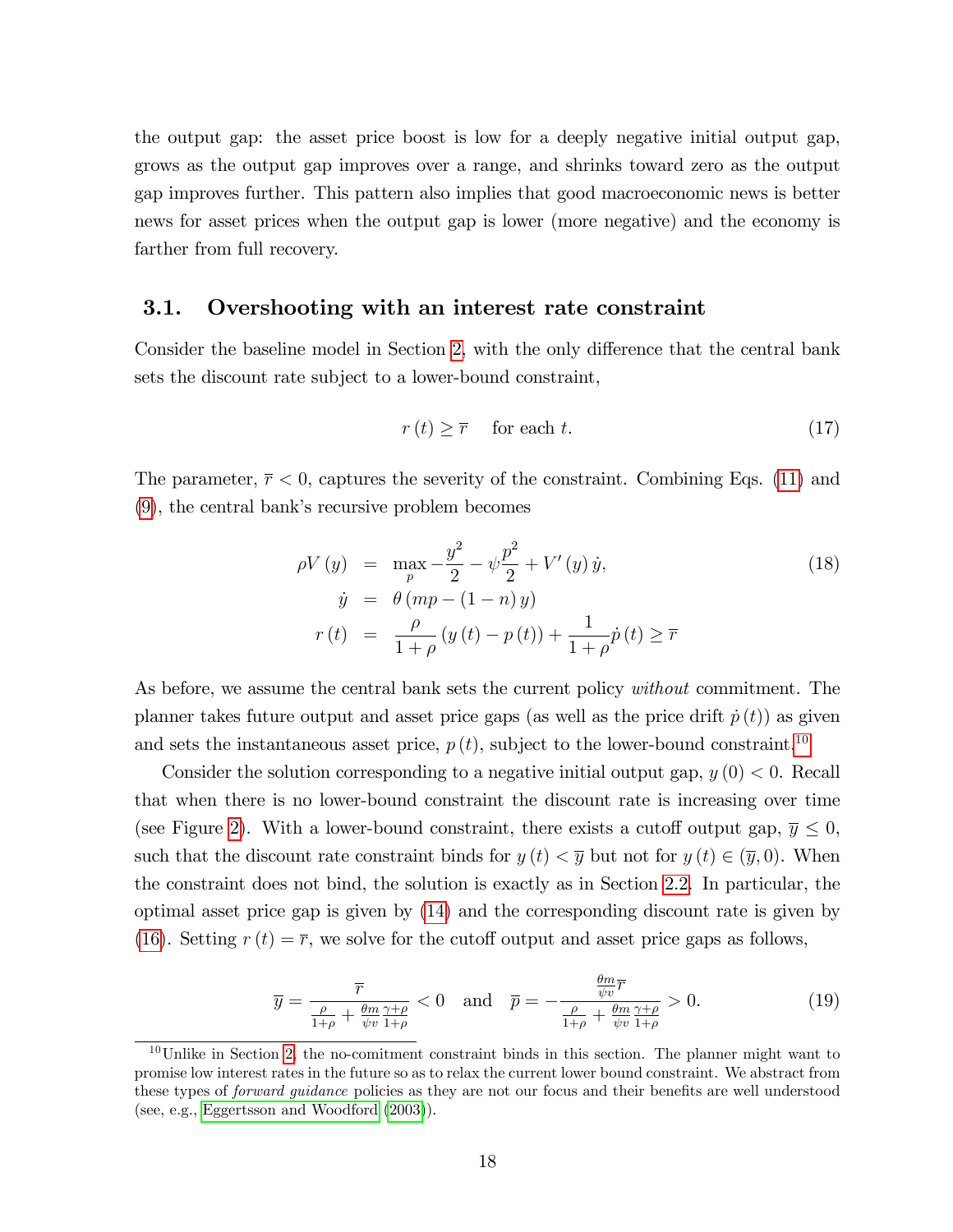the output gap: the asset price boost is low for a deeply negative initial output gap, grows as the output gap improves over a range, and shrinks toward zero as the output gap improves further. This pattern also implies that good macroeconomic news is better news for asset prices when the output gap is lower (more negative) and the economy is farther from full recovery.

### 3.1. Overshooting with an interest rate constraint

Consider the baseline model in Section 2, with the only difference that the central bank sets the discount rate subject to a lower-bound constraint,

$$r(t) \geq \overline{r} \quad \text{for each } t. \tag{17}$$

The parameter, $\overline{r} < 0$, captures the severity of the constraint. Combining Eqs. (11) and (9), the central bank's recursive problem becomes

$$\begin{aligned} \rho V(y) &= \max_{p} -\frac{y^2}{2} - \psi \frac{p^2}{2} + V'(y)\dot{y}, \\ \dot{y} &= \theta \left(mp - (1-n) y\right) \\ r(t) &= \frac{\rho}{1+\rho}\left(y(t) - p(t)\right) + \frac{1}{1+\rho}\dot{p}(t) \geq \overline{r} \end{aligned} \tag{18}$$

As before, we assume the central bank sets the current policy *without* commitment. The planner takes future output and asset price gaps (as well as the price drift $\dot{p}(t)$) as given and sets the instantaneous asset price, $p(t)$, subject to the lower-bound constraint.[10]

Consider the solution corresponding to a negative initial output gap, $y(0) < 0$. Recall that when there is no lower-bound constraint the discount rate is increasing over time (see Figure 2). With a lower-bound constraint, there exists a cutoff output gap, $\overline{y} \leq 0$, such that the discount rate constraint binds for $y(t) < \overline{y}$ but not for $y(t) \in (\overline{y}, 0)$. When the constraint does not bind, the solution is exactly as in Section 2.2. In particular, the optimal asset price gap is given by (14) and the corresponding discount rate is given by (16). Setting $r(t) = \overline{r}$, we solve for the cutoff output and asset price gaps as follows,

$$\overline{y} = \frac{\overline{r}}{\frac{\rho}{1+\rho} + \frac{\theta m}{\psi v}\frac{\gamma+\rho}{1+\rho}} < 0 \quad \text{and} \quad \overline{p} = -\frac{\frac{\theta m}{\psi v}\overline{r}}{\frac{\rho}{1+\rho} + \frac{\theta m}{\psi v}\frac{\gamma+\rho}{1+\rho}} > 0. \tag{19}$$

[10] Unlike in Section 2, the no-comitment constraint binds in this section. The planner might want to promise low interest rates in the future so as to relax the current lower bound constraint. We abstract from these types of *forward guidance* policies as they are not our focus and their benefits are well understood (see, e.g., Eggertsson and Woodford (2003)).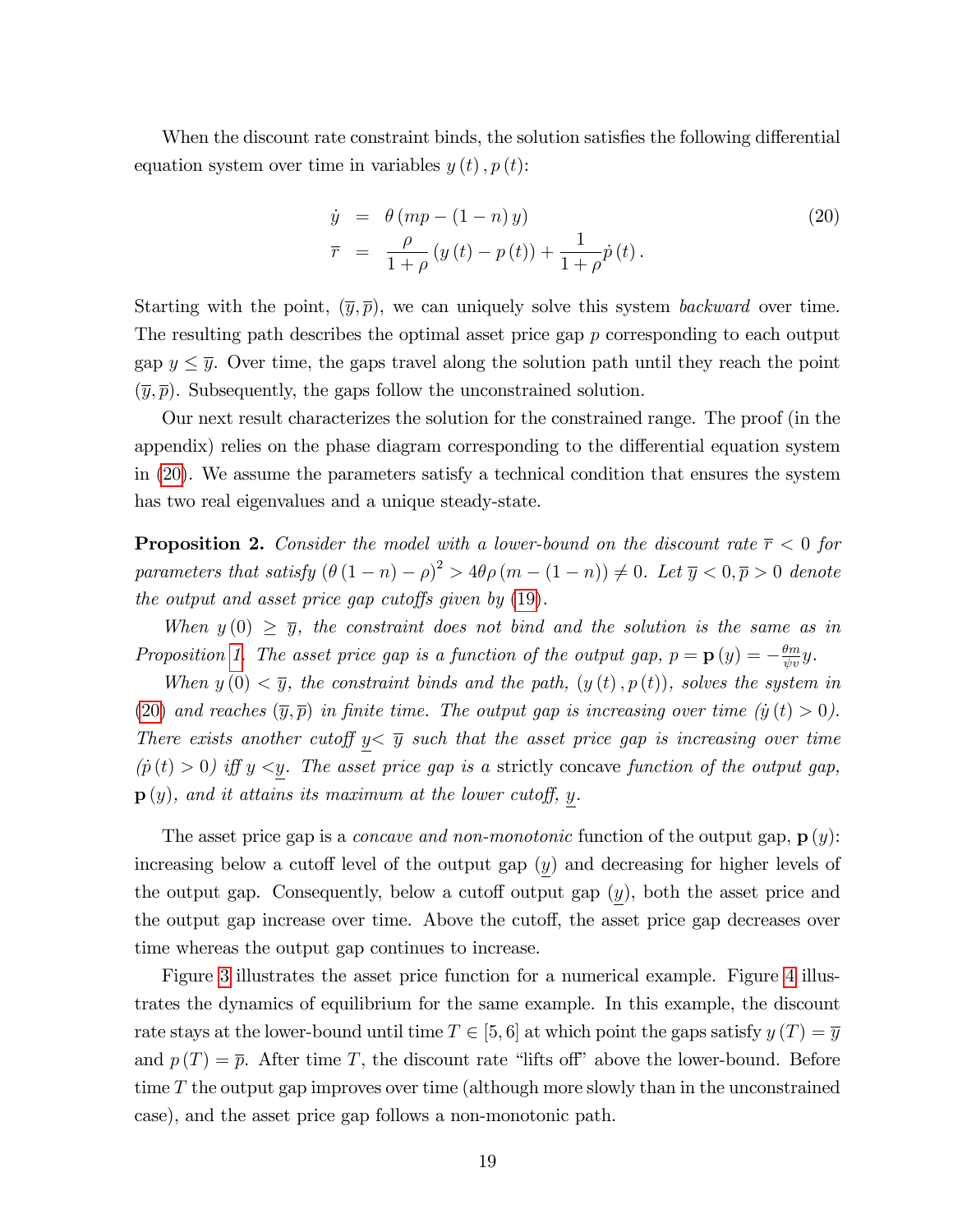When the discount rate constraint binds, the solution satisfies the following differential equation system over time in variables $y(t), p(t)$:

$$
\begin{aligned}
\dot{y} &= \theta\left(mp - (1-n)\,y\right) \\
\overline{r} &= \frac{\rho}{1+\rho}\left(y(t) - p(t)\right) + \frac{1}{1+\rho}\dot{p}(t).
\end{aligned}
\tag{20}
$$

Starting with the point, $(\overline{y}, \overline{p})$, we can uniquely solve this system *backward* over time. The resulting path describes the optimal asset price gap $p$ corresponding to each output gap $y \leq \overline{y}$. Over time, the gaps travel along the solution path until they reach the point $(\overline{y}, \overline{p})$. Subsequently, the gaps follow the unconstrained solution.

Our next result characterizes the solution for the constrained range. The proof (in the appendix) relies on the phase diagram corresponding to the differential equation system in (20). We assume the parameters satisfy a technical condition that ensures the system has two real eigenvalues and a unique steady-state.

**Proposition 2.** *Consider the model with a lower-bound on the discount rate $\overline{r} < 0$ for parameters that satisfy $(\theta(1-n) - \rho)^2 > 4\theta\rho(m - (1-n)) \neq 0$. Let $\overline{y} < 0, \overline{p} > 0$ denote the output and asset price gap cutoffs given by (19).*

*When $y(0) \geq \overline{y}$, the constraint does not bind and the solution is the same as in Proposition 1. The asset price gap is a function of the output gap, $p = \mathbf{p}(y) = -\frac{\theta m}{\psi v} y$.*

*When $y(0) < \overline{y}$, the constraint binds and the path, $(y(t), p(t))$, solves the system in (20) and reaches $(\overline{y}, \overline{p})$ in finite time. The output gap is increasing over time ($\dot{y}(t) > 0$). There exists another cutoff $\underline{y} < \overline{y}$ such that the asset price gap is increasing over time ($\dot{p}(t) > 0$) iff $y < \underline{y}$. The asset price gap is a* strictly concave *function of the output gap, $\mathbf{p}(y)$, and it attains its maximum at the lower cutoff, $\underline{y}$.*

The asset price gap is a *concave and non-monotonic* function of the output gap, $\mathbf{p}(y)$: increasing below a cutoff level of the output gap ($\underline{y}$) and decreasing for higher levels of the output gap. Consequently, below a cutoff output gap ($\underline{y}$), both the asset price and the output gap increase over time. Above the cutoff, the asset price gap decreases over time whereas the output gap continues to increase.

Figure 3 illustrates the asset price function for a numerical example. Figure 4 illustrates the dynamics of equilibrium for the same example. In this example, the discount rate stays at the lower-bound until time $T \in [5, 6]$ at which point the gaps satisfy $y(T) = \overline{y}$ and $p(T) = \overline{p}$. After time $T$, the discount rate "lifts off" above the lower-bound. Before time $T$ the output gap improves over time (although more slowly than in the unconstrained case), and the asset price gap follows a non-monotonic path.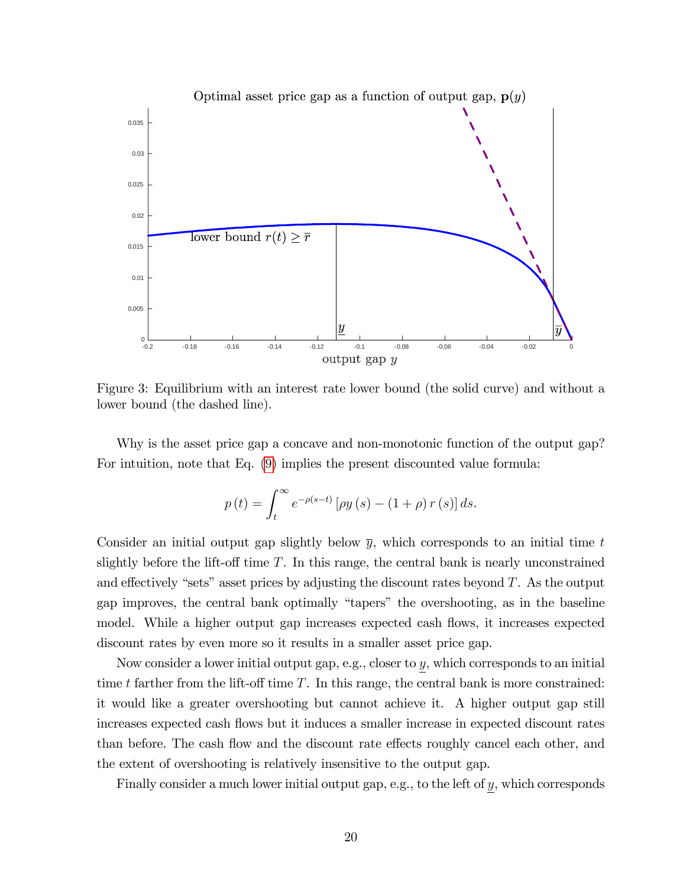Figure 3: Equilibrium with an interest rate lower bound (the solid curve) and without a lower bound (the dashed line).

Why is the asset price gap a concave and non-monotonic function of the output gap? For intuition, note that Eq. (9) implies the present discounted value formula:

$$p(t) = \int_t^{\infty} e^{-\rho(s-t)} \left[\rho y(s) - (1+\rho) r(s)\right] ds.$$

Consider an initial output gap slightly below $\overline{y}$, which corresponds to an initial time $t$ slightly before the lift-off time $T$. In this range, the central bank is nearly unconstrained and effectively "sets" asset prices by adjusting the discount rates beyond $T$. As the output gap improves, the central bank optimally "tapers" the overshooting, as in the baseline model. While a higher output gap increases expected cash flows, it increases expected discount rates by even more so it results in a smaller asset price gap.

Now consider a lower initial output gap, e.g., closer to $\underline{y}$, which corresponds to an initial time $t$ farther from the lift-off time $T$. In this range, the central bank is more constrained: it would like a greater overshooting but cannot achieve it. A higher output gap still increases expected cash flows but it induces a smaller increase in expected discount rates than before. The cash flow and the discount rate effects roughly cancel each other, and the extent of overshooting is relatively insensitive to the output gap.

Finally consider a much lower initial output gap, e.g., to the left of $\underline{y}$, which corresponds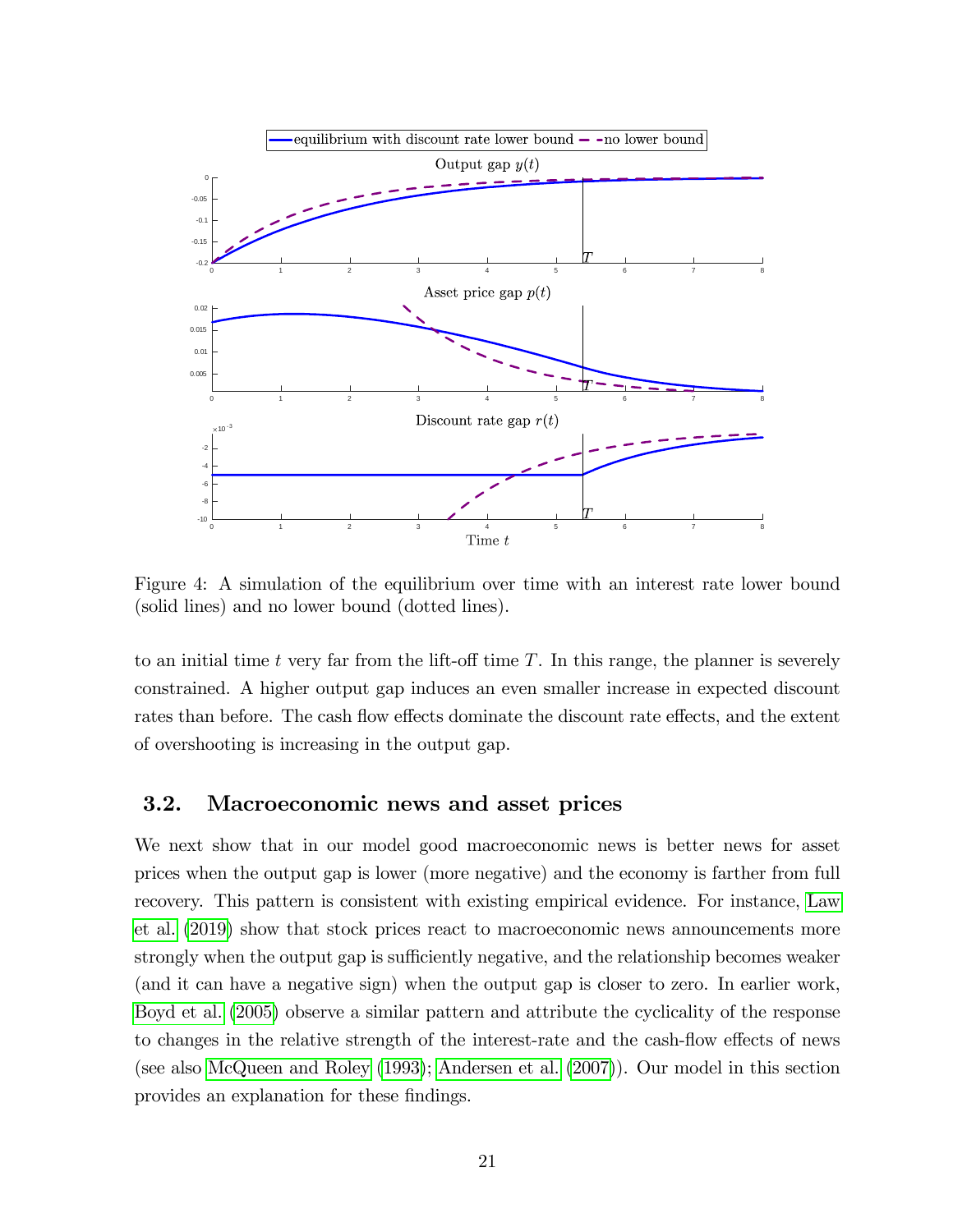Figure 4: A simulation of the equilibrium over time with an interest rate lower bound (solid lines) and no lower bound (dotted lines).

to an initial time $t$ very far from the lift-off time $T$. In this range, the planner is severely constrained. A higher output gap induces an even smaller increase in expected discount rates than before. The cash flow effects dominate the discount rate effects, and the extent of overshooting is increasing in the output gap.

## 3.2. Macroeconomic news and asset prices

We next show that in our model good macroeconomic news is better news for asset prices when the output gap is lower (more negative) and the economy is farther from full recovery. This pattern is consistent with existing empirical evidence. For instance, Law et al. (2019) show that stock prices react to macroeconomic news announcements more strongly when the output gap is sufficiently negative, and the relationship becomes weaker (and it can have a negative sign) when the output gap is closer to zero. In earlier work, Boyd et al. (2005) observe a similar pattern and attribute the cyclicality of the response to changes in the relative strength of the interest-rate and the cash-flow effects of news (see also McQueen and Roley (1993); Andersen et al. (2007)). Our model in this section provides an explanation for these findings.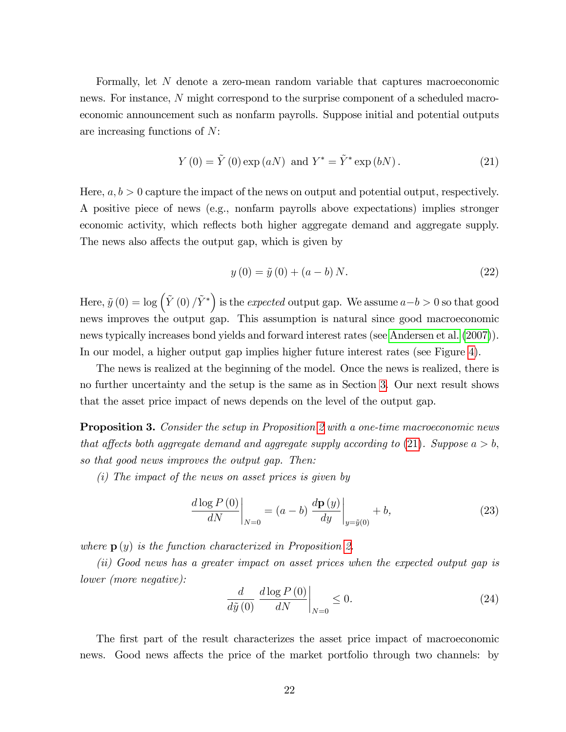Formally, let $N$ denote a zero-mean random variable that captures macroeconomic news. For instance, $N$ might correspond to the surprise component of a scheduled macroeconomic announcement such as nonfarm payrolls. Suppose initial and potential outputs are increasing functions of $N$:

$$Y(0) = \tilde{Y}(0)\exp(aN) \text{ and } Y^* = \tilde{Y}^* \exp(bN). \tag{21}$$

Here, $a, b > 0$ capture the impact of the news on output and potential output, respectively. A positive piece of news (e.g., nonfarm payrolls above expectations) implies stronger economic activity, which reflects both higher aggregate demand and aggregate supply. The news also affects the output gap, which is given by

$$y(0) = \tilde{y}(0) + (a - b)N. \tag{22}$$

Here, $\tilde{y}(0) = \log\left(\tilde{Y}(0)/\tilde{Y}^*\right)$ is the *expected* output gap. We assume $a - b > 0$ so that good news improves the output gap. This assumption is natural since good macroeconomic news typically increases bond yields and forward interest rates (see Andersen et al. (2007)). In our model, a higher output gap implies higher future interest rates (see Figure 4).

The news is realized at the beginning of the model. Once the news is realized, there is no further uncertainty and the setup is the same as in Section 3. Our next result shows that the asset price impact of news depends on the level of the output gap.

**Proposition 3.** *Consider the setup in Proposition 2 with a one-time macroeconomic news that affects both aggregate demand and aggregate supply according to (21). Suppose $a > b$, so that good news improves the output gap. Then:*

*(i) The impact of the news on asset prices is given by*

$$\left.\frac{d\log P(0)}{dN}\right|_{N=0} = (a - b)\left.\frac{d\mathbf{p}(y)}{dy}\right|_{y=\tilde{y}(0)} + b, \tag{23}$$

*where $\mathbf{p}(y)$ is the function characterized in Proposition 2.*

*(ii) Good news has a greater impact on asset prices when the expected output gap is lower (more negative):*

$$\frac{d}{d\tilde{y}(0)}\left.\frac{d\log P(0)}{dN}\right|_{N=0} \leq 0. \tag{24}$$

The first part of the result characterizes the asset price impact of macroeconomic news. Good news affects the price of the market portfolio through two channels: by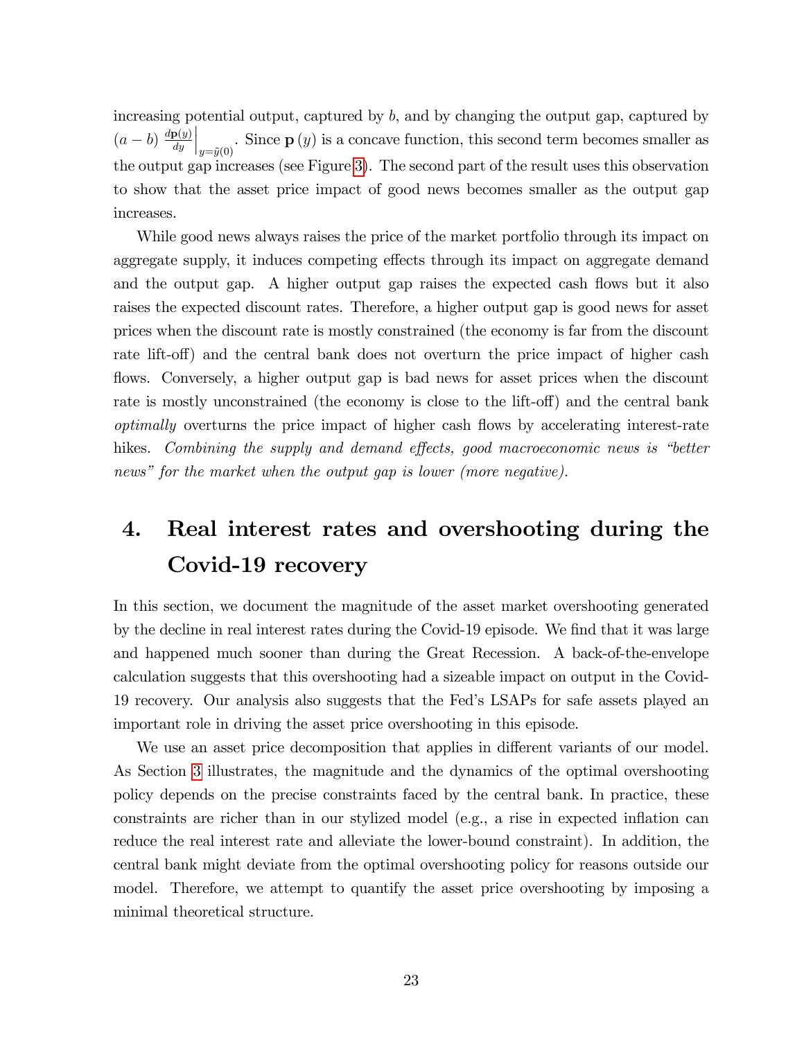increasing potential output, captured by $b$, and by changing the output gap, captured by $(a-b)\left.\frac{d\mathbf{p}(y)}{dy}\right|_{y=\tilde{y}(0)}$. Since $\mathbf{p}(y)$ is a concave function, this second term becomes smaller as the output gap increases (see Figure 3). The second part of the result uses this observation to show that the asset price impact of good news becomes smaller as the output gap increases.

While good news always raises the price of the market portfolio through its impact on aggregate supply, it induces competing effects through its impact on aggregate demand and the output gap. A higher output gap raises the expected cash flows but it also raises the expected discount rates. Therefore, a higher output gap is good news for asset prices when the discount rate is mostly constrained (the economy is far from the discount rate lift-off) and the central bank does not overturn the price impact of higher cash flows. Conversely, a higher output gap is bad news for asset prices when the discount rate is mostly unconstrained (the economy is close to the lift-off) and the central bank *optimally* overturns the price impact of higher cash flows by accelerating interest-rate hikes. *Combining the supply and demand effects, good macroeconomic news is "better news" for the market when the output gap is lower (more negative).*

# 4. Real interest rates and overshooting during the Covid-19 recovery

In this section, we document the magnitude of the asset market overshooting generated by the decline in real interest rates during the Covid-19 episode. We find that it was large and happened much sooner than during the Great Recession. A back-of-the-envelope calculation suggests that this overshooting had a sizeable impact on output in the Covid-19 recovery. Our analysis also suggests that the Fed's LSAPs for safe assets played an important role in driving the asset price overshooting in this episode.

We use an asset price decomposition that applies in different variants of our model. As Section 3 illustrates, the magnitude and the dynamics of the optimal overshooting policy depends on the precise constraints faced by the central bank. In practice, these constraints are richer than in our stylized model (e.g., a rise in expected inflation can reduce the real interest rate and alleviate the lower-bound constraint). In addition, the central bank might deviate from the optimal overshooting policy for reasons outside our model. Therefore, we attempt to quantify the asset price overshooting by imposing a minimal theoretical structure.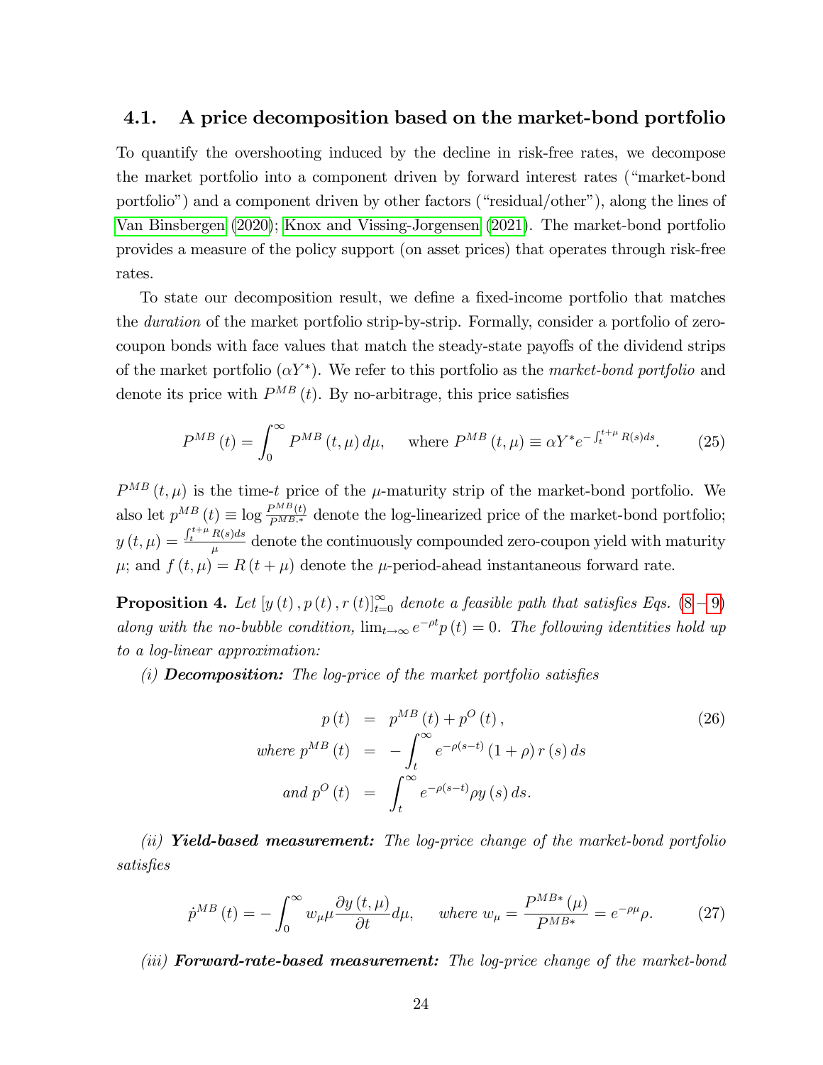### 4.1. A price decomposition based on the market-bond portfolio

To quantify the overshooting induced by the decline in risk-free rates, we decompose the market portfolio into a component driven by forward interest rates ("market-bond portfolio") and a component driven by other factors ("residual/other"), along the lines of Van Binsbergen (2020); Knox and Vissing-Jorgensen (2021). The market-bond portfolio provides a measure of the policy support (on asset prices) that operates through risk-free rates.

To state our decomposition result, we define a fixed-income portfolio that matches the *duration* of the market portfolio strip-by-strip. Formally, consider a portfolio of zero-coupon bonds with face values that match the steady-state payoffs of the dividend strips of the market portfolio ($\alpha Y^*$). We refer to this portfolio as the *market-bond portfolio* and denote its price with $P^{MB}(t)$. By no-arbitrage, this price satisfies

$$P^{MB}(t) = \int_0^\infty P^{MB}(t,\mu)\, d\mu, \quad \text{where } P^{MB}(t,\mu) \equiv \alpha Y^* e^{-\int_t^{t+\mu} R(s)ds}. \tag{25}$$

$P^{MB}(t,\mu)$ is the time-$t$ price of the $\mu$-maturity strip of the market-bond portfolio. We also let $p^{MB}(t) \equiv \log \frac{P^{MB}(t)}{P^{MB,*}}$ denote the log-linearized price of the market-bond portfolio; $y(t,\mu) = \frac{\int_t^{t+\mu} R(s)ds}{\mu}$ denote the continuously compounded zero-coupon yield with maturity $\mu$; and $f(t,\mu) = R(t+\mu)$ denote the $\mu$-period-ahead instantaneous forward rate.

**Proposition 4.** *Let $[y(t), p(t), r(t)]_{t=0}^\infty$ denote a feasible path that satisfies Eqs. (8–9) along with the no-bubble condition, $\lim_{t\to\infty} e^{-\rho t} p(t) = 0$. The following identities hold up to a log-linear approximation:*

*(i)* ***Decomposition:*** *The log-price of the market portfolio satisfies*

$$\begin{aligned} p(t) &= p^{MB}(t) + p^O(t), \\ \text{where } p^{MB}(t) &= -\int_t^\infty e^{-\rho(s-t)}(1+\rho)\, r(s)\, ds \\ \text{and } p^O(t) &= \int_t^\infty e^{-\rho(s-t)} \rho y(s)\, ds. \end{aligned} \tag{26}$$

*(ii)* ***Yield-based measurement:*** *The log-price change of the market-bond portfolio satisfies*

$$\dot{p}^{MB}(t) = -\int_0^\infty w_\mu \mu \frac{\partial y(t,\mu)}{\partial t} d\mu, \quad \text{where } w_\mu = \frac{P^{MB*}(\mu)}{P^{MB*}} = e^{-\rho\mu}\rho. \tag{27}$$

*(iii)* ***Forward-rate-based measurement:*** *The log-price change of the market-bond*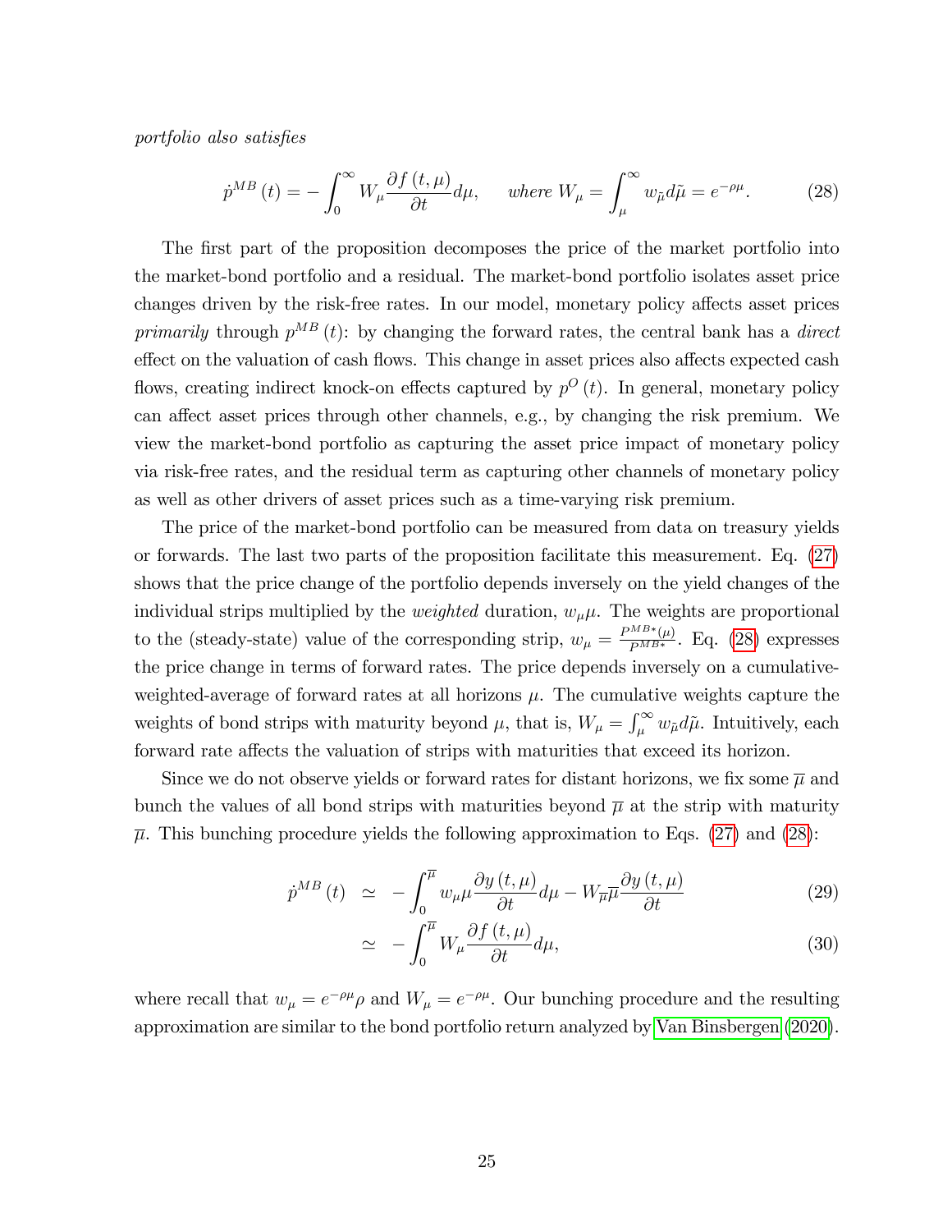*portfolio also satisfies*

$$\dot{p}^{MB}(t) = -\int_0^\infty W_\mu \frac{\partial f(t,\mu)}{\partial t} d\mu, \quad \textit{where } W_\mu = \int_\mu^\infty w_{\tilde{\mu}} d\tilde{\mu} = e^{-\rho\mu}. \tag{28}$$

The first part of the proposition decomposes the price of the market portfolio into the market-bond portfolio and a residual. The market-bond portfolio isolates asset price changes driven by the risk-free rates. In our model, monetary policy affects asset prices *primarily* through $p^{MB}(t)$: by changing the forward rates, the central bank has a *direct* effect on the valuation of cash flows. This change in asset prices also affects expected cash flows, creating indirect knock-on effects captured by $p^O(t)$. In general, monetary policy can affect asset prices through other channels, e.g., by changing the risk premium. We view the market-bond portfolio as capturing the asset price impact of monetary policy via risk-free rates, and the residual term as capturing other channels of monetary policy as well as other drivers of asset prices such as a time-varying risk premium.

The price of the market-bond portfolio can be measured from data on treasury yields or forwards. The last two parts of the proposition facilitate this measurement. Eq. (27) shows that the price change of the portfolio depends inversely on the yield changes of the individual strips multiplied by the *weighted* duration, $w_\mu \mu$. The weights are proportional to the (steady-state) value of the corresponding strip, $w_\mu = \frac{P^{MB*}(\mu)}{P^{MB*}}$. Eq. (28) expresses the price change in terms of forward rates. The price depends inversely on a cumulative-weighted-average of forward rates at all horizons $\mu$. The cumulative weights capture the weights of bond strips with maturity beyond $\mu$, that is, $W_\mu = \int_\mu^\infty w_{\tilde{\mu}} d\tilde{\mu}$. Intuitively, each forward rate affects the valuation of strips with maturities that exceed its horizon.

Since we do not observe yields or forward rates for distant horizons, we fix some $\overline{\mu}$ and bunch the values of all bond strips with maturities beyond $\overline{\mu}$ at the strip with maturity $\overline{\mu}$. This bunching procedure yields the following approximation to Eqs. (27) and (28):

$$\dot{p}^{MB}(t) \simeq -\int_0^{\overline{\mu}} w_\mu \mu \frac{\partial y(t,\mu)}{\partial t} d\mu - W_{\overline{\mu}} \overline{\mu} \frac{\partial y(t,\mu)}{\partial t} \tag{29}$$

$$\simeq -\int_0^{\overline{\mu}} W_\mu \frac{\partial f(t,\mu)}{\partial t} d\mu, \tag{30}$$

where recall that $w_\mu = e^{-\rho\mu}\rho$ and $W_\mu = e^{-\rho\mu}$. Our bunching procedure and the resulting approximation are similar to the bond portfolio return analyzed by Van Binsbergen (2020).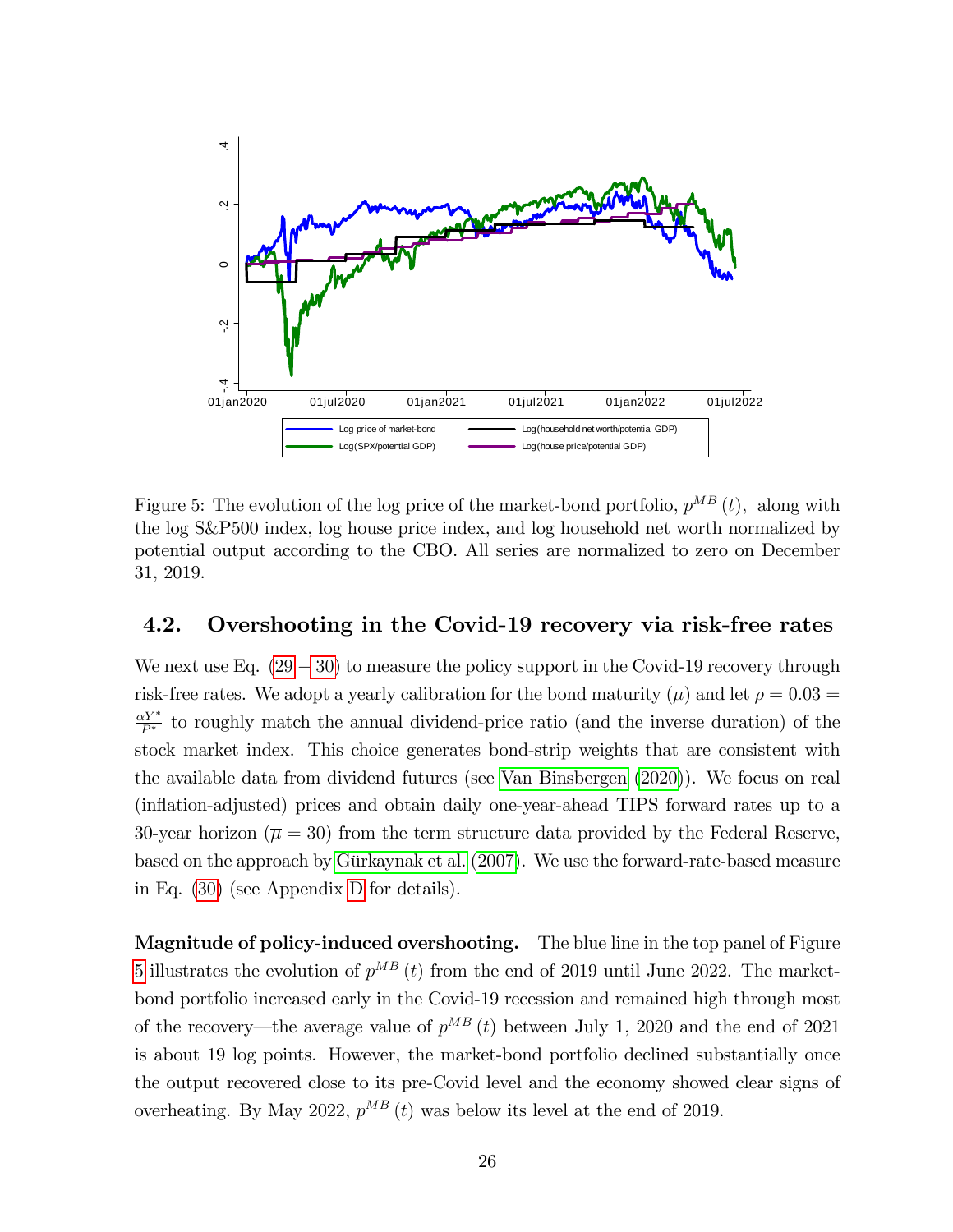Figure 5: The evolution of the log price of the market-bond portfolio, $p^{MB}(t)$, along with the log S&P500 index, log house price index, and log household net worth normalized by potential output according to the CBO. All series are normalized to zero on December 31, 2019.

## 4.2. Overshooting in the Covid-19 recovery via risk-free rates

We next use Eq. (29 – 30) to measure the policy support in the Covid-19 recovery through risk-free rates. We adopt a yearly calibration for the bond maturity ($\mu$) and let $\rho = 0.03 = \frac{\alpha Y^*}{P^*}$ to roughly match the annual dividend-price ratio (and the inverse duration) of the stock market index. This choice generates bond-strip weights that are consistent with the available data from dividend futures (see Van Binsbergen (2020)). We focus on real (inflation-adjusted) prices and obtain daily one-year-ahead TIPS forward rates up to a 30-year horizon ($\overline{\mu} = 30$) from the term structure data provided by the Federal Reserve, based on the approach by Gürkaynak et al. (2007). We use the forward-rate-based measure in Eq. (30) (see Appendix D for details).

**Magnitude of policy-induced overshooting.** The blue line in the top panel of Figure 5 illustrates the evolution of $p^{MB}(t)$ from the end of 2019 until June 2022. The market-bond portfolio increased early in the Covid-19 recession and remained high through most of the recovery—the average value of $p^{MB}(t)$ between July 1, 2020 and the end of 2021 is about 19 log points. However, the market-bond portfolio declined substantially once the output recovered close to its pre-Covid level and the economy showed clear signs of overheating. By May 2022, $p^{MB}(t)$ was below its level at the end of 2019.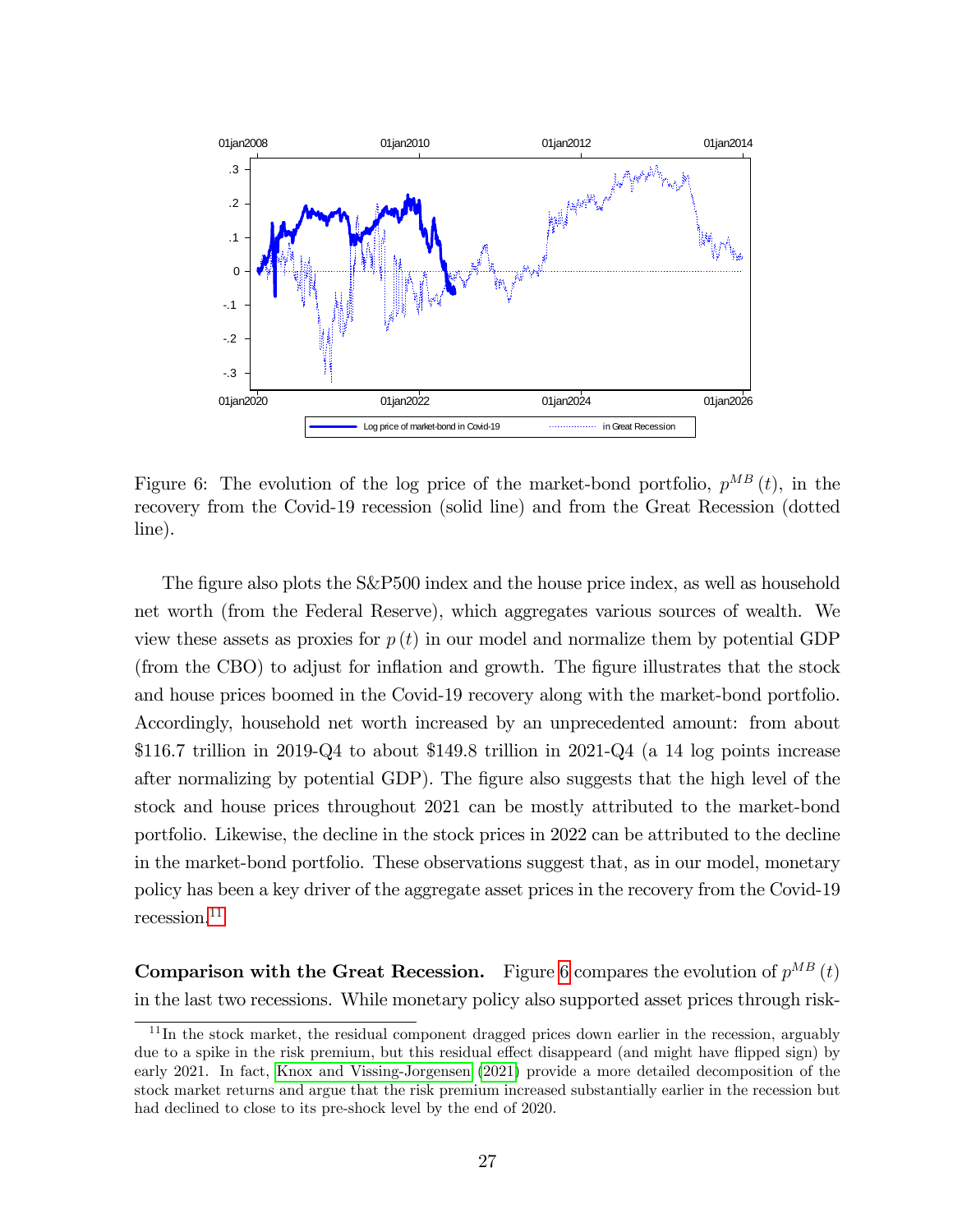Figure 6: The evolution of the log price of the market-bond portfolio, $p^{MB}(t)$, in the recovery from the Covid-19 recession (solid line) and from the Great Recession (dotted line).

The figure also plots the S&P500 index and the house price index, as well as household net worth (from the Federal Reserve), which aggregates various sources of wealth. We view these assets as proxies for $p(t)$ in our model and normalize them by potential GDP (from the CBO) to adjust for inflation and growth. The figure illustrates that the stock and house prices boomed in the Covid-19 recovery along with the market-bond portfolio. Accordingly, household net worth increased by an unprecedented amount: from about \$116.7 trillion in 2019-Q4 to about \$149.8 trillion in 2021-Q4 (a 14 log points increase after normalizing by potential GDP). The figure also suggests that the high level of the stock and house prices throughout 2021 can be mostly attributed to the market-bond portfolio. Likewise, the decline in the stock prices in 2022 can be attributed to the decline in the market-bond portfolio. These observations suggest that, as in our model, monetary policy has been a key driver of the aggregate asset prices in the recovery from the Covid-19 recession.[11]

**Comparison with the Great Recession.** Figure 6 compares the evolution of $p^{MB}(t)$ in the last two recessions. While monetary policy also supported asset prices through risk-

[11] In the stock market, the residual component dragged prices down earlier in the recession, arguably due to a spike in the risk premium, but this residual effect disappeard (and might have flipped sign) by early 2021. In fact, Knox and Vissing-Jorgensen (2021) provide a more detailed decomposition of the stock market returns and argue that the risk premium increased substantially earlier in the recession but had declined to close to its pre-shock level by the end of 2020.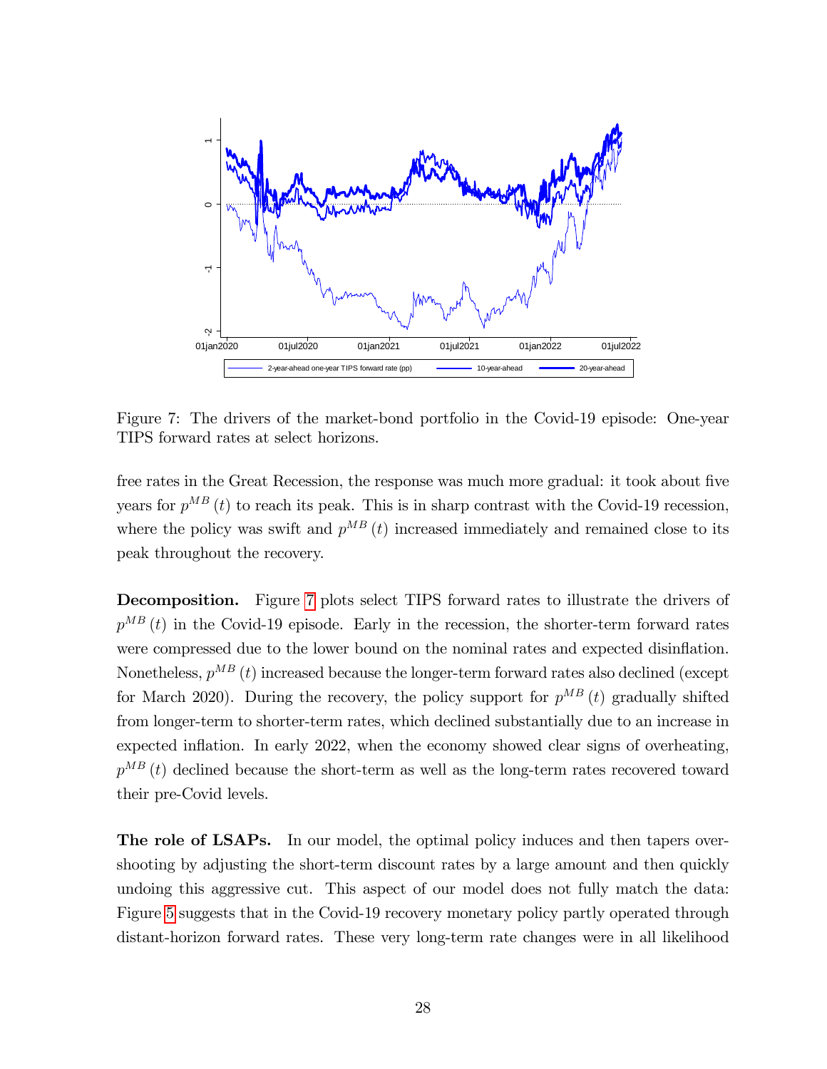Figure 7: The drivers of the market-bond portfolio in the Covid-19 episode: One-year TIPS forward rates at select horizons.

free rates in the Great Recession, the response was much more gradual: it took about five years for $p^{MB}(t)$ to reach its peak. This is in sharp contrast with the Covid-19 recession, where the policy was swift and $p^{MB}(t)$ increased immediately and remained close to its peak throughout the recovery.

**Decomposition.** Figure 7 plots select TIPS forward rates to illustrate the drivers of $p^{MB}(t)$ in the Covid-19 episode. Early in the recession, the shorter-term forward rates were compressed due to the lower bound on the nominal rates and expected disinflation. Nonetheless, $p^{MB}(t)$ increased because the longer-term forward rates also declined (except for March 2020). During the recovery, the policy support for $p^{MB}(t)$ gradually shifted from longer-term to shorter-term rates, which declined substantially due to an increase in expected inflation. In early 2022, when the economy showed clear signs of overheating, $p^{MB}(t)$ declined because the short-term as well as the long-term rates recovered toward their pre-Covid levels.

**The role of LSAPs.** In our model, the optimal policy induces and then tapers overshooting by adjusting the short-term discount rates by a large amount and then quickly undoing this aggressive cut. This aspect of our model does not fully match the data: Figure 5 suggests that in the Covid-19 recovery monetary policy partly operated through distant-horizon forward rates. These very long-term rate changes were in all likelihood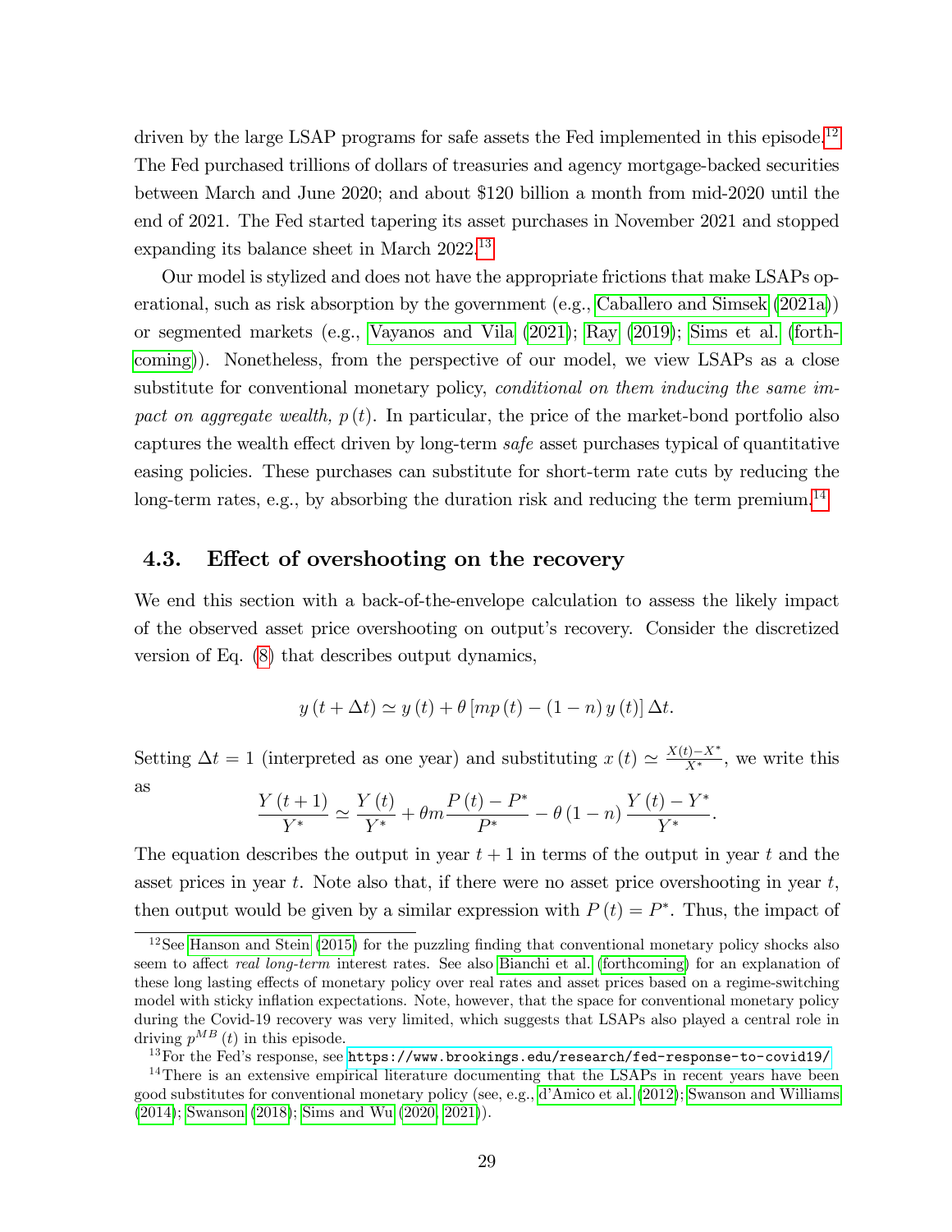driven by the large LSAP programs for safe assets the Fed implemented in this episode.[12] The Fed purchased trillions of dollars of treasuries and agency mortgage-backed securities between March and June 2020; and about $120 billion a month from mid-2020 until the end of 2021. The Fed started tapering its asset purchases in November 2021 and stopped expanding its balance sheet in March 2022.[13]

Our model is stylized and does not have the appropriate frictions that make LSAPs operational, such as risk absorption by the government (e.g., Caballero and Simsek (2021a)) or segmented markets (e.g., Vayanos and Vila (2021); Ray (2019); Sims et al. (forthcoming)). Nonetheless, from the perspective of our model, we view LSAPs as a close substitute for conventional monetary policy, *conditional on them inducing the same impact on aggregate wealth, $p(t)$*. In particular, the price of the market-bond portfolio also captures the wealth effect driven by long-term *safe* asset purchases typical of quantitative easing policies. These purchases can substitute for short-term rate cuts by reducing the long-term rates, e.g., by absorbing the duration risk and reducing the term premium.[14]

### 4.3. Effect of overshooting on the recovery

We end this section with a back-of-the-envelope calculation to assess the likely impact of the observed asset price overshooting on output's recovery. Consider the discretized version of Eq. (8) that describes output dynamics,

$$y(t+\Delta t) \simeq y(t) + \theta \left[ mp(t) - (1-n) y(t) \right] \Delta t.$$

Setting $\Delta t = 1$ (interpreted as one year) and substituting $x(t) \simeq \frac{X(t)-X^*}{X^*}$, we write this as

$$\frac{Y(t+1)}{Y^*} \simeq \frac{Y(t)}{Y^*} + \theta m \frac{P(t) - P^*}{P^*} - \theta (1-n) \frac{Y(t) - Y^*}{Y^*}.$$

The equation describes the output in year $t+1$ in terms of the output in year $t$ and the asset prices in year $t$. Note also that, if there were no asset price overshooting in year $t$, then output would be given by a similar expression with $P(t) = P^*$. Thus, the impact of

[12] See Hanson and Stein (2015) for the puzzling finding that conventional monetary policy shocks also seem to affect *real long-term* interest rates. See also Bianchi et al. (forthcoming) for an explanation of these long lasting effects of monetary policy over real rates and asset prices based on a regime-switching model with sticky inflation expectations. Note, however, that the space for conventional monetary policy during the Covid-19 recovery was very limited, which suggests that LSAPs also played a central role in driving $p^{MB}(t)$ in this episode.

[13] For the Fed's response, see https://www.brookings.edu/research/fed-response-to-covid19/

[14] There is an extensive empirical literature documenting that the LSAPs in recent years have been good substitutes for conventional monetary policy (see, e.g., d'Amico et al. (2012); Swanson and Williams (2014); Swanson (2018); Sims and Wu (2020, 2021)).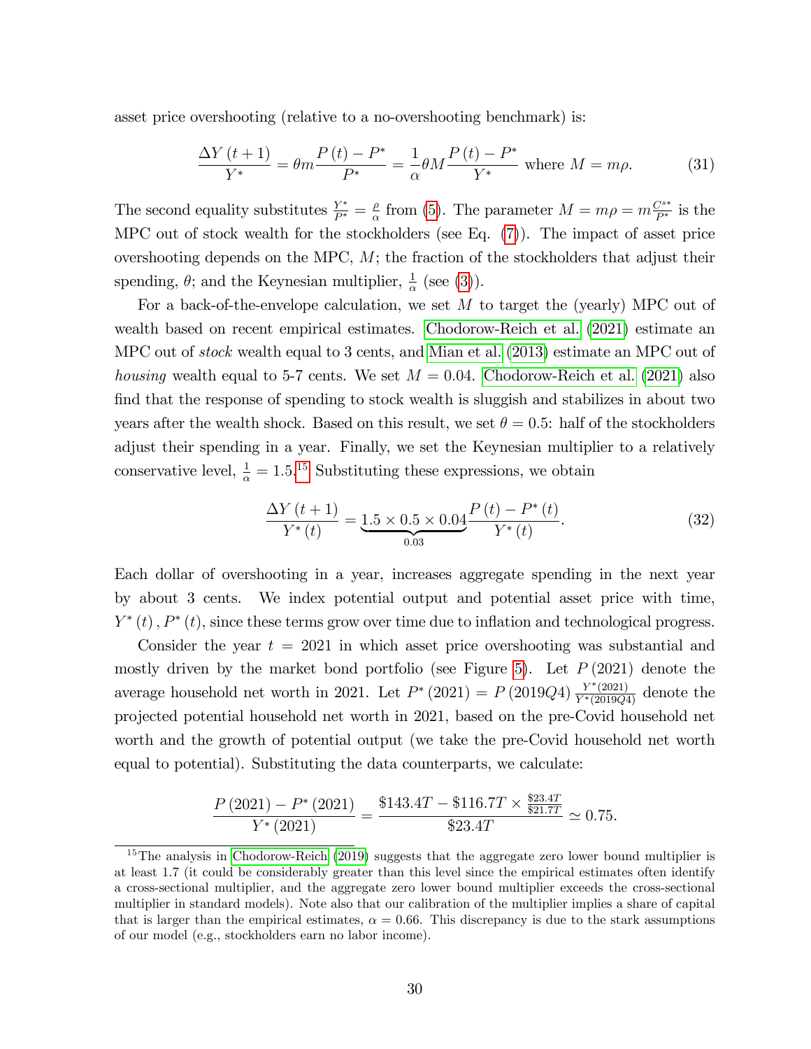asset price overshooting (relative to a no-overshooting benchmark) is:

$$\frac{\Delta Y(t+1)}{Y^*} = \theta m \frac{P(t) - P^*}{P^*} = \frac{1}{\alpha}\theta M \frac{P(t) - P^*}{Y^*} \text{ where } M = m\rho. \tag{31}$$

The second equality substitutes $\frac{Y^*}{P^*} = \frac{\rho}{\alpha}$ from (5). The parameter $M = m\rho = m\frac{C^{s*}}{P^*}$ is the MPC out of stock wealth for the stockholders (see Eq. (7)). The impact of asset price overshooting depends on the MPC, $M$; the fraction of the stockholders that adjust their spending, $\theta$; and the Keynesian multiplier, $\frac{1}{\alpha}$ (see (3)).

For a back-of-the-envelope calculation, we set $M$ to target the (yearly) MPC out of wealth based on recent empirical estimates. Chodorow-Reich et al. (2021) estimate an MPC out of *stock* wealth equal to 3 cents, and Mian et al. (2013) estimate an MPC out of *housing* wealth equal to 5-7 cents. We set $M = 0.04$. Chodorow-Reich et al. (2021) also find that the response of spending to stock wealth is sluggish and stabilizes in about two years after the wealth shock. Based on this result, we set $\theta = 0.5$: half of the stockholders adjust their spending in a year. Finally, we set the Keynesian multiplier to a relatively conservative level, $\frac{1}{\alpha} = 1.5$.[15] Substituting these expressions, we obtain

$$\frac{\Delta Y(t+1)}{Y^*(t)} = \underbrace{1.5 \times 0.5 \times 0.04}_{0.03} \frac{P(t) - P^*(t)}{Y^*(t)}. \tag{32}$$

Each dollar of overshooting in a year, increases aggregate spending in the next year by about 3 cents. We index potential output and potential asset price with time, $Y^*(t), P^*(t)$, since these terms grow over time due to inflation and technological progress.

Consider the year $t = 2021$ in which asset price overshooting was substantial and mostly driven by the market bond portfolio (see Figure 5). Let $P(2021)$ denote the average household net worth in 2021. Let $P^*(2021) = P(2019Q4)\frac{Y^*(2021)}{Y^*(2019Q4)}$ denote the projected potential household net worth in 2021, based on the pre-Covid household net worth and the growth of potential output (we take the pre-Covid household net worth equal to potential). Substituting the data counterparts, we calculate:

$$\frac{P(2021) - P^*(2021)}{Y^*(2021)} = \frac{\$143.4T - \$116.7T \times \frac{\$23.4T}{\$21.7T}}{\$23.4T} \simeq 0.75.$$

---

[15] The analysis in Chodorow-Reich (2019) suggests that the aggregate zero lower bound multiplier is at least 1.7 (it could be considerably greater than this level since the empirical estimates often identify a cross-sectional multiplier, and the aggregate zero lower bound multiplier exceeds the cross-sectional multiplier in standard models). Note also that our calibration of the multiplier implies a share of capital that is larger than the empirical estimates, $\alpha = 0.66$. This discrepancy is due to the stark assumptions of our model (e.g., stockholders earn no labor income).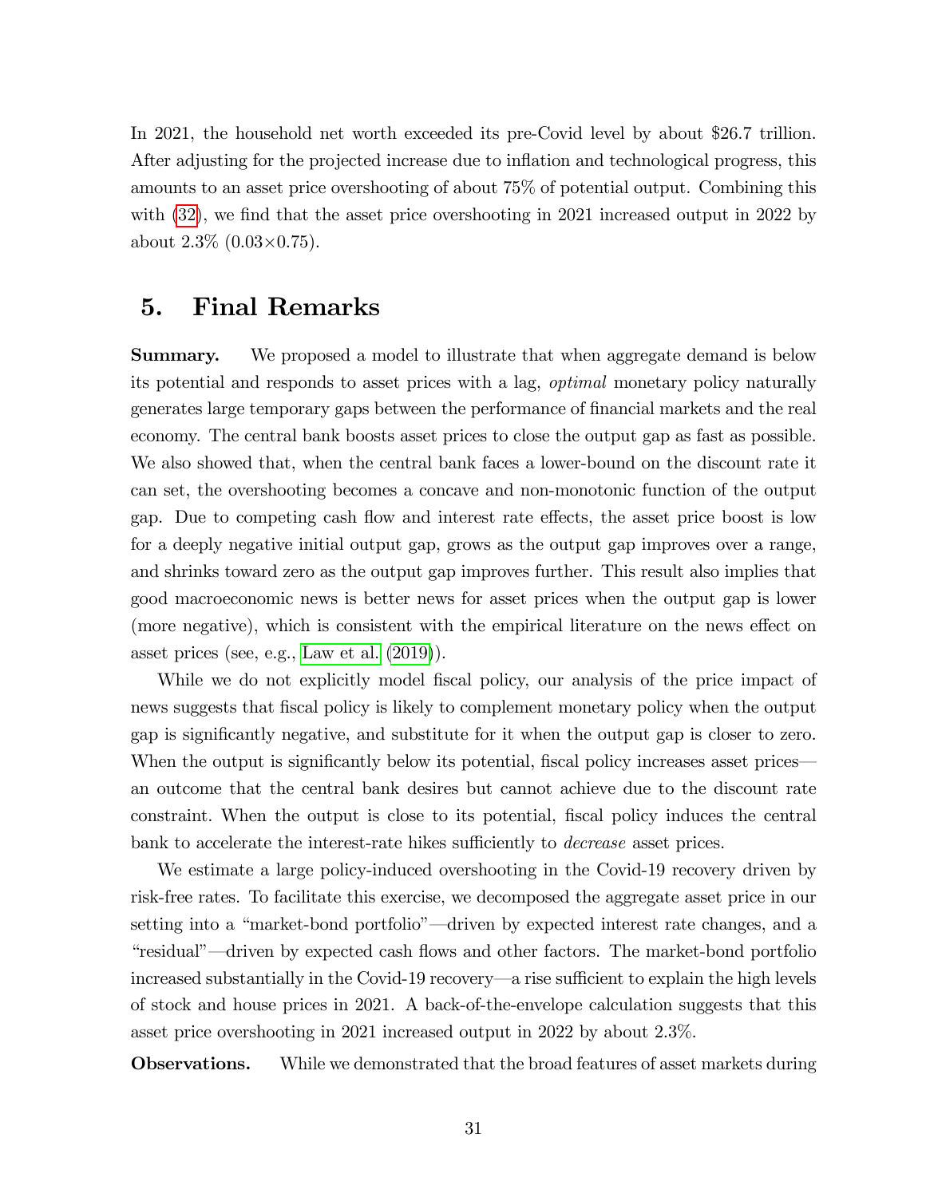In 2021, the household net worth exceeded its pre-Covid level by about $26.7 trillion. After adjusting for the projected increase due to inflation and technological progress, this amounts to an asset price overshooting of about 75% of potential output. Combining this with (32), we find that the asset price overshooting in 2021 increased output in 2022 by about 2.3% ($0.03 \times 0.75$).

## 5. Final Remarks

**Summary.** We proposed a model to illustrate that when aggregate demand is below its potential and responds to asset prices with a lag, *optimal* monetary policy naturally generates large temporary gaps between the performance of financial markets and the real economy. The central bank boosts asset prices to close the output gap as fast as possible. We also showed that, when the central bank faces a lower-bound on the discount rate it can set, the overshooting becomes a concave and non-monotonic function of the output gap. Due to competing cash flow and interest rate effects, the asset price boost is low for a deeply negative initial output gap, grows as the output gap improves over a range, and shrinks toward zero as the output gap improves further. This result also implies that good macroeconomic news is better news for asset prices when the output gap is lower (more negative), which is consistent with the empirical literature on the news effect on asset prices (see, e.g., Law et al. (2019)).

While we do not explicitly model fiscal policy, our analysis of the price impact of news suggests that fiscal policy is likely to complement monetary policy when the output gap is significantly negative, and substitute for it when the output gap is closer to zero. When the output is significantly below its potential, fiscal policy increases asset prices—an outcome that the central bank desires but cannot achieve due to the discount rate constraint. When the output is close to its potential, fiscal policy induces the central bank to accelerate the interest-rate hikes sufficiently to *decrease* asset prices.

We estimate a large policy-induced overshooting in the Covid-19 recovery driven by risk-free rates. To facilitate this exercise, we decomposed the aggregate asset price in our setting into a "market-bond portfolio"—driven by expected interest rate changes, and a "residual"—driven by expected cash flows and other factors. The market-bond portfolio increased substantially in the Covid-19 recovery—a rise sufficient to explain the high levels of stock and house prices in 2021. A back-of-the-envelope calculation suggests that this asset price overshooting in 2021 increased output in 2022 by about 2.3%.

**Observations.** While we demonstrated that the broad features of asset markets during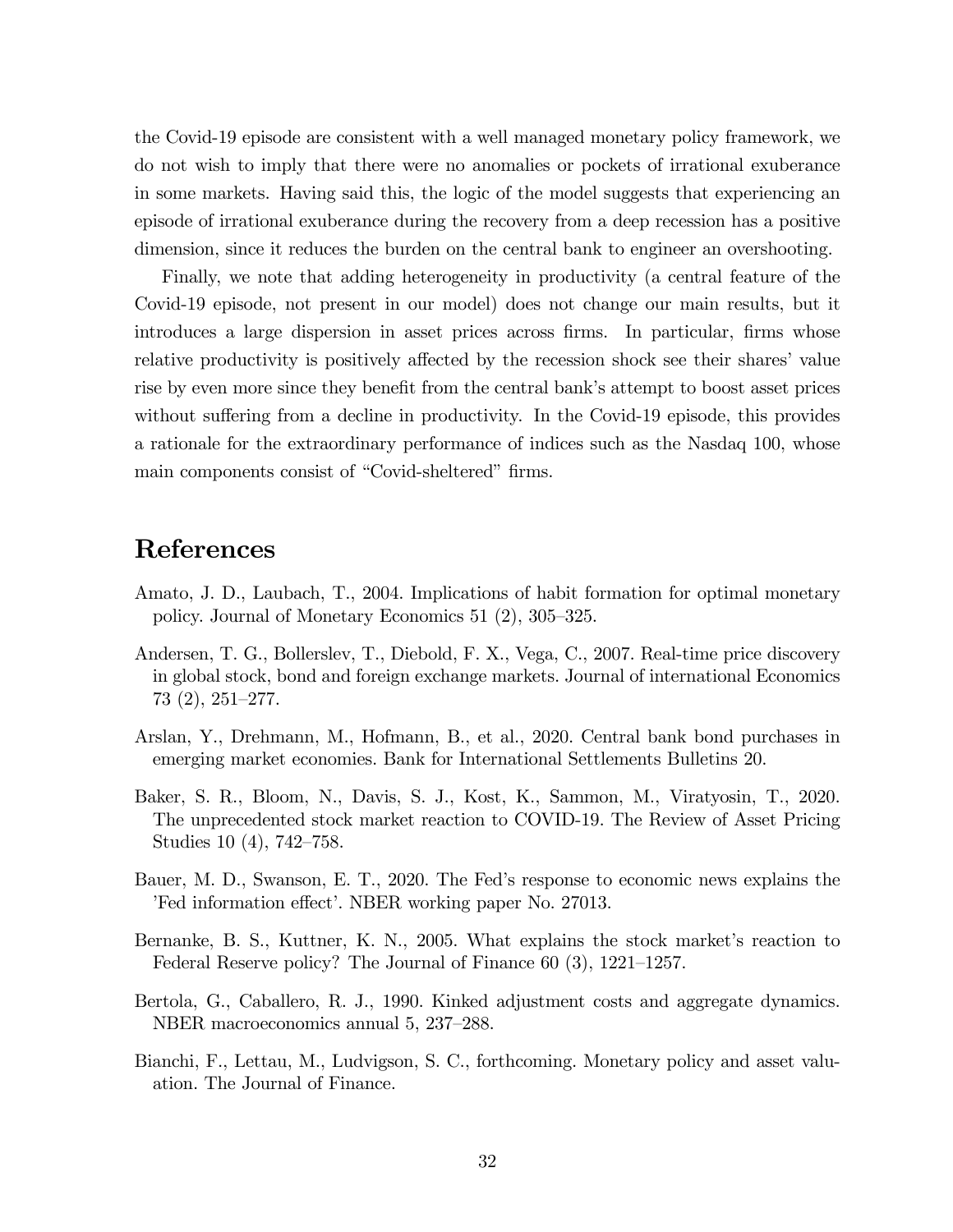the Covid-19 episode are consistent with a well managed monetary policy framework, we do not wish to imply that there were no anomalies or pockets of irrational exuberance in some markets. Having said this, the logic of the model suggests that experiencing an episode of irrational exuberance during the recovery from a deep recession has a positive dimension, since it reduces the burden on the central bank to engineer an overshooting.

Finally, we note that adding heterogeneity in productivity (a central feature of the Covid-19 episode, not present in our model) does not change our main results, but it introduces a large dispersion in asset prices across firms. In particular, firms whose relative productivity is positively affected by the recession shock see their shares' value rise by even more since they benefit from the central bank's attempt to boost asset prices without suffering from a decline in productivity. In the Covid-19 episode, this provides a rationale for the extraordinary performance of indices such as the Nasdaq 100, whose main components consist of "Covid-sheltered" firms.

# References

Amato, J. D., Laubach, T., 2004. Implications of habit formation for optimal monetary policy. Journal of Monetary Economics 51 (2), 305–325.

Andersen, T. G., Bollerslev, T., Diebold, F. X., Vega, C., 2007. Real-time price discovery in global stock, bond and foreign exchange markets. Journal of international Economics 73 (2), 251–277.

Arslan, Y., Drehmann, M., Hofmann, B., et al., 2020. Central bank bond purchases in emerging market economies. Bank for International Settlements Bulletins 20.

Baker, S. R., Bloom, N., Davis, S. J., Kost, K., Sammon, M., Viratyosin, T., 2020. The unprecedented stock market reaction to COVID-19. The Review of Asset Pricing Studies 10 (4), 742–758.

Bauer, M. D., Swanson, E. T., 2020. The Fed's response to economic news explains the 'Fed information effect'. NBER working paper No. 27013.

Bernanke, B. S., Kuttner, K. N., 2005. What explains the stock market's reaction to Federal Reserve policy? The Journal of Finance 60 (3), 1221–1257.

Bertola, G., Caballero, R. J., 1990. Kinked adjustment costs and aggregate dynamics. NBER macroeconomics annual 5, 237–288.

Bianchi, F., Lettau, M., Ludvigson, S. C., forthcoming. Monetary policy and asset valuation. The Journal of Finance.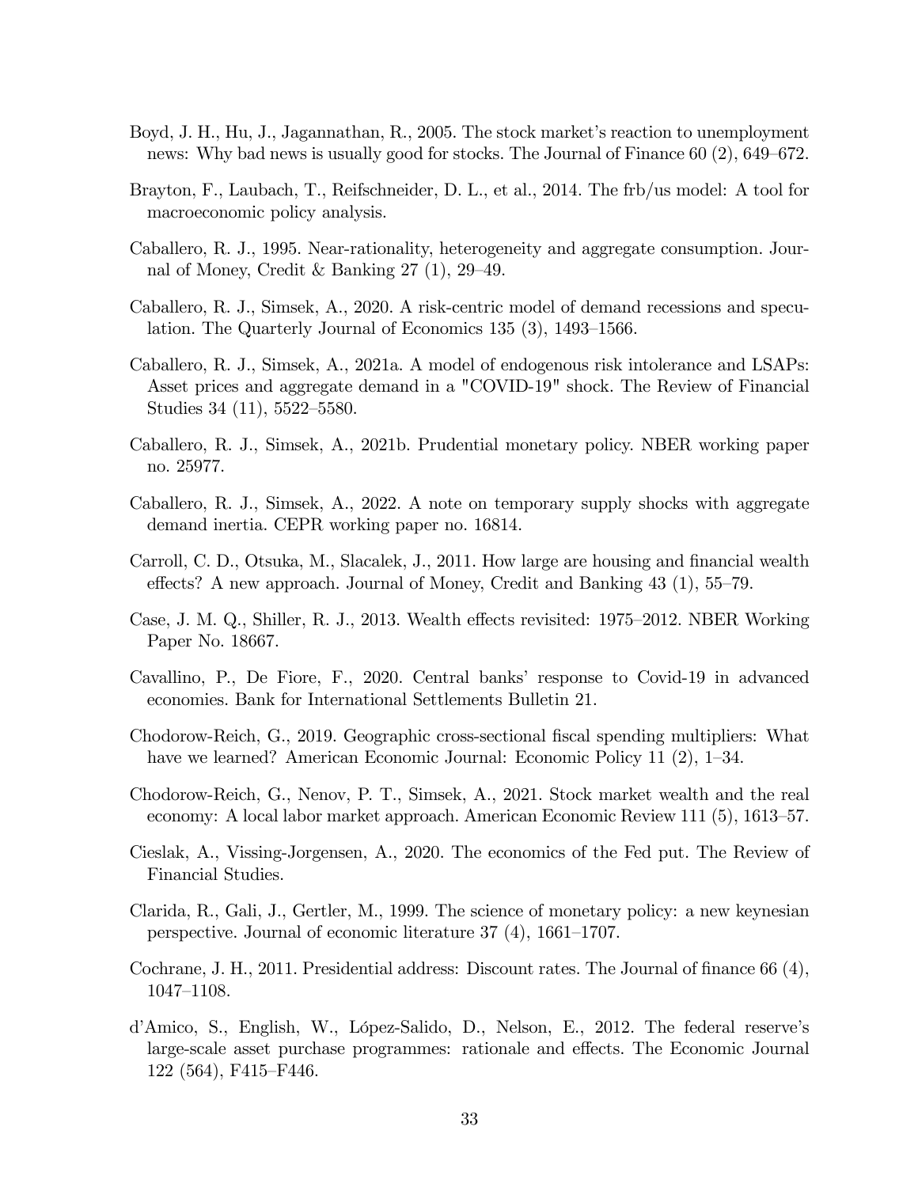Boyd, J. H., Hu, J., Jagannathan, R., 2005. The stock market's reaction to unemployment news: Why bad news is usually good for stocks. The Journal of Finance 60 (2), 649–672.

Brayton, F., Laubach, T., Reifschneider, D. L., et al., 2014. The frb/us model: A tool for macroeconomic policy analysis.

Caballero, R. J., 1995. Near-rationality, heterogeneity and aggregate consumption. Journal of Money, Credit & Banking 27 (1), 29–49.

Caballero, R. J., Simsek, A., 2020. A risk-centric model of demand recessions and speculation. The Quarterly Journal of Economics 135 (3), 1493–1566.

Caballero, R. J., Simsek, A., 2021a. A model of endogenous risk intolerance and LSAPs: Asset prices and aggregate demand in a "COVID-19" shock. The Review of Financial Studies 34 (11), 5522–5580.

Caballero, R. J., Simsek, A., 2021b. Prudential monetary policy. NBER working paper no. 25977.

Caballero, R. J., Simsek, A., 2022. A note on temporary supply shocks with aggregate demand inertia. CEPR working paper no. 16814.

Carroll, C. D., Otsuka, M., Slacalek, J., 2011. How large are housing and financial wealth effects? A new approach. Journal of Money, Credit and Banking 43 (1), 55–79.

Case, J. M. Q., Shiller, R. J., 2013. Wealth effects revisited: 1975–2012. NBER Working Paper No. 18667.

Cavallino, P., De Fiore, F., 2020. Central banks' response to Covid-19 in advanced economies. Bank for International Settlements Bulletin 21.

Chodorow-Reich, G., 2019. Geographic cross-sectional fiscal spending multipliers: What have we learned? American Economic Journal: Economic Policy 11 (2), 1–34.

Chodorow-Reich, G., Nenov, P. T., Simsek, A., 2021. Stock market wealth and the real economy: A local labor market approach. American Economic Review 111 (5), 1613–57.

Cieslak, A., Vissing-Jorgensen, A., 2020. The economics of the Fed put. The Review of Financial Studies.

Clarida, R., Gali, J., Gertler, M., 1999. The science of monetary policy: a new keynesian perspective. Journal of economic literature 37 (4), 1661–1707.

Cochrane, J. H., 2011. Presidential address: Discount rates. The Journal of finance 66 (4), 1047–1108.

d'Amico, S., English, W., López-Salido, D., Nelson, E., 2012. The federal reserve's large-scale asset purchase programmes: rationale and effects. The Economic Journal 122 (564), F415–F446.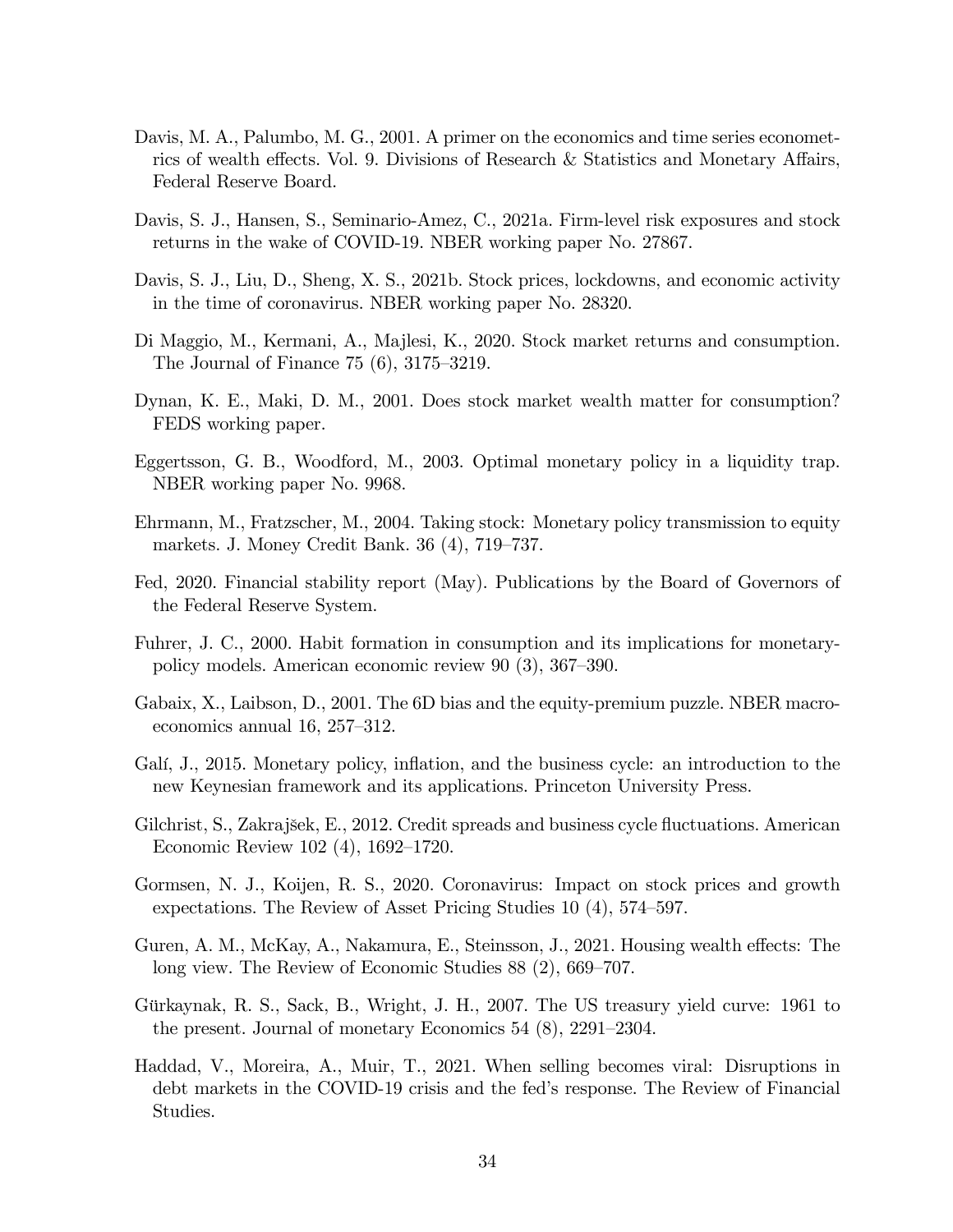Davis, M. A., Palumbo, M. G., 2001. A primer on the economics and time series econometrics of wealth effects. Vol. 9. Divisions of Research & Statistics and Monetary Affairs, Federal Reserve Board.

Davis, S. J., Hansen, S., Seminario-Amez, C., 2021a. Firm-level risk exposures and stock returns in the wake of COVID-19. NBER working paper No. 27867.

Davis, S. J., Liu, D., Sheng, X. S., 2021b. Stock prices, lockdowns, and economic activity in the time of coronavirus. NBER working paper No. 28320.

Di Maggio, M., Kermani, A., Majlesi, K., 2020. Stock market returns and consumption. The Journal of Finance 75 (6), 3175–3219.

Dynan, K. E., Maki, D. M., 2001. Does stock market wealth matter for consumption? FEDS working paper.

Eggertsson, G. B., Woodford, M., 2003. Optimal monetary policy in a liquidity trap. NBER working paper No. 9968.

Ehrmann, M., Fratzscher, M., 2004. Taking stock: Monetary policy transmission to equity markets. J. Money Credit Bank. 36 (4), 719–737.

Fed, 2020. Financial stability report (May). Publications by the Board of Governors of the Federal Reserve System.

Fuhrer, J. C., 2000. Habit formation in consumption and its implications for monetary-policy models. American economic review 90 (3), 367–390.

Gabaix, X., Laibson, D., 2001. The 6D bias and the equity-premium puzzle. NBER macroeconomics annual 16, 257–312.

Galí, J., 2015. Monetary policy, inflation, and the business cycle: an introduction to the new Keynesian framework and its applications. Princeton University Press.

Gilchrist, S., Zakrajšek, E., 2012. Credit spreads and business cycle fluctuations. American Economic Review 102 (4), 1692–1720.

Gormsen, N. J., Koijen, R. S., 2020. Coronavirus: Impact on stock prices and growth expectations. The Review of Asset Pricing Studies 10 (4), 574–597.

Guren, A. M., McKay, A., Nakamura, E., Steinsson, J., 2021. Housing wealth effects: The long view. The Review of Economic Studies 88 (2), 669–707.

Gürkaynak, R. S., Sack, B., Wright, J. H., 2007. The US treasury yield curve: 1961 to the present. Journal of monetary Economics 54 (8), 2291–2304.

Haddad, V., Moreira, A., Muir, T., 2021. When selling becomes viral: Disruptions in debt markets in the COVID-19 crisis and the fed's response. The Review of Financial Studies.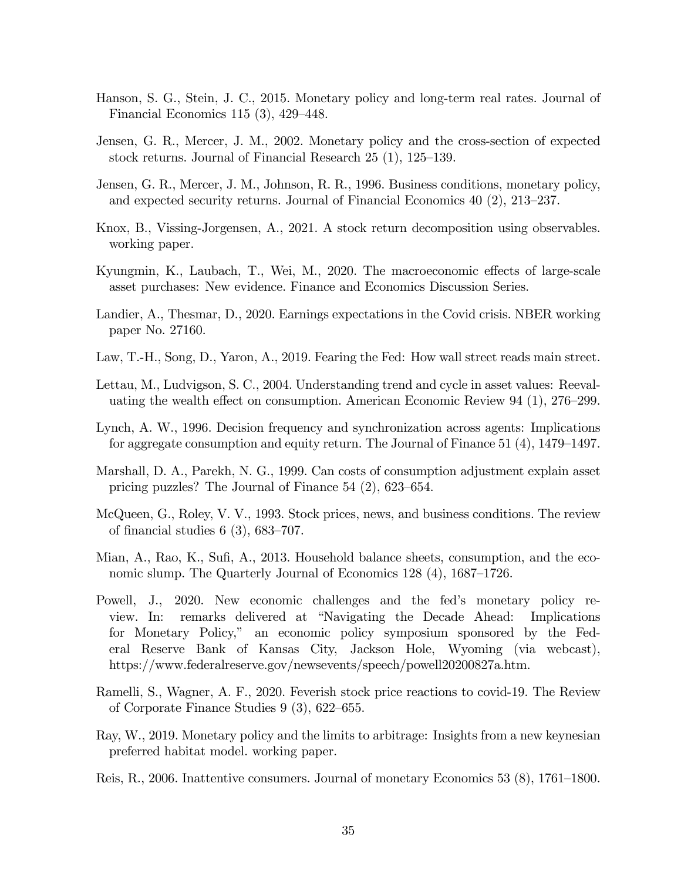Hanson, S. G., Stein, J. C., 2015. Monetary policy and long-term real rates. Journal of Financial Economics 115 (3), 429–448.

Jensen, G. R., Mercer, J. M., 2002. Monetary policy and the cross-section of expected stock returns. Journal of Financial Research 25 (1), 125–139.

Jensen, G. R., Mercer, J. M., Johnson, R. R., 1996. Business conditions, monetary policy, and expected security returns. Journal of Financial Economics 40 (2), 213–237.

Knox, B., Vissing-Jorgensen, A., 2021. A stock return decomposition using observables. working paper.

Kyungmin, K., Laubach, T., Wei, M., 2020. The macroeconomic effects of large-scale asset purchases: New evidence. Finance and Economics Discussion Series.

Landier, A., Thesmar, D., 2020. Earnings expectations in the Covid crisis. NBER working paper No. 27160.

Law, T.-H., Song, D., Yaron, A., 2019. Fearing the Fed: How wall street reads main street.

Lettau, M., Ludvigson, S. C., 2004. Understanding trend and cycle in asset values: Reevaluating the wealth effect on consumption. American Economic Review 94 (1), 276–299.

Lynch, A. W., 1996. Decision frequency and synchronization across agents: Implications for aggregate consumption and equity return. The Journal of Finance 51 (4), 1479–1497.

Marshall, D. A., Parekh, N. G., 1999. Can costs of consumption adjustment explain asset pricing puzzles? The Journal of Finance 54 (2), 623–654.

McQueen, G., Roley, V. V., 1993. Stock prices, news, and business conditions. The review of financial studies 6 (3), 683–707.

Mian, A., Rao, K., Sufi, A., 2013. Household balance sheets, consumption, and the economic slump. The Quarterly Journal of Economics 128 (4), 1687–1726.

Powell, J., 2020. New economic challenges and the fed's monetary policy review. In: remarks delivered at "Navigating the Decade Ahead: Implications for Monetary Policy," an economic policy symposium sponsored by the Federal Reserve Bank of Kansas City, Jackson Hole, Wyoming (via webcast), https://www.federalreserve.gov/newsevents/speech/powell20200827a.htm.

Ramelli, S., Wagner, A. F., 2020. Feverish stock price reactions to covid-19. The Review of Corporate Finance Studies 9 (3), 622–655.

Ray, W., 2019. Monetary policy and the limits to arbitrage: Insights from a new keynesian preferred habitat model. working paper.

Reis, R., 2006. Inattentive consumers. Journal of monetary Economics 53 (8), 1761–1800.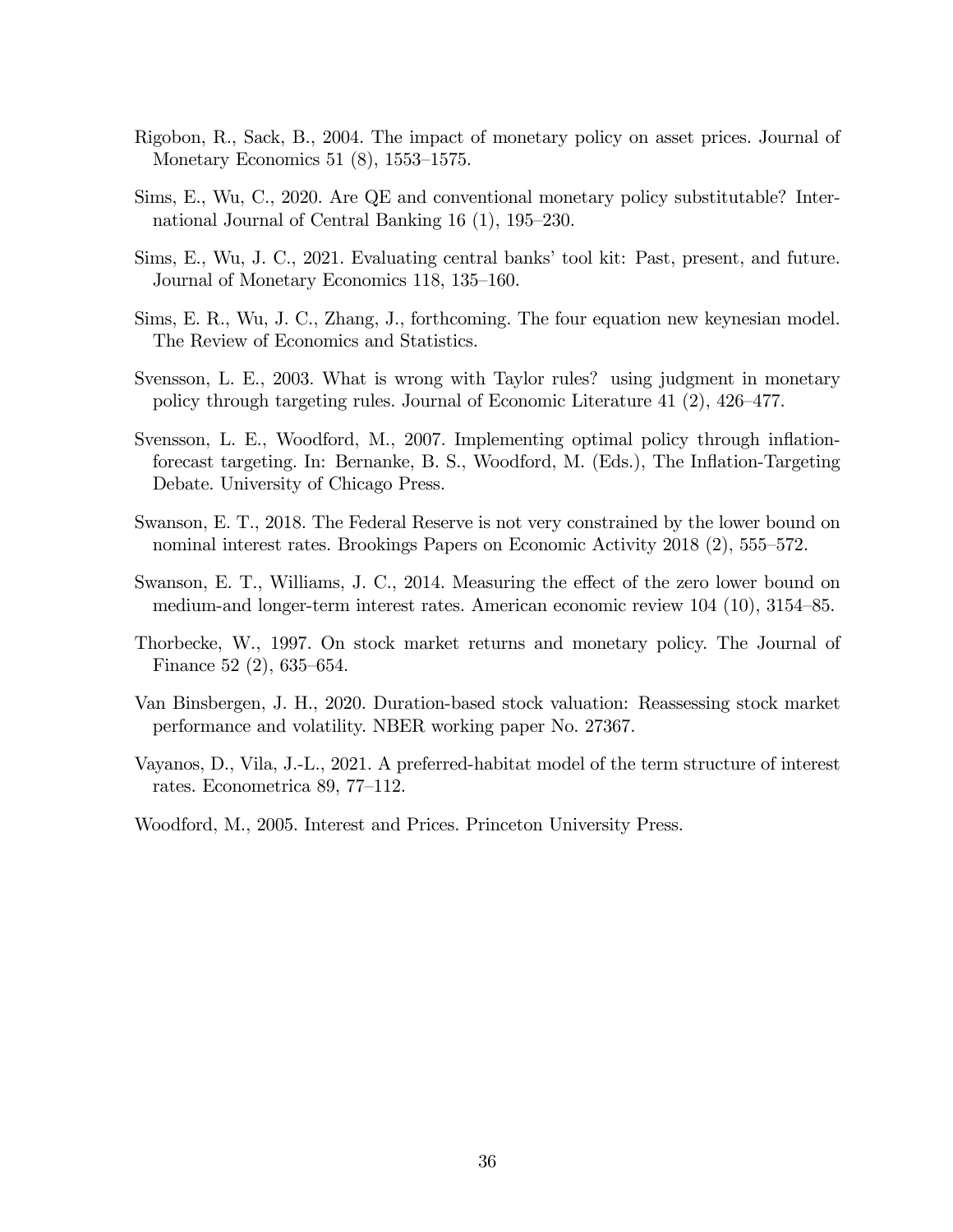Rigobon, R., Sack, B., 2004. The impact of monetary policy on asset prices. Journal of Monetary Economics 51 (8), 1553–1575.

Sims, E., Wu, C., 2020. Are QE and conventional monetary policy substitutable? International Journal of Central Banking 16 (1), 195–230.

Sims, E., Wu, J. C., 2021. Evaluating central banks' tool kit: Past, present, and future. Journal of Monetary Economics 118, 135–160.

Sims, E. R., Wu, J. C., Zhang, J., forthcoming. The four equation new keynesian model. The Review of Economics and Statistics.

Svensson, L. E., 2003. What is wrong with Taylor rules? using judgment in monetary policy through targeting rules. Journal of Economic Literature 41 (2), 426–477.

Svensson, L. E., Woodford, M., 2007. Implementing optimal policy through inflation-forecast targeting. In: Bernanke, B. S., Woodford, M. (Eds.), The Inflation-Targeting Debate. University of Chicago Press.

Swanson, E. T., 2018. The Federal Reserve is not very constrained by the lower bound on nominal interest rates. Brookings Papers on Economic Activity 2018 (2), 555–572.

Swanson, E. T., Williams, J. C., 2014. Measuring the effect of the zero lower bound on medium-and longer-term interest rates. American economic review 104 (10), 3154–85.

Thorbecke, W., 1997. On stock market returns and monetary policy. The Journal of Finance 52 (2), 635–654.

Van Binsbergen, J. H., 2020. Duration-based stock valuation: Reassessing stock market performance and volatility. NBER working paper No. 27367.

Vayanos, D., Vila, J.-L., 2021. A preferred-habitat model of the term structure of interest rates. Econometrica 89, 77–112.

Woodford, M., 2005. Interest and Prices. Princeton University Press.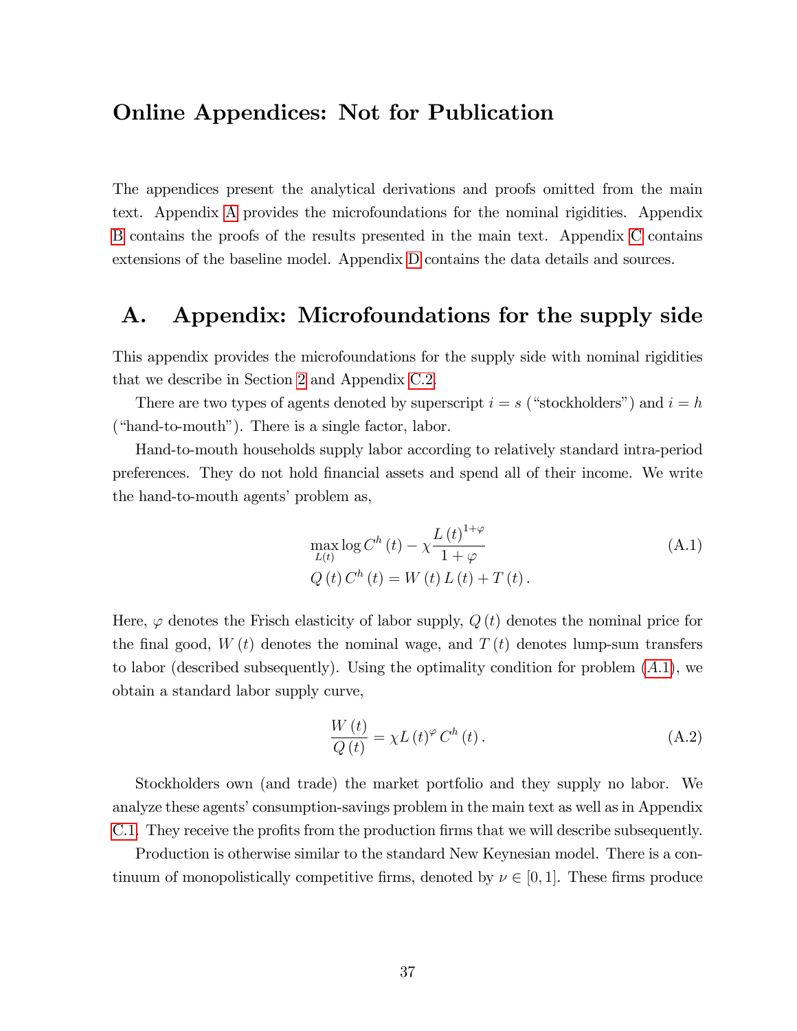# Online Appendices: Not for Publication

The appendices present the analytical derivations and proofs omitted from the main text. Appendix A provides the microfoundations for the nominal rigidities. Appendix B contains the proofs of the results presented in the main text. Appendix C contains extensions of the baseline model. Appendix D contains the data details and sources.

## A. Appendix: Microfoundations for the supply side

This appendix provides the microfoundations for the supply side with nominal rigidities that we describe in Section 2 and Appendix C.2.

There are two types of agents denoted by superscript $i = s$ ("stockholders") and $i = h$ ("hand-to-mouth"). There is a single factor, labor.

Hand-to-mouth households supply labor according to relatively standard intra-period preferences. They do not hold financial assets and spend all of their income. We write the hand-to-mouth agents' problem as,

$$\max_{L(t)} \log C^h(t) - \chi \frac{L(t)^{1+\varphi}}{1+\varphi} \tag{A.1}$$
$$Q(t) C^h(t) = W(t) L(t) + T(t).$$

Here, $\varphi$ denotes the Frisch elasticity of labor supply, $Q(t)$ denotes the nominal price for the final good, $W(t)$ denotes the nominal wage, and $T(t)$ denotes lump-sum transfers to labor (described subsequently). Using the optimality condition for problem (A.1), we obtain a standard labor supply curve,

$$\frac{W(t)}{Q(t)} = \chi L(t)^{\varphi} C^h(t). \tag{A.2}$$

Stockholders own (and trade) the market portfolio and they supply no labor. We analyze these agents' consumption-savings problem in the main text as well as in Appendix C.1. They receive the profits from the production firms that we will describe subsequently.

Production is otherwise similar to the standard New Keynesian model. There is a continuum of monopolistically competitive firms, denoted by $\nu \in [0, 1]$. These firms produce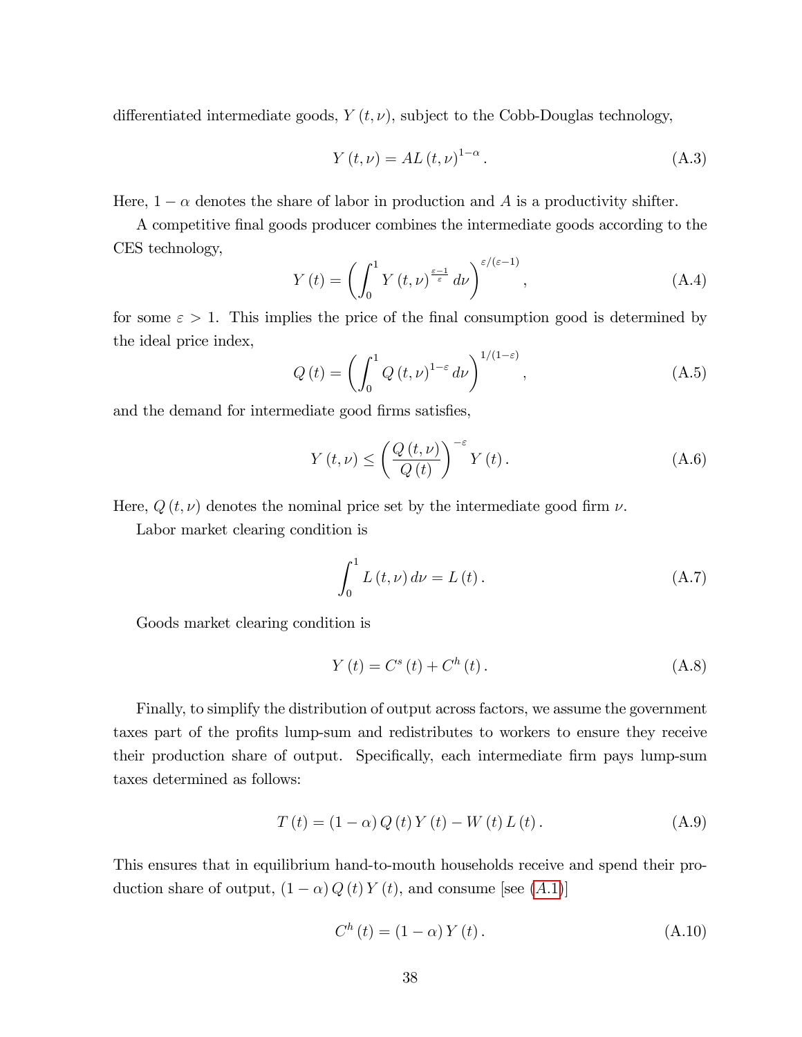differentiated intermediate goods, $Y(t,\nu)$, subject to the Cobb-Douglas technology,

$$Y(t,\nu) = AL(t,\nu)^{1-\alpha}. \tag{A.3}$$

Here, $1-\alpha$ denotes the share of labor in production and $A$ is a productivity shifter.

A competitive final goods producer combines the intermediate goods according to the CES technology,

$$Y(t) = \left(\int_0^1 Y(t,\nu)^{\frac{\varepsilon-1}{\varepsilon}} d\nu\right)^{\varepsilon/(\varepsilon-1)}, \tag{A.4}$$

for some $\varepsilon > 1$. This implies the price of the final consumption good is determined by the ideal price index,

$$Q(t) = \left(\int_0^1 Q(t,\nu)^{1-\varepsilon} d\nu\right)^{1/(1-\varepsilon)}, \tag{A.5}$$

and the demand for intermediate good firms satisfies,

$$Y(t,\nu) \leq \left(\frac{Q(t,\nu)}{Q(t)}\right)^{-\varepsilon} Y(t). \tag{A.6}$$

Here, $Q(t,\nu)$ denotes the nominal price set by the intermediate good firm $\nu$.

Labor market clearing condition is

$$\int_0^1 L(t,\nu)\,d\nu = L(t). \tag{A.7}$$

Goods market clearing condition is

$$Y(t) = C^s(t) + C^h(t). \tag{A.8}$$

Finally, to simplify the distribution of output across factors, we assume the government taxes part of the profits lump-sum and redistributes to workers to ensure they receive their production share of output. Specifically, each intermediate firm pays lump-sum taxes determined as follows:

$$T(t) = (1-\alpha)\,Q(t)\,Y(t) - W(t)\,L(t). \tag{A.9}$$

This ensures that in equilibrium hand-to-mouth households receive and spend their production share of output, $(1-\alpha)\,Q(t)\,Y(t)$, and consume [see (A.1)]

$$C^h(t) = (1-\alpha)\,Y(t). \tag{A.10}$$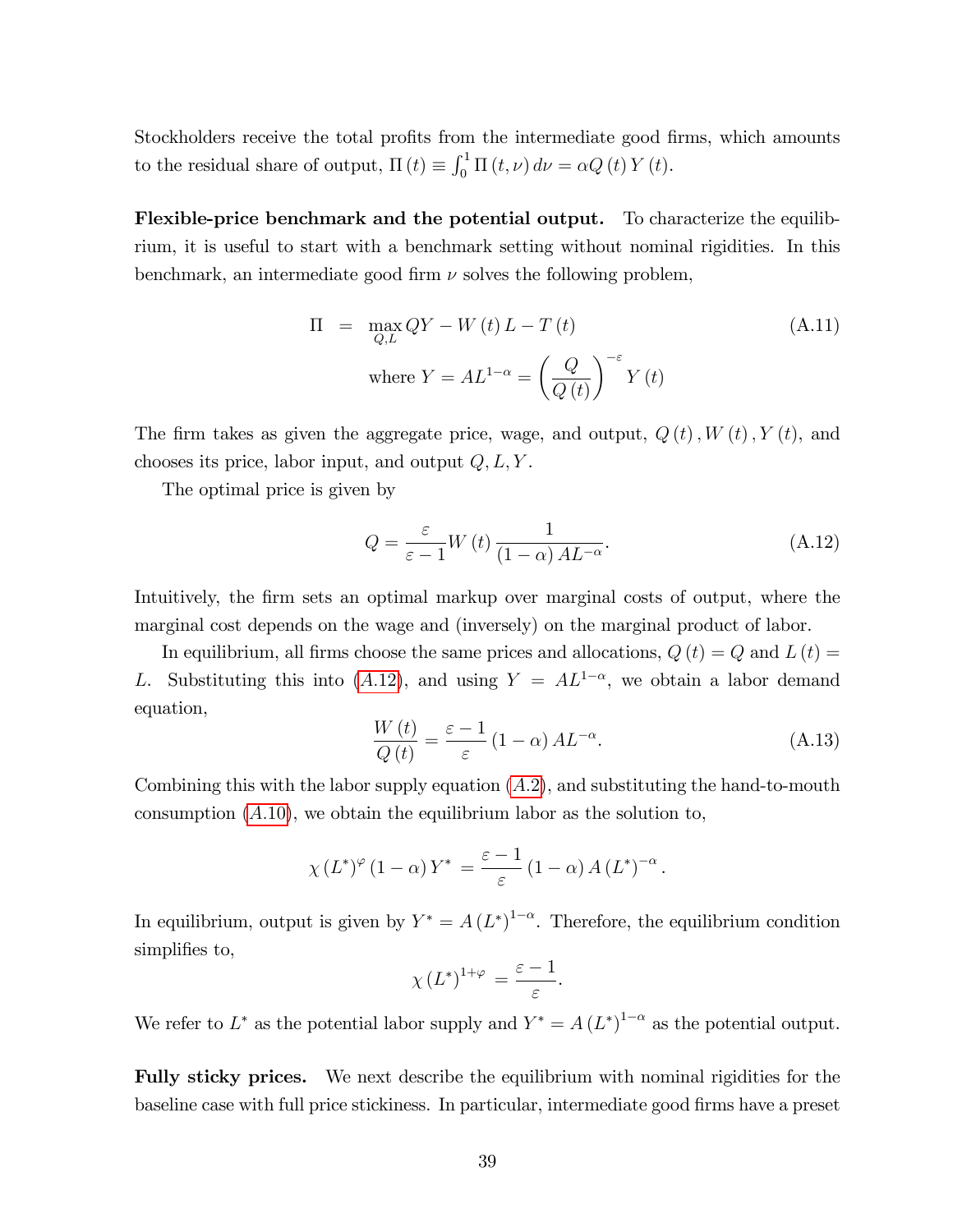Stockholders receive the total profits from the intermediate good firms, which amounts to the residual share of output, $\Pi(t) \equiv \int_0^1 \Pi(t, \nu)\, d\nu = \alpha Q(t) Y(t)$.

**Flexible-price benchmark and the potential output.** To characterize the equilibrium, it is useful to start with a benchmark setting without nominal rigidities. In this benchmark, an intermediate good firm $\nu$ solves the following problem,

$$\Pi = \max_{Q,L} QY - W(t) L - T(t) \tag{A.11}$$
$$\text{where } Y = AL^{1-\alpha} = \left(\frac{Q}{Q(t)}\right)^{-\varepsilon} Y(t)$$

The firm takes as given the aggregate price, wage, and output, $Q(t), W(t), Y(t)$, and chooses its price, labor input, and output $Q, L, Y$.

The optimal price is given by

$$Q = \frac{\varepsilon}{\varepsilon - 1} W(t) \frac{1}{(1-\alpha) AL^{-\alpha}}. \tag{A.12}$$

Intuitively, the firm sets an optimal markup over marginal costs of output, where the marginal cost depends on the wage and (inversely) on the marginal product of labor.

In equilibrium, all firms choose the same prices and allocations, $Q(t) = Q$ and $L(t) = L$. Substituting this into ($A.12$), and using $Y = AL^{1-\alpha}$, we obtain a labor demand equation,

$$\frac{W(t)}{Q(t)} = \frac{\varepsilon - 1}{\varepsilon} (1-\alpha) AL^{-\alpha}. \tag{A.13}$$

Combining this with the labor supply equation ($A.2$), and substituting the hand-to-mouth consumption ($A.10$), we obtain the equilibrium labor as the solution to,

$$\chi (L^*)^{\varphi} (1-\alpha) Y^* = \frac{\varepsilon - 1}{\varepsilon} (1-\alpha) A (L^*)^{-\alpha}.$$

In equilibrium, output is given by $Y^* = A (L^*)^{1-\alpha}$. Therefore, the equilibrium condition simplifies to,

$$\chi (L^*)^{1+\varphi} = \frac{\varepsilon - 1}{\varepsilon}.$$

We refer to $L^*$ as the potential labor supply and $Y^* = A (L^*)^{1-\alpha}$ as the potential output.

**Fully sticky prices.** We next describe the equilibrium with nominal rigidities for the baseline case with full price stickiness. In particular, intermediate good firms have a preset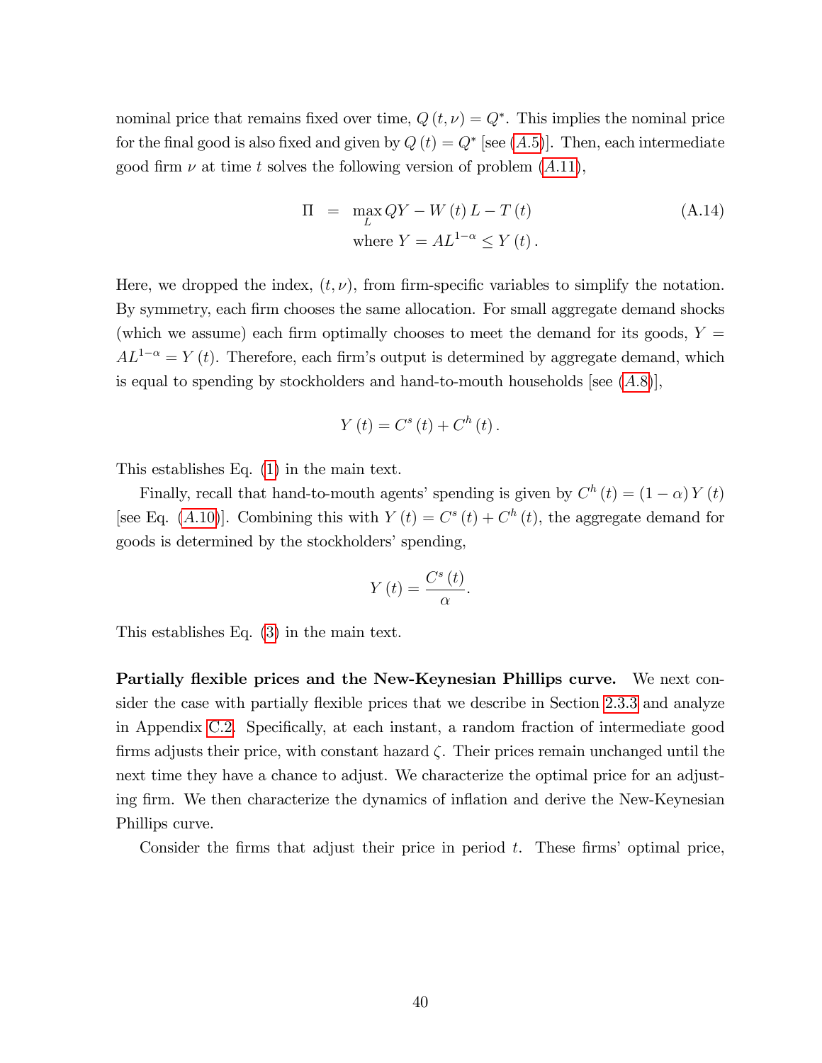nominal price that remains fixed over time, $Q(t,\nu) = Q^*$. This implies the nominal price for the final good is also fixed and given by $Q(t) = Q^*$ [see ($A.5$)]. Then, each intermediate good firm $\nu$ at time $t$ solves the following version of problem ($A.11$),

$$
\begin{aligned}
\Pi &= \max_L QY - W(t)L - T(t) \\
&\quad \text{where } Y = AL^{1-\alpha} \leq Y(t).
\end{aligned}
\tag{A.14}
$$

Here, we dropped the index, $(t,\nu)$, from firm-specific variables to simplify the notation. By symmetry, each firm chooses the same allocation. For small aggregate demand shocks (which we assume) each firm optimally chooses to meet the demand for its goods, $Y = AL^{1-\alpha} = Y(t)$. Therefore, each firm's output is determined by aggregate demand, which is equal to spending by stockholders and hand-to-mouth households [see ($A.8$)],

$$
Y(t) = C^s(t) + C^h(t).
$$

This establishes Eq. (1) in the main text.

Finally, recall that hand-to-mouth agents' spending is given by $C^h(t) = (1-\alpha)Y(t)$ [see Eq. ($A.10$)]. Combining this with $Y(t) = C^s(t) + C^h(t)$, the aggregate demand for goods is determined by the stockholders' spending,

$$
Y(t) = \frac{C^s(t)}{\alpha}.
$$

This establishes Eq. (3) in the main text.

**Partially flexible prices and the New-Keynesian Phillips curve.** We next consider the case with partially flexible prices that we describe in Section 2.3.3 and analyze in Appendix C.2. Specifically, at each instant, a random fraction of intermediate good firms adjusts their price, with constant hazard $\zeta$. Their prices remain unchanged until the next time they have a chance to adjust. We characterize the optimal price for an adjusting firm. We then characterize the dynamics of inflation and derive the New-Keynesian Phillips curve.

Consider the firms that adjust their price in period $t$. These firms' optimal price,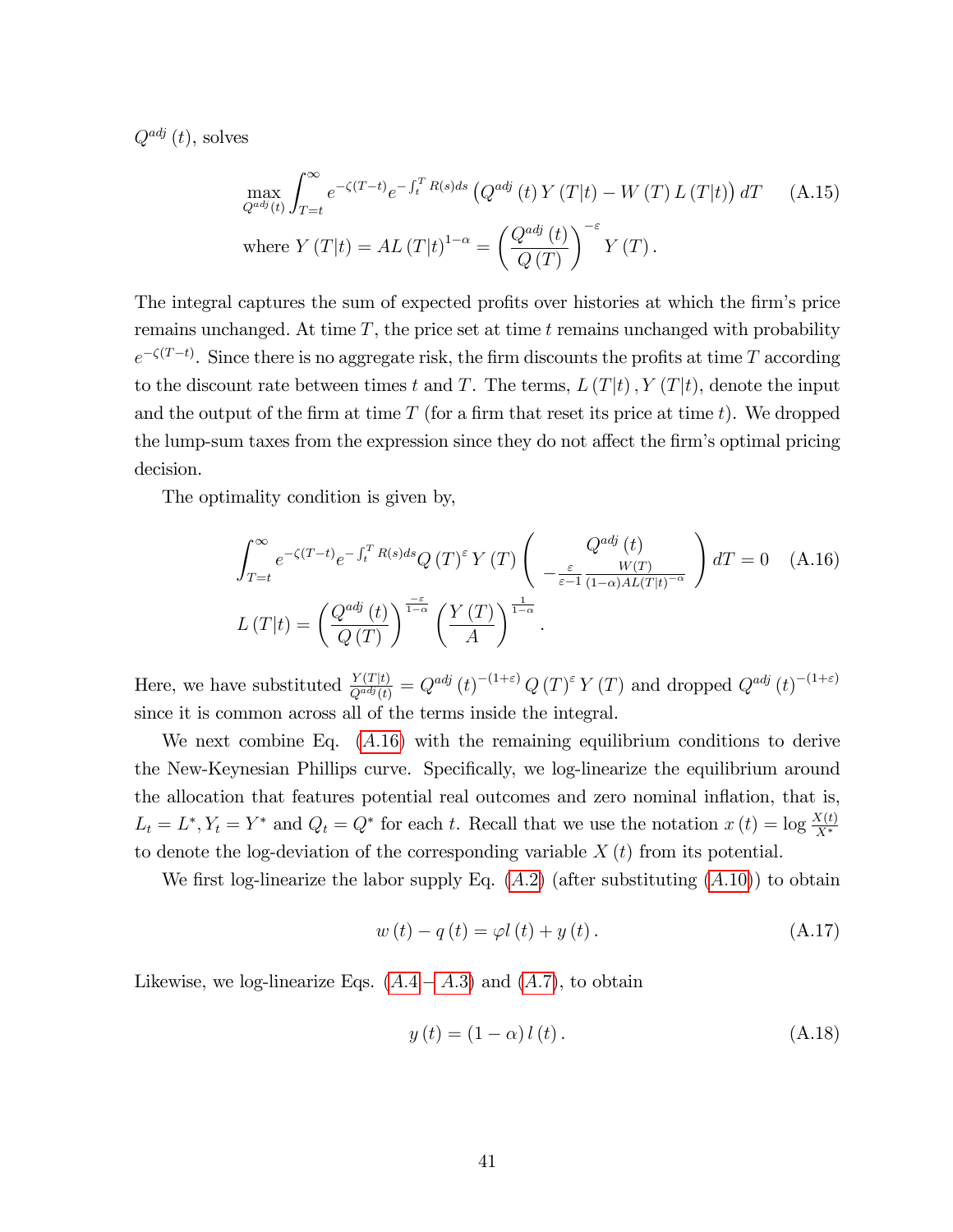$Q^{adj}(t)$, solves

$$
\max_{Q^{adj}(t)} \int_{T=t}^{\infty} e^{-\zeta(T-t)} e^{-\int_t^T R(s)ds} \left(Q^{adj}(t) Y(T|t) - W(T) L(T|t)\right) dT \tag{A.15}
$$
$$
\text{where } Y(T|t) = AL(T|t)^{1-\alpha} = \left(\frac{Q^{adj}(t)}{Q(T)}\right)^{-\varepsilon} Y(T).
$$

The integral captures the sum of expected profits over histories at which the firm's price remains unchanged. At time $T$, the price set at time $t$ remains unchanged with probability $e^{-\zeta(T-t)}$. Since there is no aggregate risk, the firm discounts the profits at time $T$ according to the discount rate between times $t$ and $T$. The terms, $L(T|t), Y(T|t)$, denote the input and the output of the firm at time $T$ (for a firm that reset its price at time $t$). We dropped the lump-sum taxes from the expression since they do not affect the firm's optimal pricing decision.

The optimality condition is given by,

$$
\int_{T=t}^{\infty} e^{-\zeta(T-t)} e^{-\int_t^T R(s)ds} Q(T)^{\varepsilon} Y(T) \left( \begin{array}{c} Q^{adj}(t) \\ -\frac{\varepsilon}{\varepsilon-1} \frac{W(T)}{(1-\alpha)AL(T|t)^{-\alpha}} \end{array} \right) dT = 0 \tag{A.16}
$$
$$
L(T|t) = \left(\frac{Q^{adj}(t)}{Q(T)}\right)^{\frac{-\varepsilon}{1-\alpha}} \left(\frac{Y(T)}{A}\right)^{\frac{1}{1-\alpha}}.
$$

Here, we have substituted $\frac{Y(T|t)}{Q^{adj}(t)} = Q^{adj}(t)^{-(1+\varepsilon)} Q(T)^{\varepsilon} Y(T)$ and dropped $Q^{adj}(t)^{-(1+\varepsilon)}$ since it is common across all of the terms inside the integral.

We next combine Eq. (A.16) with the remaining equilibrium conditions to derive the New-Keynesian Phillips curve. Specifically, we log-linearize the equilibrium around the allocation that features potential real outcomes and zero nominal inflation, that is, $L_t = L^*, Y_t = Y^*$ and $Q_t = Q^*$ for each $t$. Recall that we use the notation $x(t) = \log \frac{X(t)}{X^*}$ to denote the log-deviation of the corresponding variable $X(t)$ from its potential.

We first log-linearize the labor supply Eq. (A.2) (after substituting (A.10)) to obtain

$$
w(t) - q(t) = \varphi l(t) + y(t). \tag{A.17}
$$

Likewise, we log-linearize Eqs. (A.4 – A.3) and (A.7), to obtain

$$
y(t) = (1-\alpha) l(t). \tag{A.18}
$$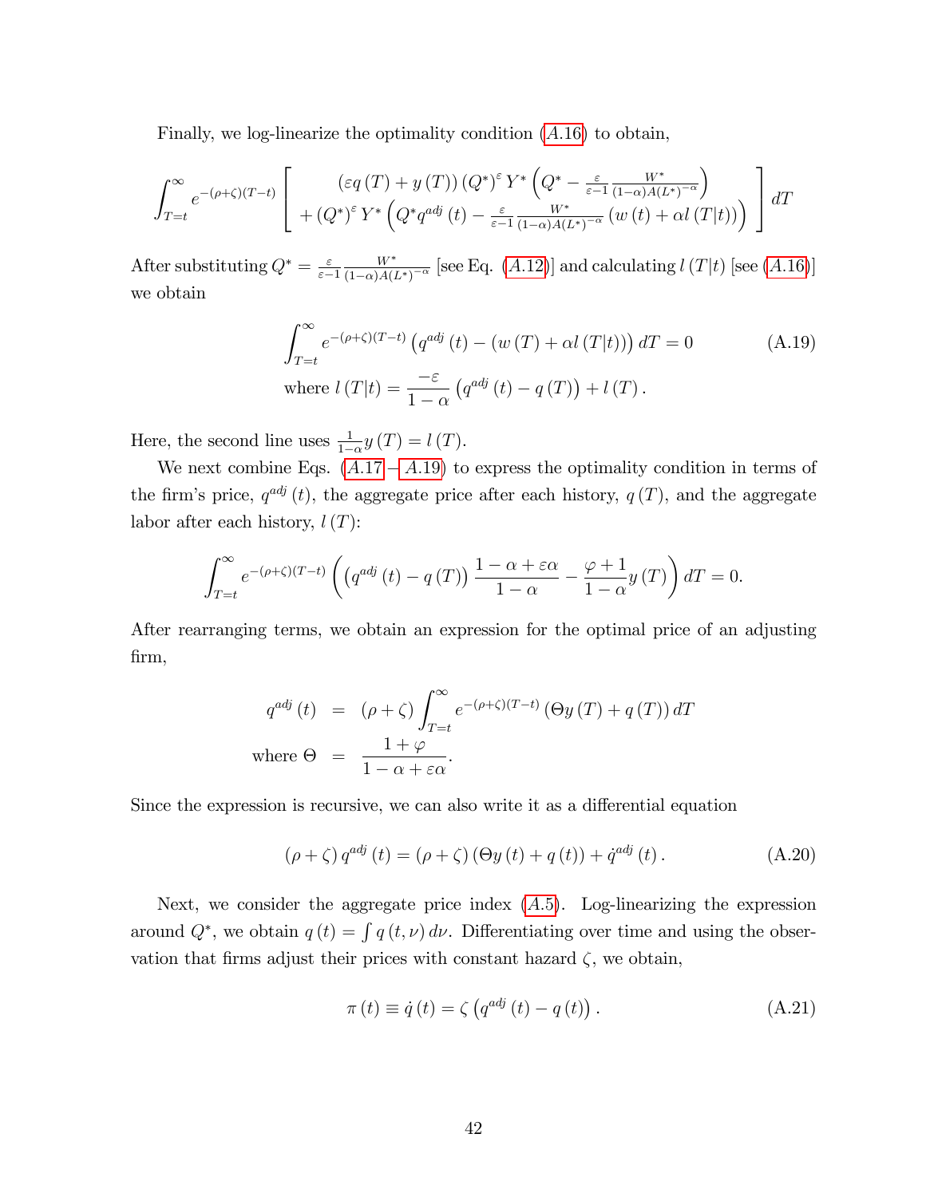Finally, we log-linearize the optimality condition ($A.16$) to obtain,

$$\int_{T=t}^{\infty} e^{-(\rho+\zeta)(T-t)} \left[ \begin{array}{c} (\varepsilon q(T) + y(T)) (Q^*)^{\varepsilon} Y^* \left( Q^* - \frac{\varepsilon}{\varepsilon-1} \frac{W^*}{(1-\alpha)A(L^*)^{-\alpha}} \right) \\ + (Q^*)^{\varepsilon} Y^* \left( Q^* q^{adj}(t) - \frac{\varepsilon}{\varepsilon-1} \frac{W^*}{(1-\alpha)A(L^*)^{-\alpha}} (w(t) + \alpha l(T|t)) \right) \end{array} \right] dT$$

After substituting $Q^* = \frac{\varepsilon}{\varepsilon-1} \frac{W^*}{(1-\alpha)A(L^*)^{-\alpha}}$ [see Eq. ($A.12$)] and calculating $l(T|t)$ [see ($A.16$)] we obtain

$$\int_{T=t}^{\infty} e^{-(\rho+\zeta)(T-t)} \left( q^{adj}(t) - (w(T) + \alpha l(T|t)) \right) dT = 0 \tag{A.19}$$
$$\text{where } l(T|t) = \frac{-\varepsilon}{1-\alpha} \left( q^{adj}(t) - q(T) \right) + l(T).$$

Here, the second line uses $\frac{1}{1-\alpha} y(T) = l(T)$.

We next combine Eqs. ($A.17 - A.19$) to express the optimality condition in terms of the firm's price, $q^{adj}(t)$, the aggregate price after each history, $q(T)$, and the aggregate labor after each history, $l(T)$:

$$\int_{T=t}^{\infty} e^{-(\rho+\zeta)(T-t)} \left( \left( q^{adj}(t) - q(T) \right) \frac{1-\alpha+\varepsilon\alpha}{1-\alpha} - \frac{\varphi+1}{1-\alpha} y(T) \right) dT = 0.$$

After rearranging terms, we obtain an expression for the optimal price of an adjusting firm,

$$\begin{aligned} q^{adj}(t) &= (\rho+\zeta) \int_{T=t}^{\infty} e^{-(\rho+\zeta)(T-t)} \left( \Theta y(T) + q(T) \right) dT \\ \text{where } \Theta &= \frac{1+\varphi}{1-\alpha+\varepsilon\alpha}. \end{aligned}$$

Since the expression is recursive, we can also write it as a differential equation

$$(\rho+\zeta) q^{adj}(t) = (\rho+\zeta) (\Theta y(t) + q(t)) + \dot{q}^{adj}(t). \tag{A.20}$$

Next, we consider the aggregate price index ($A.5$). Log-linearizing the expression around $Q^*$, we obtain $q(t) = \int q(t,\nu) d\nu$. Differentiating over time and using the observation that firms adjust their prices with constant hazard $\zeta$, we obtain,

$$\pi(t) \equiv \dot{q}(t) = \zeta \left( q^{adj}(t) - q(t) \right). \tag{A.21}$$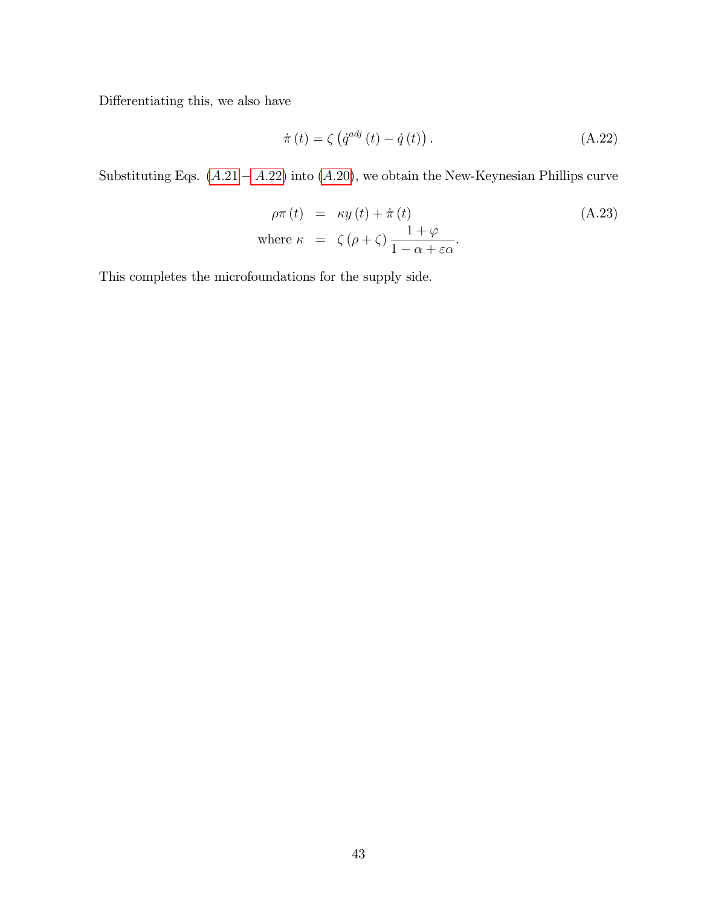Differentiating this, we also have

$$\dot{\pi}(t) = \zeta \left( \dot{q}^{adj}(t) - \dot{q}(t) \right). \tag{A.22}$$

Substituting Eqs. ($A.21 - A.22$) into ($A.20$), we obtain the New-Keynesian Phillips curve

$$\begin{aligned} \rho \pi(t) &= \kappa y(t) + \dot{\pi}(t) \\ \text{where } \kappa &= \zeta(\rho + \zeta) \frac{1 + \varphi}{1 - \alpha + \varepsilon \alpha}. \end{aligned} \tag{A.23}$$

This completes the microfoundations for the supply side.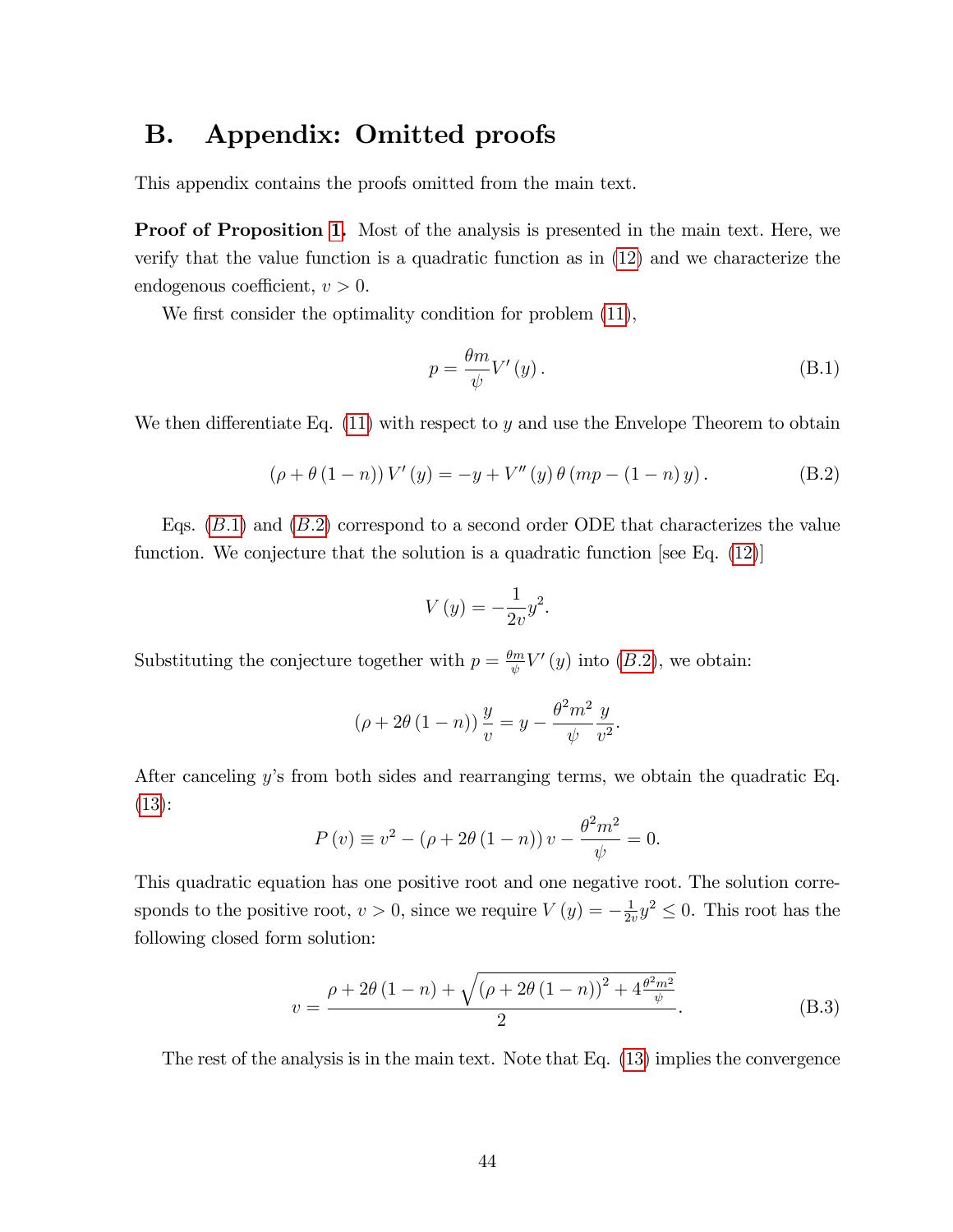# B. Appendix: Omitted proofs

This appendix contains the proofs omitted from the main text.

**Proof of Proposition 1.** Most of the analysis is presented in the main text. Here, we verify that the value function is a quadratic function as in (12) and we characterize the endogenous coefficient, $v > 0$.

We first consider the optimality condition for problem (11),

$$p = \frac{\theta m}{\psi} V'(y). \tag{B.1}$$

We then differentiate Eq. (11) with respect to $y$ and use the Envelope Theorem to obtain

$$(\rho + \theta(1-n)) V'(y) = -y + V''(y)\theta(mp - (1-n)y). \tag{B.2}$$

Eqs. ($B.1$) and ($B.2$) correspond to a second order ODE that characterizes the value function. We conjecture that the solution is a quadratic function [see Eq. (12)]

$$V(y) = -\frac{1}{2v}y^2.$$

Substituting the conjecture together with $p = \frac{\theta m}{\psi} V'(y)$ into ($B.2$), we obtain:

$$(\rho + 2\theta(1-n))\frac{y}{v} = y - \frac{\theta^2 m^2}{\psi}\frac{y}{v^2}.$$

After canceling $y$'s from both sides and rearranging terms, we obtain the quadratic Eq. (13):

$$P(v) \equiv v^2 - (\rho + 2\theta(1-n))v - \frac{\theta^2 m^2}{\psi} = 0.$$

This quadratic equation has one positive root and one negative root. The solution corresponds to the positive root, $v > 0$, since we require $V(y) = -\frac{1}{2v}y^2 \leq 0$. This root has the following closed form solution:

$$v = \frac{\rho + 2\theta(1-n) + \sqrt{(\rho + 2\theta(1-n))^2 + 4\frac{\theta^2 m^2}{\psi}}}{2}. \tag{B.3}$$

The rest of the analysis is in the main text. Note that Eq. (13) implies the convergence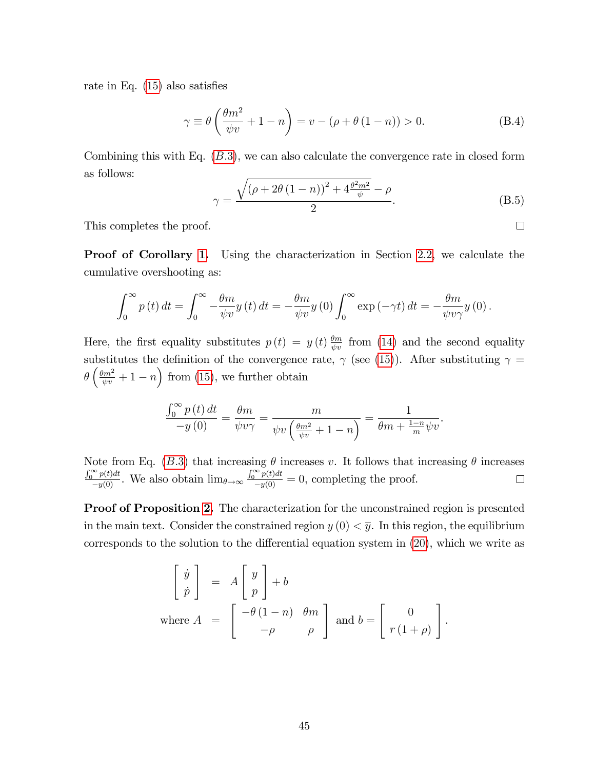rate in Eq. (15) also satisfies

$$\gamma \equiv \theta\left(\frac{\theta m^2}{\psi v}+1-n\right) = v-(\rho+\theta(1-n))>0. \tag{B.4}$$

Combining this with Eq. (*B.3*), we can also calculate the convergence rate in closed form as follows:

$$\gamma = \frac{\sqrt{(\rho+2\theta(1-n))^2+4\frac{\theta^2 m^2}{\psi}}-\rho}{2}. \tag{B.5}$$

This completes the proof. □

**Proof of Corollary 1.** Using the characterization in Section 2.2, we calculate the cumulative overshooting as:

$$\int_0^\infty p(t)\,dt = \int_0^\infty -\frac{\theta m}{\psi v} y(t)\,dt = -\frac{\theta m}{\psi v} y(0)\int_0^\infty \exp(-\gamma t)\,dt = -\frac{\theta m}{\psi v\gamma} y(0).$$

Here, the first equality substitutes $p(t) = y(t)\frac{\theta m}{\psi v}$ from (14) and the second equality substitutes the definition of the convergence rate, $\gamma$ (see (15)). After substituting $\gamma = \theta\left(\frac{\theta m^2}{\psi v}+1-n\right)$ from (15), we further obtain

$$\frac{\int_0^\infty p(t)\,dt}{-y(0)} = \frac{\theta m}{\psi v\gamma} = \frac{m}{\psi v\left(\frac{\theta m^2}{\psi v}+1-n\right)} = \frac{1}{\theta m+\frac{1-n}{m}\psi v}.$$

Note from Eq. (*B.3*) that increasing $\theta$ increases $v$. It follows that increasing $\theta$ increases $\frac{\int_0^\infty p(t)dt}{-y(0)}$. We also obtain $\lim_{\theta\to\infty}\frac{\int_0^\infty p(t)dt}{-y(0)} = 0$, completing the proof. □

**Proof of Proposition 2.** The characterization for the unconstrained region is presented in the main text. Consider the constrained region $y(0) < \overline{y}$. In this region, the equilibrium corresponds to the solution to the differential equation system in (20), which we write as

$$\begin{aligned}
\begin{bmatrix}\dot{y}\\ \dot{p}\end{bmatrix} &= A\begin{bmatrix}y\\ p\end{bmatrix}+b \\
\text{where } A &= \begin{bmatrix}-\theta(1-n) & \theta m\\ -\rho & \rho\end{bmatrix} \text{ and } b = \begin{bmatrix}0\\ \overline{r}(1+\rho)\end{bmatrix}.
\end{aligned}$$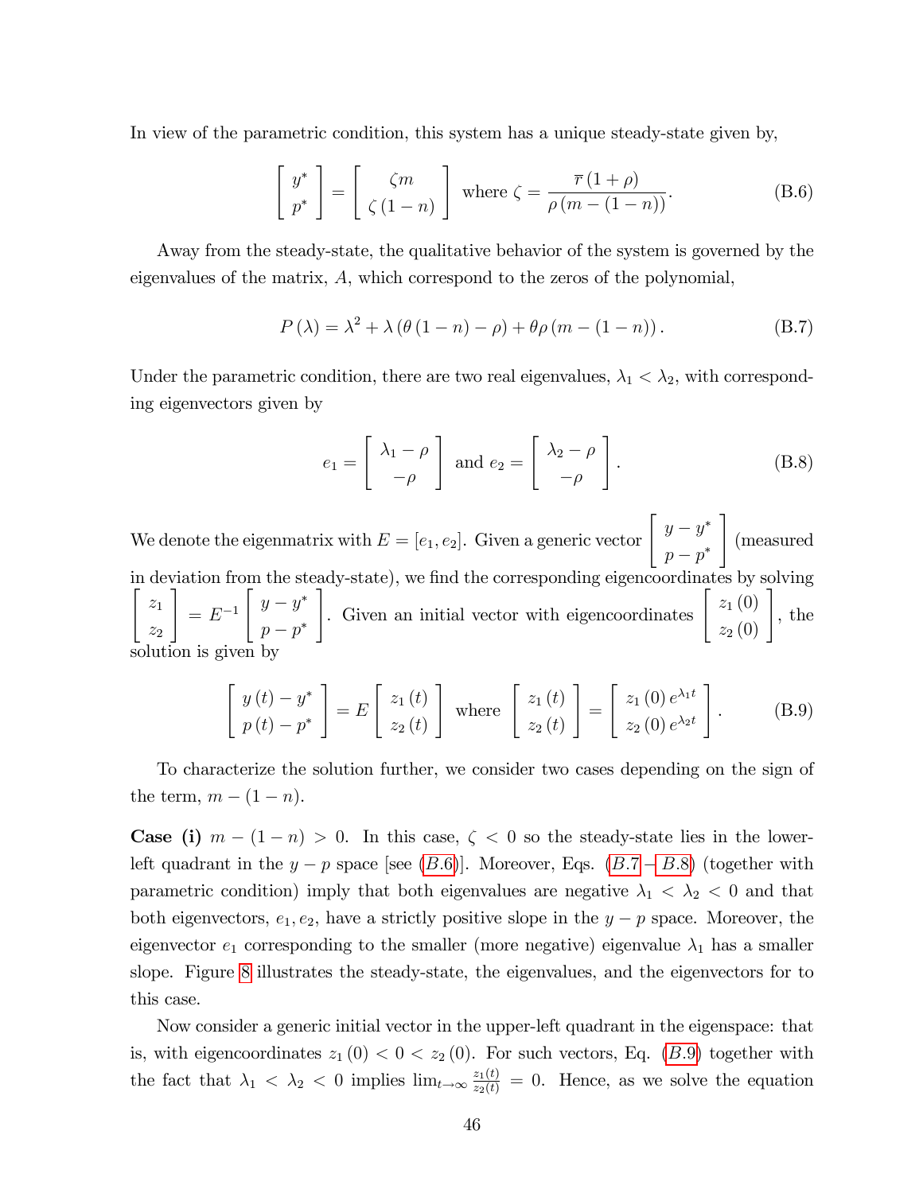In view of the parametric condition, this system has a unique steady-state given by,

$$\begin{bmatrix} y^* \\ p^* \end{bmatrix} = \begin{bmatrix} \zeta m \\ \zeta (1-n) \end{bmatrix} \text{ where } \zeta = \frac{\overline{r}(1+\rho)}{\rho (m-(1-n))}. \tag{B.6}$$

Away from the steady-state, the qualitative behavior of the system is governed by the eigenvalues of the matrix, $A$, which correspond to the zeros of the polynomial,

$$P(\lambda) = \lambda^2 + \lambda (\theta (1-n) - \rho) + \theta \rho (m - (1-n)). \tag{B.7}$$

Under the parametric condition, there are two real eigenvalues, $\lambda_1 < \lambda_2$, with corresponding eigenvectors given by

$$e_1 = \begin{bmatrix} \lambda_1 - \rho \\ -\rho \end{bmatrix} \text{ and } e_2 = \begin{bmatrix} \lambda_2 - \rho \\ -\rho \end{bmatrix}. \tag{B.8}$$

We denote the eigenmatrix with $E = [e_1, e_2]$. Given a generic vector $\begin{bmatrix} y - y^* \\ p - p^* \end{bmatrix}$ (measured in deviation from the steady-state), we find the corresponding eigencoordinates by solving $\begin{bmatrix} z_1 \\ z_2 \end{bmatrix} = E^{-1} \begin{bmatrix} y - y^* \\ p - p^* \end{bmatrix}$. Given an initial vector with eigencoordinates $\begin{bmatrix} z_1(0) \\ z_2(0) \end{bmatrix}$, the solution is given by

$$\begin{bmatrix} y(t) - y^* \\ p(t) - p^* \end{bmatrix} = E \begin{bmatrix} z_1(t) \\ z_2(t) \end{bmatrix} \text{ where } \begin{bmatrix} z_1(t) \\ z_2(t) \end{bmatrix} = \begin{bmatrix} z_1(0) e^{\lambda_1 t} \\ z_2(0) e^{\lambda_2 t} \end{bmatrix}. \tag{B.9}$$

To characterize the solution further, we consider two cases depending on the sign of the term, $m - (1-n)$.

**Case (i)** $m - (1-n) > 0$. In this case, $\zeta < 0$ so the steady-state lies in the lower-left quadrant in the $y-p$ space [see ($B.6$)]. Moreover, Eqs. ($B.7 - B.8$) (together with parametric condition) imply that both eigenvalues are negative $\lambda_1 < \lambda_2 < 0$ and that both eigenvectors, $e_1, e_2$, have a strictly positive slope in the $y-p$ space. Moreover, the eigenvector $e_1$ corresponding to the smaller (more negative) eigenvalue $\lambda_1$ has a smaller slope. Figure 8 illustrates the steady-state, the eigenvalues, and the eigenvectors for to this case.

Now consider a generic initial vector in the upper-left quadrant in the eigenspace: that is, with eigencoordinates $z_1(0) < 0 < z_2(0)$. For such vectors, Eq. ($B.9$) together with the fact that $\lambda_1 < \lambda_2 < 0$ implies $\lim_{t \to \infty} \frac{z_1(t)}{z_2(t)} = 0$. Hence, as we solve the equation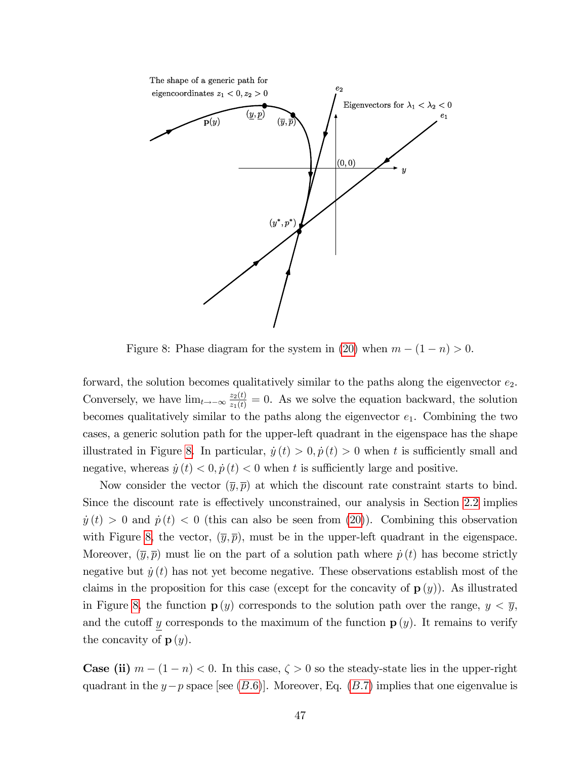Figure 8: Phase diagram for the system in (20) when $m - (1-n) > 0$.

forward, the solution becomes qualitatively similar to the paths along the eigenvector $e_2$. Conversely, we have $\lim_{t \to -\infty} \frac{z_2(t)}{z_1(t)} = 0$. As we solve the equation backward, the solution becomes qualitatively similar to the paths along the eigenvector $e_1$. Combining the two cases, a generic solution path for the upper-left quadrant in the eigenspace has the shape illustrated in Figure 8. In particular, $\dot{y}(t) > 0, \dot{p}(t) > 0$ when $t$ is sufficiently small and negative, whereas $\dot{y}(t) < 0, \dot{p}(t) < 0$ when $t$ is sufficiently large and positive.

Now consider the vector $(\overline{y}, \overline{p})$ at which the discount rate constraint starts to bind. Since the discount rate is effectively unconstrained, our analysis in Section 2.2 implies $\dot{y}(t) > 0$ and $\dot{p}(t) < 0$ (this can also be seen from (20)). Combining this observation with Figure 8, the vector, $(\overline{y}, \overline{p})$, must be in the upper-left quadrant in the eigenspace. Moreover, $(\overline{y}, \overline{p})$ must lie on the part of a solution path where $\dot{p}(t)$ has become strictly negative but $\dot{y}(t)$ has not yet become negative. These observations establish most of the claims in the proposition for this case (except for the concavity of $\mathbf{p}(y)$). As illustrated in Figure 8, the function $\mathbf{p}(y)$ corresponds to the solution path over the range, $y < \overline{y}$, and the cutoff $\underline{y}$ corresponds to the maximum of the function $\mathbf{p}(y)$. It remains to verify the concavity of $\mathbf{p}(y)$.

**Case (ii)** $m - (1-n) < 0$. In this case, $\zeta > 0$ so the steady-state lies in the upper-right quadrant in the $y - p$ space [see ($B.6$)]. Moreover, Eq. ($B.7$) implies that one eigenvalue is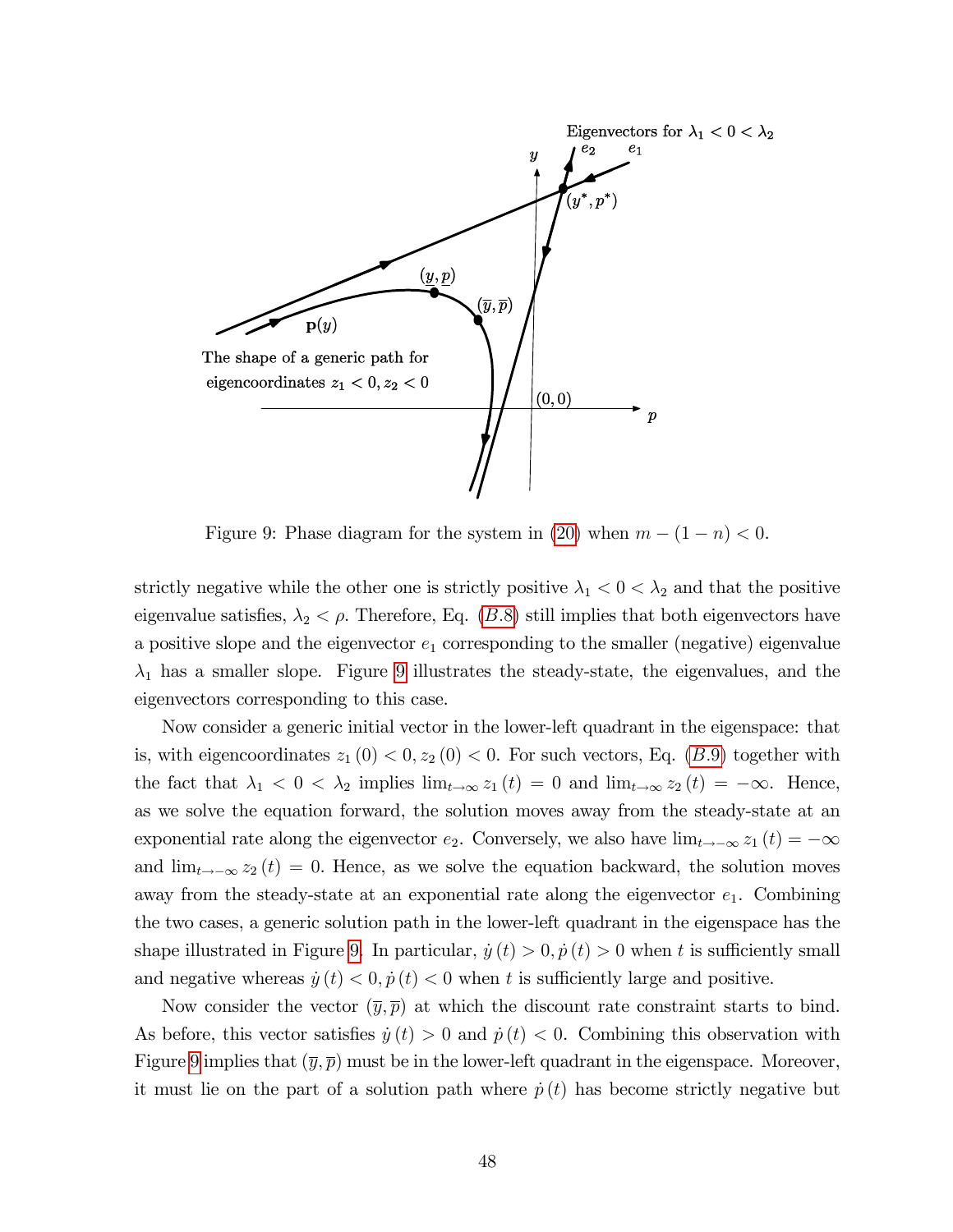Figure 9: Phase diagram for the system in (20) when $m - (1-n) < 0$.

strictly negative while the other one is strictly positive $\lambda_1 < 0 < \lambda_2$ and that the positive eigenvalue satisfies, $\lambda_2 < \rho$. Therefore, Eq. ($B.8$) still implies that both eigenvectors have a positive slope and the eigenvector $e_1$ corresponding to the smaller (negative) eigenvalue $\lambda_1$ has a smaller slope. Figure 9 illustrates the steady-state, the eigenvalues, and the eigenvectors corresponding to this case.

Now consider a generic initial vector in the lower-left quadrant in the eigenspace: that is, with eigencoordinates $z_1(0) < 0, z_2(0) < 0$. For such vectors, Eq. ($B.9$) together with the fact that $\lambda_1 < 0 < \lambda_2$ implies $\lim_{t\to\infty} z_1(t) = 0$ and $\lim_{t\to\infty} z_2(t) = -\infty$. Hence, as we solve the equation forward, the solution moves away from the steady-state at an exponential rate along the eigenvector $e_2$. Conversely, we also have $\lim_{t\to-\infty} z_1(t) = -\infty$ and $\lim_{t\to-\infty} z_2(t) = 0$. Hence, as we solve the equation backward, the solution moves away from the steady-state at an exponential rate along the eigenvector $e_1$. Combining the two cases, a generic solution path in the lower-left quadrant in the eigenspace has the shape illustrated in Figure 9. In particular, $\dot{y}(t) > 0, \dot{p}(t) > 0$ when $t$ is sufficiently small and negative whereas $\dot{y}(t) < 0, \dot{p}(t) < 0$ when $t$ is sufficiently large and positive.

Now consider the vector $(\overline{y}, \overline{p})$ at which the discount rate constraint starts to bind. As before, this vector satisfies $\dot{y}(t) > 0$ and $\dot{p}(t) < 0$. Combining this observation with Figure 9 implies that $(\overline{y}, \overline{p})$ must be in the lower-left quadrant in the eigenspace. Moreover, it must lie on the part of a solution path where $\dot{p}(t)$ has become strictly negative but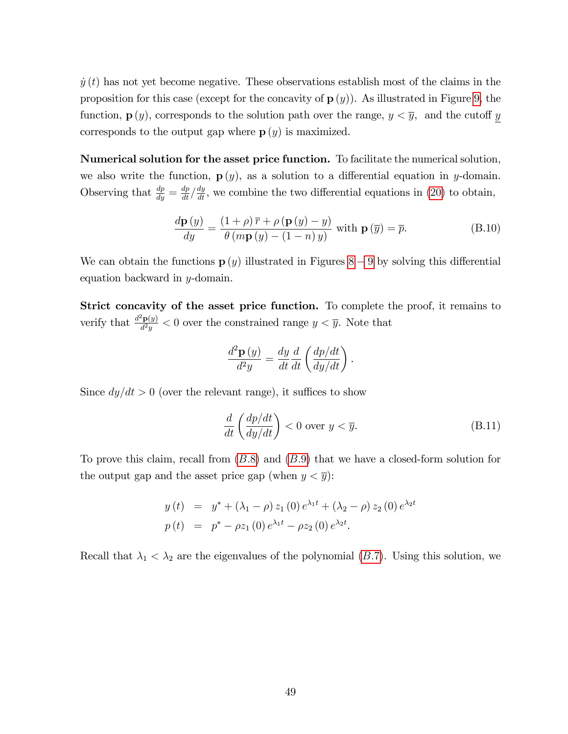$\dot{y}(t)$ has not yet become negative. These observations establish most of the claims in the proposition for this case (except for the concavity of $\mathbf{p}(y)$). As illustrated in Figure 9, the function, $\mathbf{p}(y)$, corresponds to the solution path over the range, $y < \overline{y}$, and the cutoff $\underline{y}$ corresponds to the output gap where $\mathbf{p}(y)$ is maximized.

**Numerical solution for the asset price function.** To facilitate the numerical solution, we also write the function, $\mathbf{p}(y)$, as a solution to a differential equation in $y$-domain. Observing that $\frac{dp}{dy} = \frac{dp}{dt} / \frac{dy}{dt}$, we combine the two differential equations in (20) to obtain,

$$\frac{d\mathbf{p}(y)}{dy} = \frac{(1+\rho)\,\overline{r} + \rho\,(\mathbf{p}(y) - y)}{\theta\,(m\mathbf{p}(y) - (1-n)\,y)} \text{ with } \mathbf{p}(\overline{y}) = \overline{p}. \tag{B.10}$$

We can obtain the functions $\mathbf{p}(y)$ illustrated in Figures 8 – 9 by solving this differential equation backward in $y$-domain.

**Strict concavity of the asset price function.** To complete the proof, it remains to verify that $\frac{d^2\mathbf{p}(y)}{d^2y} < 0$ over the constrained range $y < \overline{y}$. Note that

$$\frac{d^2\mathbf{p}(y)}{d^2y} = \frac{dy}{dt}\frac{d}{dt}\left(\frac{dp/dt}{dy/dt}\right).$$

Since $dy/dt > 0$ (over the relevant range), it suffices to show

$$\frac{d}{dt}\left(\frac{dp/dt}{dy/dt}\right) < 0 \text{ over } y < \overline{y}. \tag{B.11}$$

To prove this claim, recall from ($B.8$) and ($B.9$) that we have a closed-form solution for the output gap and the asset price gap (when $y < \overline{y}$):

$$\begin{aligned} y(t) &= y^* + (\lambda_1 - \rho)\,z_1(0)\,e^{\lambda_1 t} + (\lambda_2 - \rho)\,z_2(0)\,e^{\lambda_2 t} \\ p(t) &= p^* - \rho z_1(0)\,e^{\lambda_1 t} - \rho z_2(0)\,e^{\lambda_2 t}. \end{aligned}$$

Recall that $\lambda_1 < \lambda_2$ are the eigenvalues of the polynomial ($B.7$). Using this solution, we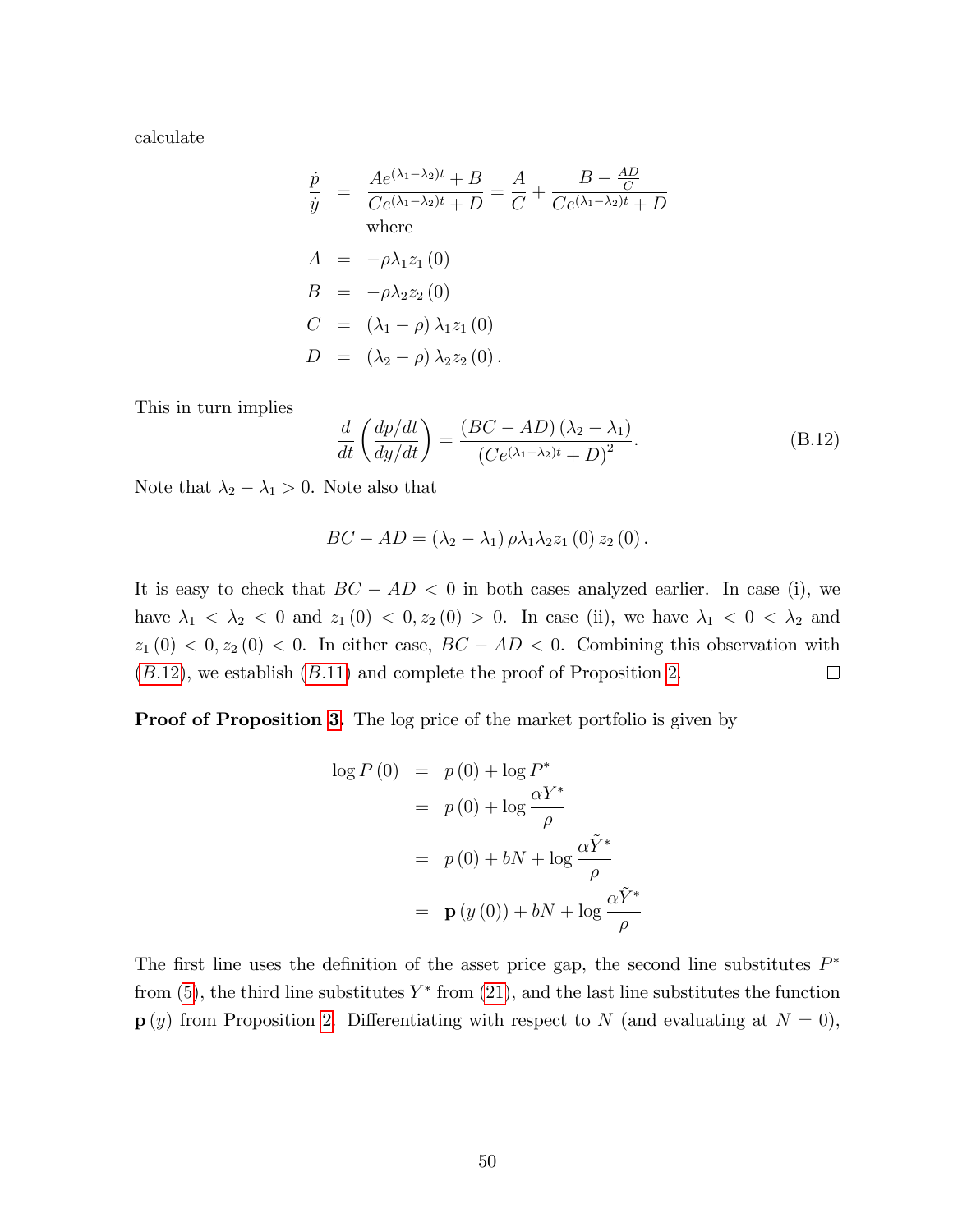calculate

$$
\begin{aligned}
\frac{\dot{p}}{\dot{y}} &= \frac{Ae^{(\lambda_1-\lambda_2)t}+B}{Ce^{(\lambda_1-\lambda_2)t}+D} = \frac{A}{C} + \frac{B-\frac{AD}{C}}{Ce^{(\lambda_1-\lambda_2)t}+D} \\
&\quad \text{where} \\
A &= -\rho\lambda_1 z_1(0) \\
B &= -\rho\lambda_2 z_2(0) \\
C &= (\lambda_1-\rho)\lambda_1 z_1(0) \\
D &= (\lambda_2-\rho)\lambda_2 z_2(0).
\end{aligned}
$$

This in turn implies

$$
\frac{d}{dt}\left(\frac{dp/dt}{dy/dt}\right) = \frac{(BC-AD)(\lambda_2-\lambda_1)}{\left(Ce^{(\lambda_1-\lambda_2)t}+D\right)^2}. \tag{B.12}
$$

Note that $\lambda_2-\lambda_1>0$. Note also that

$$
BC-AD = (\lambda_2-\lambda_1)\rho\lambda_1\lambda_2 z_1(0) z_2(0).
$$

It is easy to check that $BC-AD<0$ in both cases analyzed earlier. In case (i), we have $\lambda_1<\lambda_2<0$ and $z_1(0)<0, z_2(0)>0$. In case (ii), we have $\lambda_1<0<\lambda_2$ and $z_1(0)<0, z_2(0)<0$. In either case, $BC-AD<0$. Combining this observation with ($B.12$), we establish ($B.11$) and complete the proof of Proposition 2. ☐

**Proof of Proposition 3.** The log price of the market portfolio is given by

$$
\begin{aligned}
\log P(0) &= p(0) + \log P^* \\
&= p(0) + \log \frac{\alpha Y^*}{\rho} \\
&= p(0) + bN + \log \frac{\alpha \tilde{Y}^*}{\rho} \\
&= \mathbf{p}(y(0)) + bN + \log \frac{\alpha \tilde{Y}^*}{\rho}
\end{aligned}
$$

The first line uses the definition of the asset price gap, the second line substitutes $P^*$ from (5), the third line substitutes $Y^*$ from (21), and the last line substitutes the function $\mathbf{p}(y)$ from Proposition 2. Differentiating with respect to $N$ (and evaluating at $N=0$),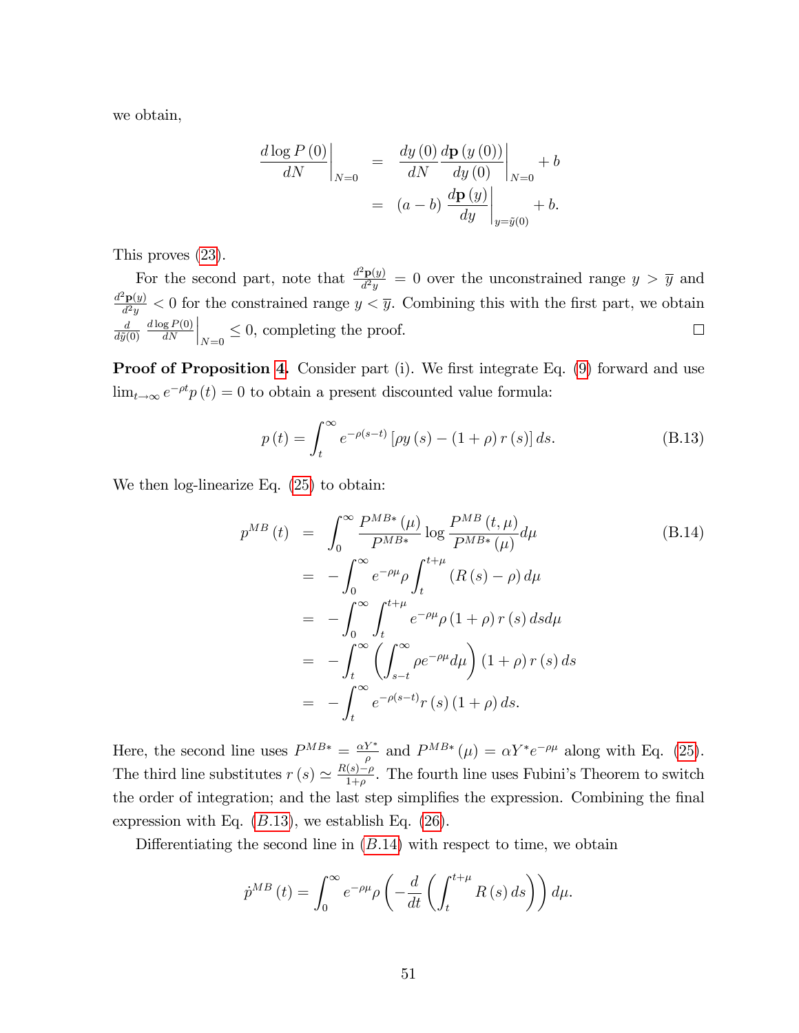we obtain,

$$
\begin{aligned}
\left.\frac{d \log P(0)}{dN}\right|_{N=0} &= \left.\frac{dy(0)}{dN}\frac{d\mathbf{p}(y(0))}{dy(0)}\right|_{N=0} + b \\
&= (a-b)\left.\frac{d\mathbf{p}(y)}{dy}\right|_{y=\tilde{y}(0)} + b.
\end{aligned}
$$

This proves (23).

For the second part, note that $\frac{d^2\mathbf{p}(y)}{d^2y} = 0$ over the unconstrained range $y > \overline{y}$ and $\frac{d^2\mathbf{p}(y)}{d^2y} < 0$ for the constrained range $y < \overline{y}$. Combining this with the first part, we obtain $\frac{d}{d\tilde{y}(0)} \left.\frac{d\log P(0)}{dN}\right|_{N=0} \leq 0$, completing the proof. $\square$

**Proof of Proposition 4.** Consider part (i). We first integrate Eq. (9) forward and use $\lim_{t\to\infty} e^{-\rho t} p(t) = 0$ to obtain a present discounted value formula:

$$
p(t) = \int_t^\infty e^{-\rho(s-t)} \left[\rho y(s) - (1+\rho) r(s)\right] ds. \tag{B.13}
$$

We then log-linearize Eq. (25) to obtain:

$$
\begin{aligned}
p^{MB}(t) &= \int_0^\infty \frac{P^{MB*}(\mu)}{P^{MB*}} \log \frac{P^{MB}(t,\mu)}{P^{MB*}(\mu)} d\mu \\
&= -\int_0^\infty e^{-\rho\mu} \rho \int_t^{t+\mu} (R(s) - \rho)\, d\mu \\
&= -\int_0^\infty \int_t^{t+\mu} e^{-\rho\mu} \rho (1+\rho) r(s)\, ds d\mu \\
&= -\int_t^\infty \left(\int_{s-t}^\infty \rho e^{-\rho\mu} d\mu\right) (1+\rho) r(s)\, ds \\
&= -\int_t^\infty e^{-\rho(s-t)} r(s)(1+\rho)\, ds.
\end{aligned} \tag{B.14}
$$

Here, the second line uses $P^{MB*} = \frac{\alpha Y^*}{\rho}$ and $P^{MB*}(\mu) = \alpha Y^* e^{-\rho\mu}$ along with Eq. (25). The third line substitutes $r(s) \simeq \frac{R(s)-\rho}{1+\rho}$. The fourth line uses Fubini's Theorem to switch the order of integration; and the last step simplifies the expression. Combining the final expression with Eq. ($B.13$), we establish Eq. (26).

Differentiating the second line in ($B.14$) with respect to time, we obtain

$$
\dot{p}^{MB}(t) = \int_0^\infty e^{-\rho\mu} \rho \left(-\frac{d}{dt}\left(\int_t^{t+\mu} R(s)\, ds\right)\right) d\mu.
$$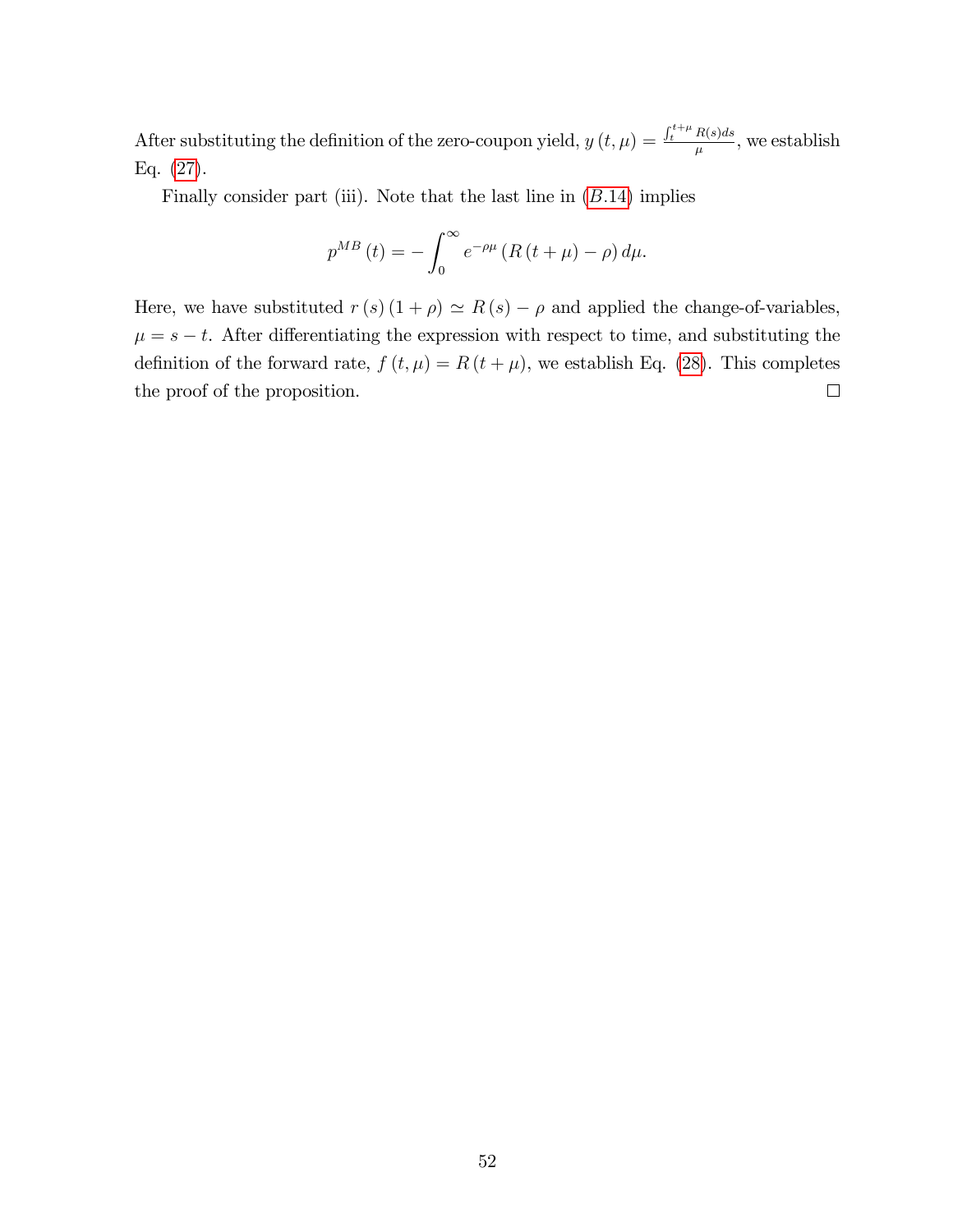After substituting the definition of the zero-coupon yield, $y(t,\mu) = \frac{\int_t^{t+\mu} R(s)ds}{\mu}$, we establish Eq. (27).

Finally consider part (iii). Note that the last line in ($B.14$) implies

$$p^{MB}(t) = -\int_0^{\infty} e^{-\rho\mu} \left(R(t+\mu) - \rho\right) d\mu.$$

Here, we have substituted $r(s)(1+\rho) \simeq R(s) - \rho$ and applied the change-of-variables, $\mu = s - t$. After differentiating the expression with respect to time, and substituting the definition of the forward rate, $f(t,\mu) = R(t+\mu)$, we establish Eq. (28). This completes the proof of the proposition. □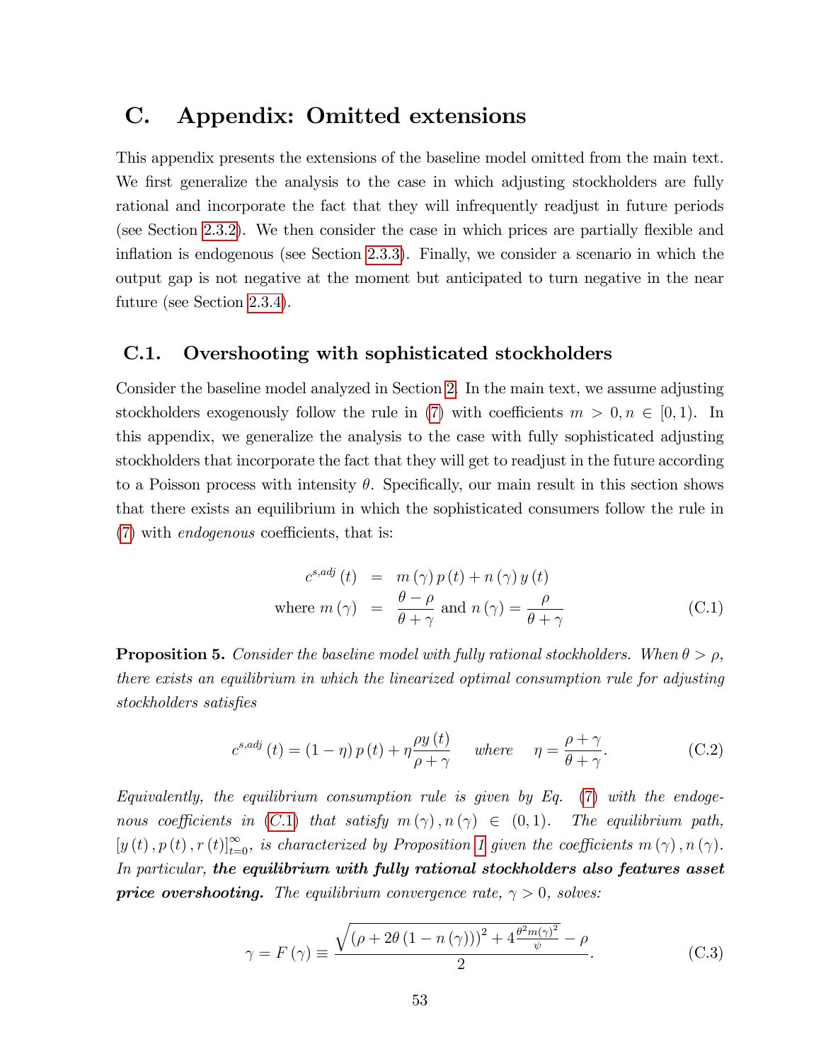# C. Appendix: Omitted extensions

This appendix presents the extensions of the baseline model omitted from the main text. We first generalize the analysis to the case in which adjusting stockholders are fully rational and incorporate the fact that they will infrequently readjust in future periods (see Section 2.3.2). We then consider the case in which prices are partially flexible and inflation is endogenous (see Section 2.3.3). Finally, we consider a scenario in which the output gap is not negative at the moment but anticipated to turn negative in the near future (see Section 2.3.4).

## C.1. Overshooting with sophisticated stockholders

Consider the baseline model analyzed in Section 2. In the main text, we assume adjusting stockholders exogenously follow the rule in (7) with coefficients $m > 0, n \in [0, 1)$. In this appendix, we generalize the analysis to the case with fully sophisticated adjusting stockholders that incorporate the fact that they will get to readjust in the future according to a Poisson process with intensity $\theta$. Specifically, our main result in this section shows that there exists an equilibrium in which the sophisticated consumers follow the rule in (7) with *endogenous* coefficients, that is:

$$
\begin{aligned}
c^{s,adj}(t) &= m(\gamma) p(t) + n(\gamma) y(t) \\
\text{where } m(\gamma) &= \frac{\theta - \rho}{\theta + \gamma} \text{ and } n(\gamma) = \frac{\rho}{\theta + \gamma}
\end{aligned}
\tag{C.1}
$$

**Proposition 5.** *Consider the baseline model with fully rational stockholders. When $\theta > \rho$, there exists an equilibrium in which the linearized optimal consumption rule for adjusting stockholders satisfies*

$$
c^{s,adj}(t) = (1 - \eta) p(t) + \eta \frac{\rho y(t)}{\rho + \gamma} \quad \text{where} \quad \eta = \frac{\rho + \gamma}{\theta + \gamma}. \tag{C.2}
$$

*Equivalently, the equilibrium consumption rule is given by Eq. (7) with the endogenous coefficients in (C.1) that satisfy $m(\gamma), n(\gamma) \in (0, 1)$. The equilibrium path, $[y(t), p(t), r(t)]_{t=0}^{\infty}$, is characterized by Proposition 1 given the coefficients $m(\gamma), n(\gamma)$. In particular,* ***the equilibrium with fully rational stockholders also features asset price overshooting.*** *The equilibrium convergence rate, $\gamma > 0$, solves:*

$$
\gamma = F(\gamma) \equiv \frac{\sqrt{(\rho + 2\theta(1 - n(\gamma)))^2 + 4\frac{\theta^2 m(\gamma)^2}{\psi}} - \rho}{2}. \tag{C.3}
$$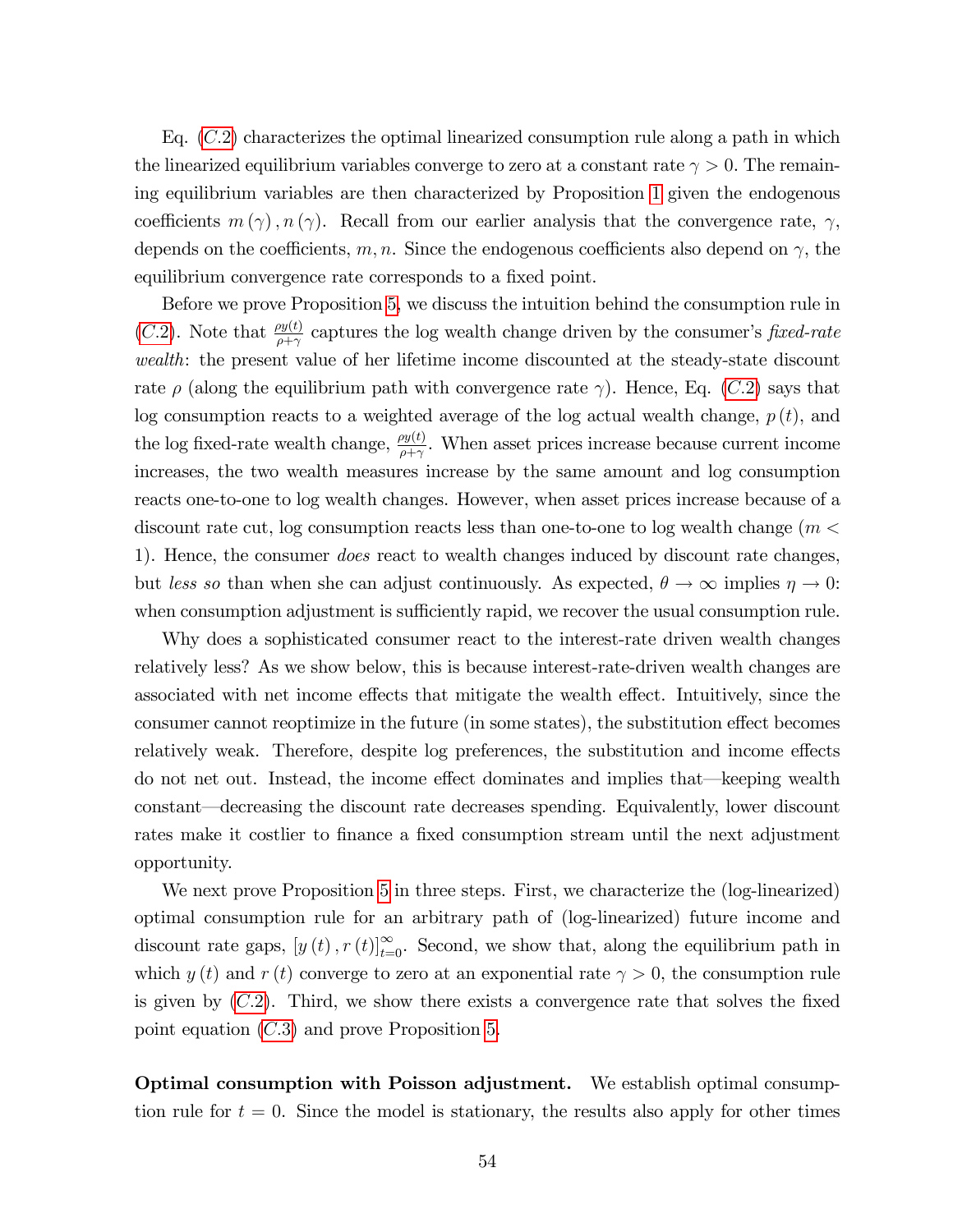Eq. ($C.2$) characterizes the optimal linearized consumption rule along a path in which the linearized equilibrium variables converge to zero at a constant rate $\gamma > 0$. The remaining equilibrium variables are then characterized by Proposition 1 given the endogenous coefficients $m(\gamma), n(\gamma)$. Recall from our earlier analysis that the convergence rate, $\gamma$, depends on the coefficients, $m, n$. Since the endogenous coefficients also depend on $\gamma$, the equilibrium convergence rate corresponds to a fixed point.

Before we prove Proposition 5, we discuss the intuition behind the consumption rule in ($C.2$). Note that $\frac{\rho y(t)}{\rho+\gamma}$ captures the log wealth change driven by the consumer's *fixed-rate wealth*: the present value of her lifetime income discounted at the steady-state discount rate $\rho$ (along the equilibrium path with convergence rate $\gamma$). Hence, Eq. ($C.2$) says that log consumption reacts to a weighted average of the log actual wealth change, $p(t)$, and the log fixed-rate wealth change, $\frac{\rho y(t)}{\rho+\gamma}$. When asset prices increase because current income increases, the two wealth measures increase by the same amount and log consumption reacts one-to-one to log wealth changes. However, when asset prices increase because of a discount rate cut, log consumption reacts less than one-to-one to log wealth change ($m < 1$). Hence, the consumer *does* react to wealth changes induced by discount rate changes, but *less so* than when she can adjust continuously. As expected, $\theta \to \infty$ implies $\eta \to 0$: when consumption adjustment is sufficiently rapid, we recover the usual consumption rule.

Why does a sophisticated consumer react to the interest-rate driven wealth changes relatively less? As we show below, this is because interest-rate-driven wealth changes are associated with net income effects that mitigate the wealth effect. Intuitively, since the consumer cannot reoptimize in the future (in some states), the substitution effect becomes relatively weak. Therefore, despite log preferences, the substitution and income effects do not net out. Instead, the income effect dominates and implies that—keeping wealth constant—decreasing the discount rate decreases spending. Equivalently, lower discount rates make it costlier to finance a fixed consumption stream until the next adjustment opportunity.

We next prove Proposition 5 in three steps. First, we characterize the (log-linearized) optimal consumption rule for an arbitrary path of (log-linearized) future income and discount rate gaps, $[y(t), r(t)]_{t=0}^{\infty}$. Second, we show that, along the equilibrium path in which $y(t)$ and $r(t)$ converge to zero at an exponential rate $\gamma > 0$, the consumption rule is given by ($C.2$). Third, we show there exists a convergence rate that solves the fixed point equation ($C.3$) and prove Proposition 5.

**Optimal consumption with Poisson adjustment.** We establish optimal consumption rule for $t = 0$. Since the model is stationary, the results also apply for other times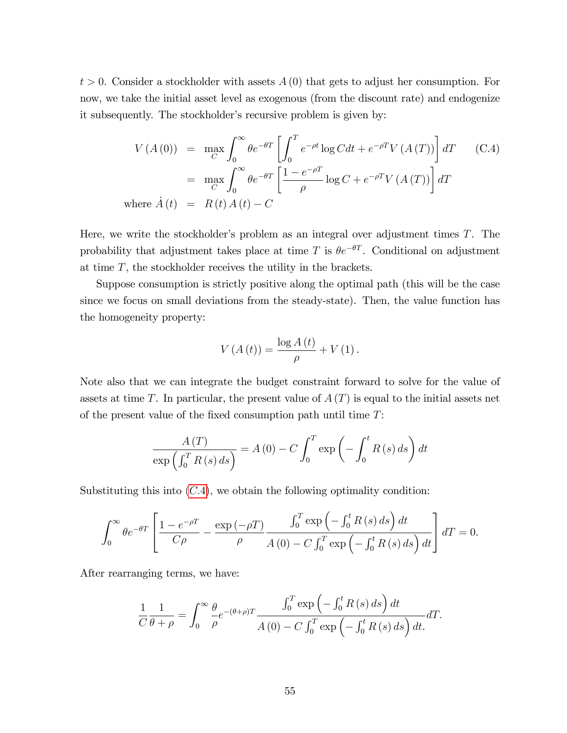$t > 0$. Consider a stockholder with assets $A(0)$ that gets to adjust her consumption. For now, we take the initial asset level as exogenous (from the discount rate) and endogenize it subsequently. The stockholder's recursive problem is given by:

$$
\begin{aligned}
V(A(0)) &= \max_{C} \int_0^\infty \theta e^{-\theta T} \left[ \int_0^T e^{-\rho t} \log C dt + e^{-\rho T} V(A(T)) \right] dT \qquad \text{(C.4)} \\
&= \max_{C} \int_0^\infty \theta e^{-\theta T} \left[ \frac{1 - e^{-\rho T}}{\rho} \log C + e^{-\rho T} V(A(T)) \right] dT \\
\text{where } \dot{A}(t) &= R(t) A(t) - C
\end{aligned}
$$

Here, we write the stockholder's problem as an integral over adjustment times $T$. The probability that adjustment takes place at time $T$ is $\theta e^{-\theta T}$. Conditional on adjustment at time $T$, the stockholder receives the utility in the brackets.

Suppose consumption is strictly positive along the optimal path (this will be the case since we focus on small deviations from the steady-state). Then, the value function has the homogeneity property:

$$
V(A(t)) = \frac{\log A(t)}{\rho} + V(1).
$$

Note also that we can integrate the budget constraint forward to solve for the value of assets at time $T$. In particular, the present value of $A(T)$ is equal to the initial assets net of the present value of the fixed consumption path until time $T$:

$$
\frac{A(T)}{\exp\left(\int_0^T R(s) ds\right)} = A(0) - C \int_0^T \exp\left(-\int_0^t R(s) ds\right) dt
$$

Substituting this into (C.4), we obtain the following optimality condition:

$$
\int_0^\infty \theta e^{-\theta T} \left[ \frac{1 - e^{-\rho T}}{C\rho} - \frac{\exp(-\rho T)}{\rho} \frac{\int_0^T \exp\left(-\int_0^t R(s) ds\right) dt}{A(0) - C \int_0^T \exp\left(-\int_0^t R(s) ds\right) dt} \right] dT = 0.
$$

After rearranging terms, we have:

$$
\frac{1}{C} \frac{1}{\theta + \rho} = \int_0^\infty \frac{\theta}{\rho} e^{-(\theta+\rho)T} \frac{\int_0^T \exp\left(-\int_0^t R(s) ds\right) dt}{A(0) - C \int_0^T \exp\left(-\int_0^t R(s) ds\right) dt.} dT.
$$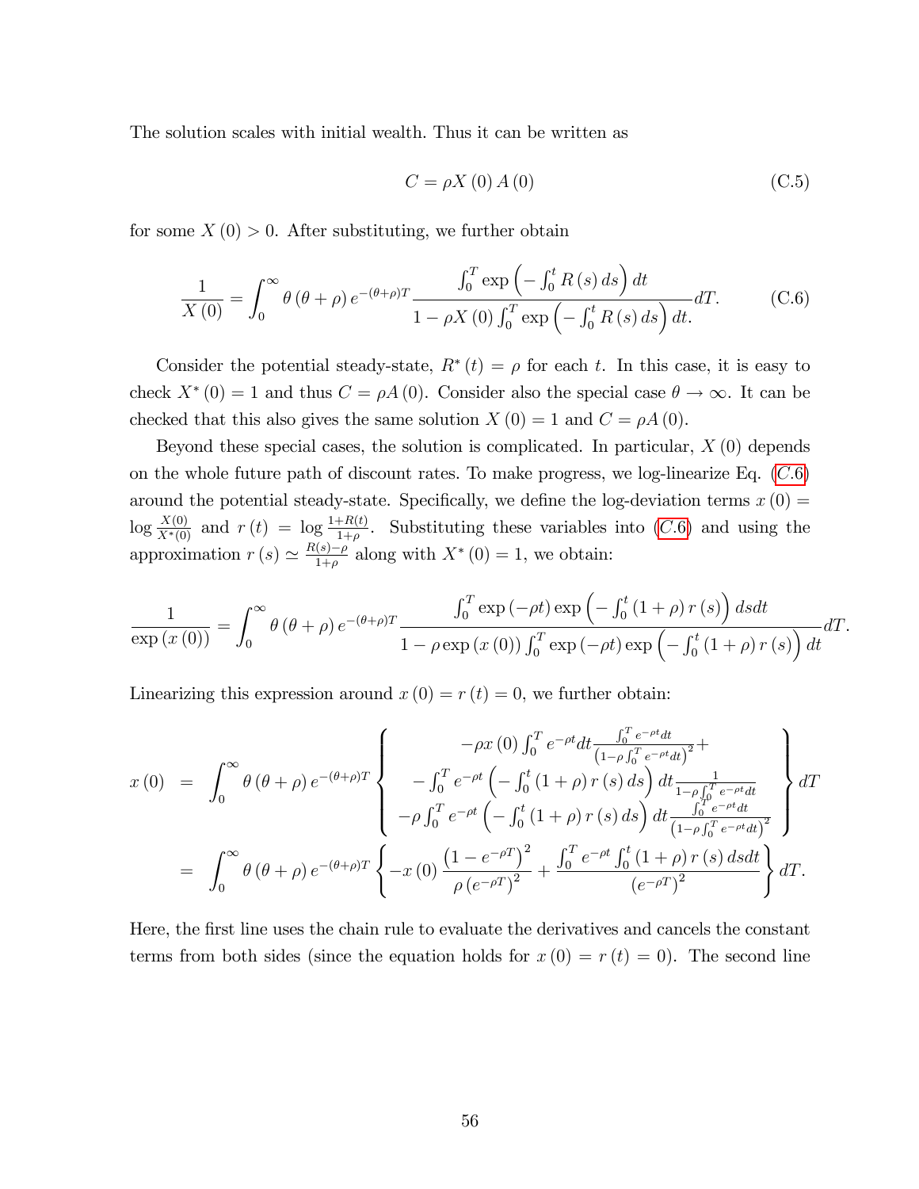The solution scales with initial wealth. Thus it can be written as

$$C = \rho X(0) A(0) \tag{C.5}$$

for some $X(0) > 0$. After substituting, we further obtain

$$\frac{1}{X(0)} = \int_0^\infty \theta(\theta+\rho) e^{-(\theta+\rho)T} \frac{\int_0^T \exp\left(-\int_0^t R(s)\, ds\right) dt}{1 - \rho X(0) \int_0^T \exp\left(-\int_0^t R(s)\, ds\right) dt.} dT. \tag{C.6}$$

Consider the potential steady-state, $R^*(t) = \rho$ for each $t$. In this case, it is easy to check $X^*(0) = 1$ and thus $C = \rho A(0)$. Consider also the special case $\theta \to \infty$. It can be checked that this also gives the same solution $X(0) = 1$ and $C = \rho A(0)$.

Beyond these special cases, the solution is complicated. In particular, $X(0)$ depends on the whole future path of discount rates. To make progress, we log-linearize Eq. (C.6) around the potential steady-state. Specifically, we define the log-deviation terms $x(0) = \log \frac{X(0)}{X^*(0)}$ and $r(t) = \log \frac{1+R(t)}{1+\rho}$. Substituting these variables into (C.6) and using the approximation $r(s) \simeq \frac{R(s)-\rho}{1+\rho}$ along with $X^*(0) = 1$, we obtain:

$$\frac{1}{\exp(x(0))} = \int_0^\infty \theta(\theta+\rho) e^{-(\theta+\rho)T} \frac{\int_0^T \exp(-\rho t) \exp\left(-\int_0^t (1+\rho) r(s)\right) ds dt}{1 - \rho \exp(x(0)) \int_0^T \exp(-\rho t) \exp\left(-\int_0^t (1+\rho) r(s)\right) dt} dT.$$

Linearizing this expression around $x(0) = r(t) = 0$, we further obtain:

$$\begin{aligned}
x(0) &= \int_0^\infty \theta(\theta+\rho) e^{-(\theta+\rho)T} \left\{ \begin{array}{c} -\rho x(0) \int_0^T e^{-\rho t} dt \frac{\int_0^T e^{-\rho t} dt}{\left(1-\rho \int_0^T e^{-\rho t} dt\right)^2} + \\ -\int_0^T e^{-\rho t} \left(-\int_0^t (1+\rho) r(s)\, ds\right) dt \frac{1}{1-\rho \int_0^T e^{-\rho t} dt} \\ -\rho \int_0^T e^{-\rho t} \left(-\int_0^t (1+\rho) r(s)\, ds\right) dt \frac{\int_0^T e^{-\rho t} dt}{\left(1-\rho \int_0^T e^{-\rho t} dt\right)^2} \end{array} \right\} dT \\
&= \int_0^\infty \theta(\theta+\rho) e^{-(\theta+\rho)T} \left\{ -x(0) \frac{\left(1-e^{-\rho T}\right)^2}{\rho \left(e^{-\rho T}\right)^2} + \frac{\int_0^T e^{-\rho t} \int_0^t (1+\rho) r(s)\, ds dt}{\left(e^{-\rho T}\right)^2} \right\} dT.
\end{aligned}$$

Here, the first line uses the chain rule to evaluate the derivatives and cancels the constant terms from both sides (since the equation holds for $x(0) = r(t) = 0$). The second line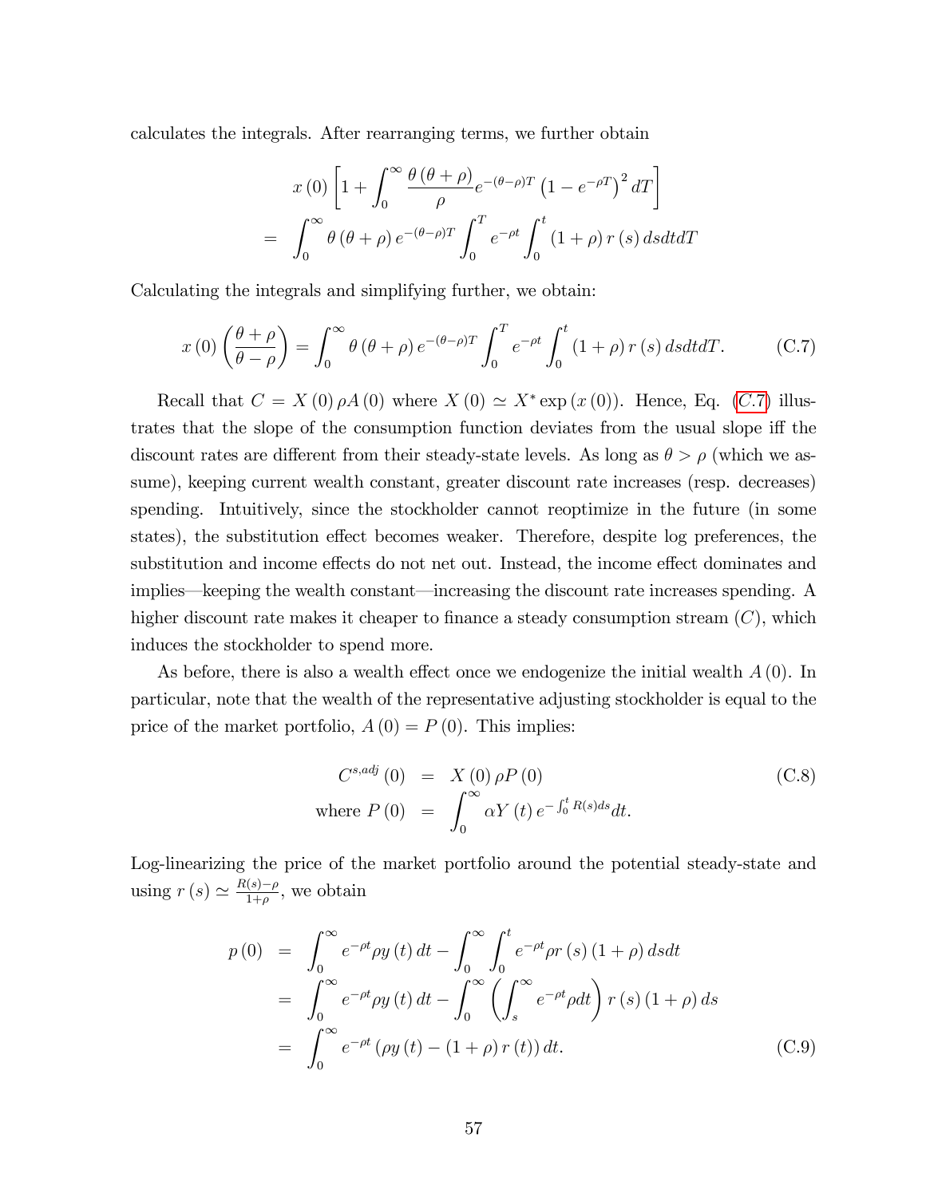calculates the integrals. After rearranging terms, we further obtain

$$
\begin{aligned}
& x(0)\left[1+\int_0^\infty \frac{\theta(\theta+\rho)}{\rho} e^{-(\theta-\rho)T}\left(1-e^{-\rho T}\right)^2 dT\right] \\
= & \int_0^\infty \theta(\theta+\rho) e^{-(\theta-\rho)T} \int_0^T e^{-\rho t} \int_0^t (1+\rho) r(s)\, ds dt dT
\end{aligned}
$$

Calculating the integrals and simplifying further, we obtain:

$$
x(0)\left(\frac{\theta+\rho}{\theta-\rho}\right) = \int_0^\infty \theta(\theta+\rho) e^{-(\theta-\rho)T} \int_0^T e^{-\rho t} \int_0^t (1+\rho) r(s)\, ds dt dT. \tag{C.7}
$$

Recall that $C = X(0)\rho A(0)$ where $X(0) \simeq X^* \exp(x(0))$. Hence, Eq. (C.7) illustrates that the slope of the consumption function deviates from the usual slope iff the discount rates are different from their steady-state levels. As long as $\theta > \rho$ (which we assume), keeping current wealth constant, greater discount rate increases (resp. decreases) spending. Intuitively, since the stockholder cannot reoptimize in the future (in some states), the substitution effect becomes weaker. Therefore, despite log preferences, the substitution and income effects do not net out. Instead, the income effect dominates and implies—keeping the wealth constant—increasing the discount rate increases spending. A higher discount rate makes it cheaper to finance a steady consumption stream ($C$), which induces the stockholder to spend more.

As before, there is also a wealth effect once we endogenize the initial wealth $A(0)$. In particular, note that the wealth of the representative adjusting stockholder is equal to the price of the market portfolio, $A(0) = P(0)$. This implies:

$$
\begin{aligned}
C^{s,adj}(0) &= X(0)\rho P(0) \\
\text{where } P(0) &= \int_0^\infty \alpha Y(t) e^{-\int_0^t R(s)ds} dt.
\end{aligned} \tag{C.8}
$$

Log-linearizing the price of the market portfolio around the potential steady-state and using $r(s) \simeq \frac{R(s)-\rho}{1+\rho}$, we obtain

$$
\begin{aligned}
p(0) &= \int_0^\infty e^{-\rho t}\rho y(t)\, dt - \int_0^\infty \int_0^t e^{-\rho t}\rho r(s)(1+\rho)\, ds dt \\
&= \int_0^\infty e^{-\rho t}\rho y(t)\, dt - \int_0^\infty \left(\int_s^\infty e^{-\rho t}\rho dt\right) r(s)(1+\rho)\, ds \\
&= \int_0^\infty e^{-\rho t}\left(\rho y(t) - (1+\rho) r(t)\right) dt.
\end{aligned} \tag{C.9}
$$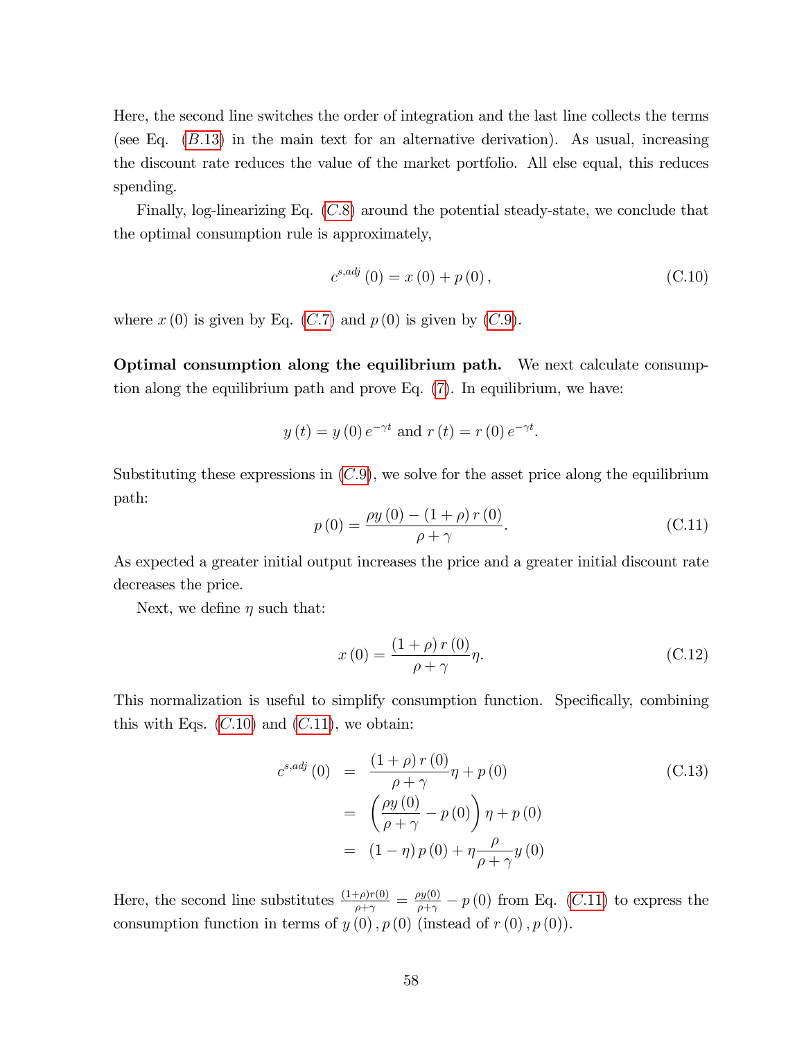Here, the second line switches the order of integration and the last line collects the terms (see Eq. ($B.13$) in the main text for an alternative derivation). As usual, increasing the discount rate reduces the value of the market portfolio. All else equal, this reduces spending.

Finally, log-linearizing Eq. ($C.8$) around the potential steady-state, we conclude that the optimal consumption rule is approximately,

$$c^{s,adj}(0) = x(0) + p(0), \tag{C.10}$$

where $x(0)$ is given by Eq. ($C.7$) and $p(0)$ is given by ($C.9$).

**Optimal consumption along the equilibrium path.** We next calculate consumption along the equilibrium path and prove Eq. (7). In equilibrium, we have:

$$y(t) = y(0)e^{-\gamma t} \text{ and } r(t) = r(0)e^{-\gamma t}.$$

Substituting these expressions in ($C.9$), we solve for the asset price along the equilibrium path:

$$p(0) = \frac{\rho y(0) - (1+\rho) r(0)}{\rho + \gamma}. \tag{C.11}$$

As expected a greater initial output increases the price and a greater initial discount rate decreases the price.

Next, we define $\eta$ such that:

$$x(0) = \frac{(1+\rho) r(0)}{\rho + \gamma} \eta. \tag{C.12}$$

This normalization is useful to simplify consumption function. Specifically, combining this with Eqs. ($C.10$) and ($C.11$), we obtain:

$$\begin{aligned} c^{s,adj}(0) &= \frac{(1+\rho) r(0)}{\rho+\gamma}\eta + p(0) \\ &= \left(\frac{\rho y(0)}{\rho+\gamma} - p(0)\right)\eta + p(0) \\ &= (1-\eta) p(0) + \eta \frac{\rho}{\rho+\gamma} y(0) \end{aligned} \tag{C.13}$$

Here, the second line substitutes $\frac{(1+\rho)r(0)}{\rho+\gamma} = \frac{\rho y(0)}{\rho+\gamma} - p(0)$ from Eq. ($C.11$) to express the consumption function in terms of $y(0), p(0)$ (instead of $r(0), p(0)$).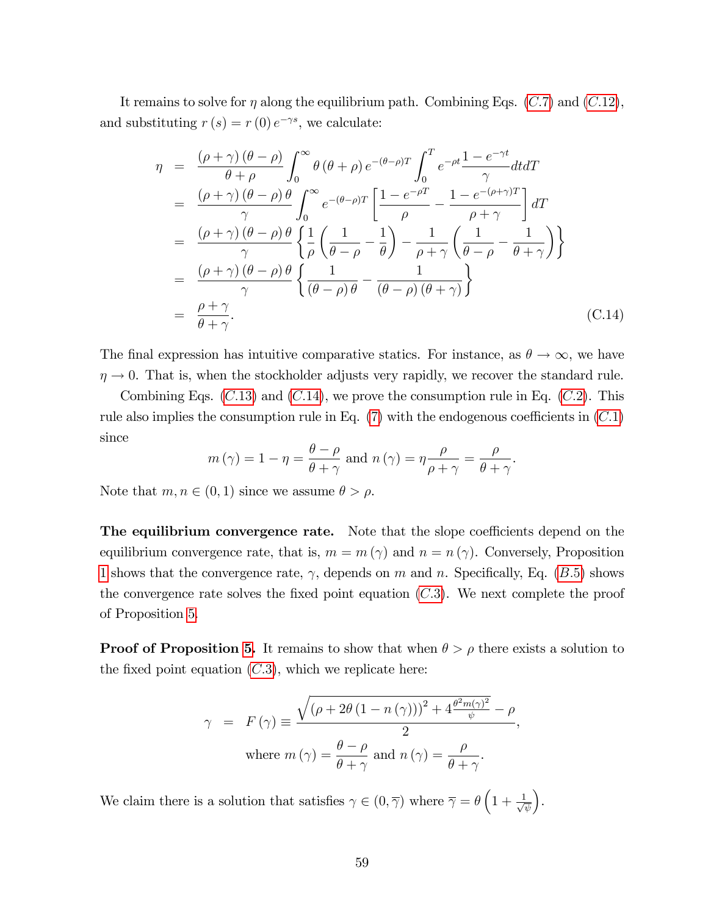It remains to solve for $\eta$ along the equilibrium path. Combining Eqs. ($C.7$) and ($C.12$), and substituting $r(s) = r(0) e^{-\gamma s}$, we calculate:

$$
\begin{aligned}
\eta &= \frac{(\rho+\gamma)(\theta-\rho)}{\theta+\rho} \int_0^\infty \theta(\theta+\rho) e^{-(\theta-\rho)T} \int_0^T e^{-\rho t} \frac{1-e^{-\gamma t}}{\gamma} dt dT \\
&= \frac{(\rho+\gamma)(\theta-\rho)\theta}{\gamma} \int_0^\infty e^{-(\theta-\rho)T} \left[ \frac{1-e^{-\rho T}}{\rho} - \frac{1-e^{-(\rho+\gamma)T}}{\rho+\gamma} \right] dT \\
&= \frac{(\rho+\gamma)(\theta-\rho)\theta}{\gamma} \left\{ \frac{1}{\rho}\left( \frac{1}{\theta-\rho} - \frac{1}{\theta} \right) - \frac{1}{\rho+\gamma}\left( \frac{1}{\theta-\rho} - \frac{1}{\theta+\gamma} \right) \right\} \\
&= \frac{(\rho+\gamma)(\theta-\rho)\theta}{\gamma} \left\{ \frac{1}{(\theta-\rho)\theta} - \frac{1}{(\theta-\rho)(\theta+\gamma)} \right\} \\
&= \frac{\rho+\gamma}{\theta+\gamma}.
\end{aligned} \tag{C.14}
$$

The final expression has intuitive comparative statics. For instance, as $\theta \to \infty$, we have $\eta \to 0$. That is, when the stockholder adjusts very rapidly, we recover the standard rule.

Combining Eqs. ($C.13$) and ($C.14$), we prove the consumption rule in Eq. ($C.2$). This rule also implies the consumption rule in Eq. (7) with the endogenous coefficients in ($C.1$) since

$$
m(\gamma) = 1 - \eta = \frac{\theta-\rho}{\theta+\gamma} \text{ and } n(\gamma) = \eta \frac{\rho}{\rho+\gamma} = \frac{\rho}{\theta+\gamma}.
$$

Note that $m, n \in (0,1)$ since we assume $\theta > \rho$.

**The equilibrium convergence rate.** Note that the slope coefficients depend on the equilibrium convergence rate, that is, $m = m(\gamma)$ and $n = n(\gamma)$. Conversely, Proposition 1 shows that the convergence rate, $\gamma$, depends on $m$ and $n$. Specifically, Eq. ($B.5$) shows the convergence rate solves the fixed point equation ($C.3$). We next complete the proof of Proposition 5.

**Proof of Proposition 5.** It remains to show that when $\theta > \rho$ there exists a solution to the fixed point equation ($C.3$), which we replicate here:

$$
\begin{aligned}
\gamma &= F(\gamma) \equiv \frac{\sqrt{(\rho + 2\theta(1-n(\gamma)))^2 + 4\frac{\theta^2 m(\gamma)^2}{\psi}} - \rho}{2}, \\
&\text{where } m(\gamma) = \frac{\theta-\rho}{\theta+\gamma} \text{ and } n(\gamma) = \frac{\rho}{\theta+\gamma}.
\end{aligned}
$$

We claim there is a solution that satisfies $\gamma \in (0, \overline{\gamma})$ where $\overline{\gamma} = \theta\left(1 + \frac{1}{\sqrt{\psi}}\right)$.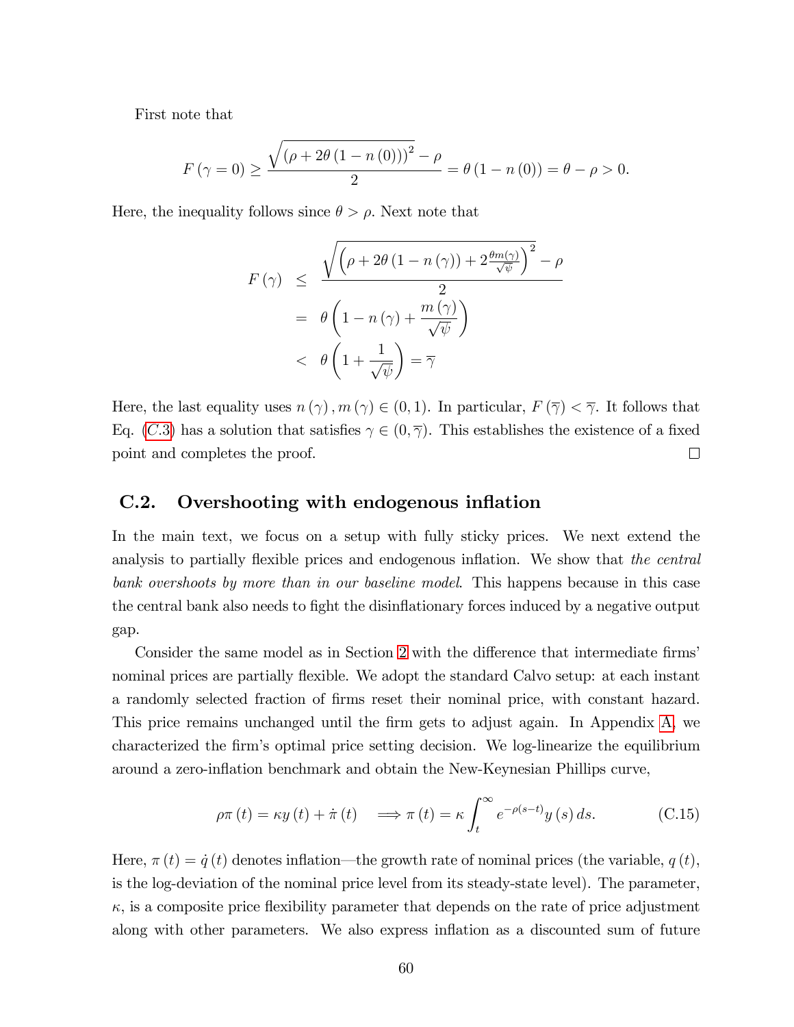First note that

$$F(\gamma = 0) \geq \frac{\sqrt{(\rho + 2\theta(1 - n(0)))^2} - \rho}{2} = \theta(1 - n(0)) = \theta - \rho > 0.$$

Here, the inequality follows since $\theta > \rho$. Next note that

$$\begin{aligned} F(\gamma) &\leq \frac{\sqrt{\left(\rho + 2\theta(1 - n(\gamma)) + 2\frac{\theta m(\gamma)}{\sqrt{\psi}}\right)^2} - \rho}{2} \\ &= \theta\left(1 - n(\gamma) + \frac{m(\gamma)}{\sqrt{\psi}}\right) \\ &< \theta\left(1 + \frac{1}{\sqrt{\psi}}\right) = \overline{\gamma} \end{aligned}$$

Here, the last equality uses $n(\gamma), m(\gamma) \in (0, 1)$. In particular, $F(\overline{\gamma}) < \overline{\gamma}$. It follows that Eq. ($C.3$) has a solution that satisfies $\gamma \in (0, \overline{\gamma})$. This establishes the existence of a fixed point and completes the proof. □

## C.2. Overshooting with endogenous inflation

In the main text, we focus on a setup with fully sticky prices. We next extend the analysis to partially flexible prices and endogenous inflation. We show that *the central bank overshoots by more than in our baseline model*. This happens because in this case the central bank also needs to fight the disinflationary forces induced by a negative output gap.

Consider the same model as in Section 2 with the difference that intermediate firms' nominal prices are partially flexible. We adopt the standard Calvo setup: at each instant a randomly selected fraction of firms reset their nominal price, with constant hazard. This price remains unchanged until the firm gets to adjust again. In Appendix A, we characterized the firm's optimal price setting decision. We log-linearize the equilibrium around a zero-inflation benchmark and obtain the New-Keynesian Phillips curve,

$$\rho\pi(t) = \kappa y(t) + \dot{\pi}(t) \quad \Longrightarrow \pi(t) = \kappa \int_t^\infty e^{-\rho(s-t)} y(s)\, ds. \tag{C.15}$$

Here, $\pi(t) = \dot{q}(t)$ denotes inflation—the growth rate of nominal prices (the variable, $q(t)$, is the log-deviation of the nominal price level from its steady-state level). The parameter, $\kappa$, is a composite price flexibility parameter that depends on the rate of price adjustment along with other parameters. We also express inflation as a discounted sum of future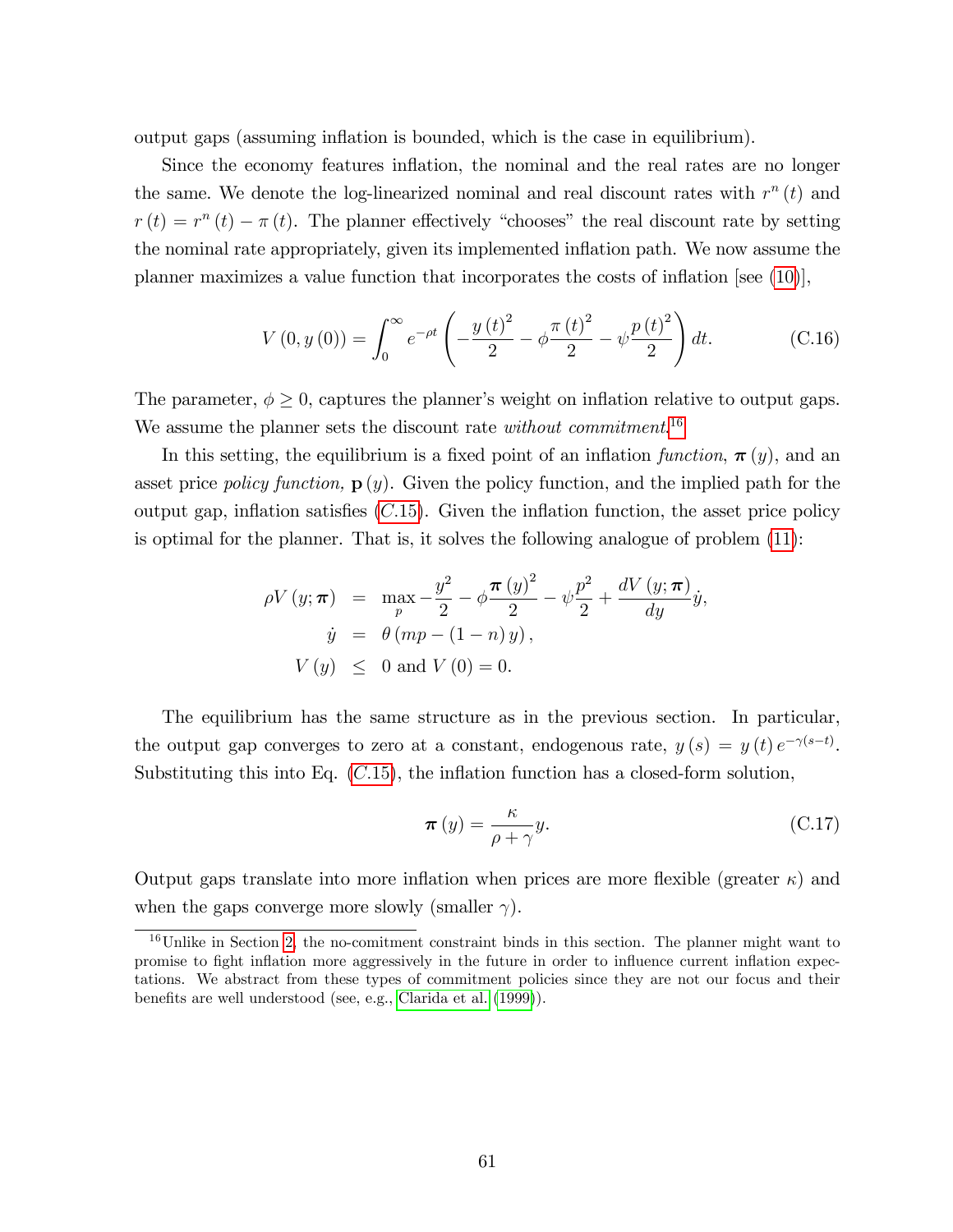output gaps (assuming inflation is bounded, which is the case in equilibrium).

Since the economy features inflation, the nominal and the real rates are no longer the same. We denote the log-linearized nominal and real discount rates with $r^n(t)$ and $r(t) = r^n(t) - \pi(t)$. The planner effectively "chooses" the real discount rate by setting the nominal rate appropriately, given its implemented inflation path. We now assume the planner maximizes a value function that incorporates the costs of inflation [see (10)],

$$V(0, y(0)) = \int_0^\infty e^{-\rho t} \left( -\frac{y(t)^2}{2} - \phi \frac{\pi(t)^2}{2} - \psi \frac{p(t)^2}{2} \right) dt. \tag{C.16}$$

The parameter, $\phi \geq 0$, captures the planner's weight on inflation relative to output gaps. We assume the planner sets the discount rate *without commitment*.[16]

In this setting, the equilibrium is a fixed point of an inflation *function*, $\boldsymbol{\pi}(y)$, and an asset price *policy function*, $\mathbf{p}(y)$. Given the policy function, and the implied path for the output gap, inflation satisfies ($C.15$). Given the inflation function, the asset price policy is optimal for the planner. That is, it solves the following analogue of problem (11):

$$\begin{aligned}
\rho V(y; \boldsymbol{\pi}) &= \max_p -\frac{y^2}{2} - \phi \frac{\boldsymbol{\pi}(y)^2}{2} - \psi \frac{p^2}{2} + \frac{dV(y; \boldsymbol{\pi})}{dy} \dot{y}, \\
\dot{y} &= \theta(mp - (1-n)y), \\
V(y) &\leq 0 \text{ and } V(0) = 0.
\end{aligned}$$

The equilibrium has the same structure as in the previous section. In particular, the output gap converges to zero at a constant, endogenous rate, $y(s) = y(t)e^{-\gamma(s-t)}$. Substituting this into Eq. ($C.15$), the inflation function has a closed-form solution,

$$\boldsymbol{\pi}(y) = \frac{\kappa}{\rho + \gamma} y. \tag{C.17}$$

Output gaps translate into more inflation when prices are more flexible (greater $\kappa$) and when the gaps converge more slowly (smaller $\gamma$).

[16] Unlike in Section 2, the no-comitment constraint binds in this section. The planner might want to promise to fight inflation more aggressively in the future in order to influence current inflation expectations. We abstract from these types of commitment policies since they are not our focus and their benefits are well understood (see, e.g., Clarida et al. (1999)).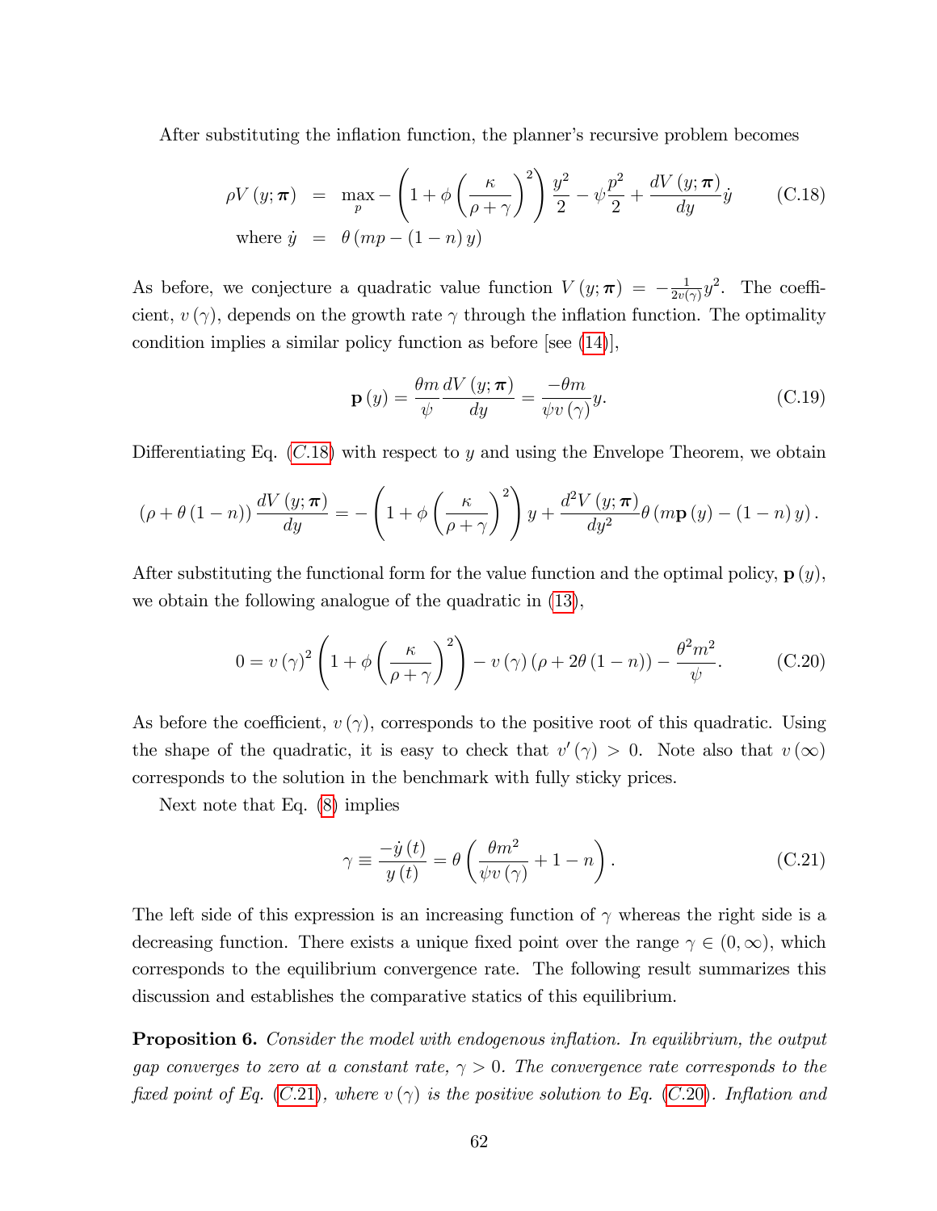After substituting the inflation function, the planner's recursive problem becomes

$$\begin{aligned}
\rho V(y;\boldsymbol{\pi}) &= \max_{p} -\left(1+\phi\left(\frac{\kappa}{\rho+\gamma}\right)^2\right)\frac{y^2}{2} - \psi\frac{p^2}{2} + \frac{dV(y;\boldsymbol{\pi})}{dy}\dot{y} \qquad \text{(C.18)}\\
\text{where } \dot{y} &= \theta\left(mp - (1-n)y\right)
\end{aligned}$$

As before, we conjecture a quadratic value function $V(y;\boldsymbol{\pi}) = -\frac{1}{2v(\gamma)}y^2$. The coefficient, $v(\gamma)$, depends on the growth rate $\gamma$ through the inflation function. The optimality condition implies a similar policy function as before [see (14)],

$$\mathbf{p}(y) = \frac{\theta m}{\psi}\frac{dV(y;\boldsymbol{\pi})}{dy} = \frac{-\theta m}{\psi v(\gamma)}y. \qquad \text{(C.19)}$$

Differentiating Eq. (C.18) with respect to $y$ and using the Envelope Theorem, we obtain

$$(\rho+\theta(1-n))\frac{dV(y;\boldsymbol{\pi})}{dy} = -\left(1+\phi\left(\frac{\kappa}{\rho+\gamma}\right)^2\right)y + \frac{d^2V(y;\boldsymbol{\pi})}{dy^2}\theta\left(m\mathbf{p}(y) - (1-n)y\right).$$

After substituting the functional form for the value function and the optimal policy, $\mathbf{p}(y)$, we obtain the following analogue of the quadratic in (13),

$$0 = v(\gamma)^2\left(1+\phi\left(\frac{\kappa}{\rho+\gamma}\right)^2\right) - v(\gamma)\left(\rho+2\theta(1-n)\right) - \frac{\theta^2 m^2}{\psi}. \qquad \text{(C.20)}$$

As before the coefficient, $v(\gamma)$, corresponds to the positive root of this quadratic. Using the shape of the quadratic, it is easy to check that $v'(\gamma) > 0$. Note also that $v(\infty)$ corresponds to the solution in the benchmark with fully sticky prices.

Next note that Eq. (8) implies

$$\gamma \equiv \frac{-\dot{y}(t)}{y(t)} = \theta\left(\frac{\theta m^2}{\psi v(\gamma)} + 1 - n\right). \qquad \text{(C.21)}$$

The left side of this expression is an increasing function of $\gamma$ whereas the right side is a decreasing function. There exists a unique fixed point over the range $\gamma \in (0,\infty)$, which corresponds to the equilibrium convergence rate. The following result summarizes this discussion and establishes the comparative statics of this equilibrium.

**Proposition 6.** *Consider the model with endogenous inflation. In equilibrium, the output gap converges to zero at a constant rate, $\gamma > 0$. The convergence rate corresponds to the fixed point of Eq. (C.21), where $v(\gamma)$ is the positive solution to Eq. (C.20). Inflation and*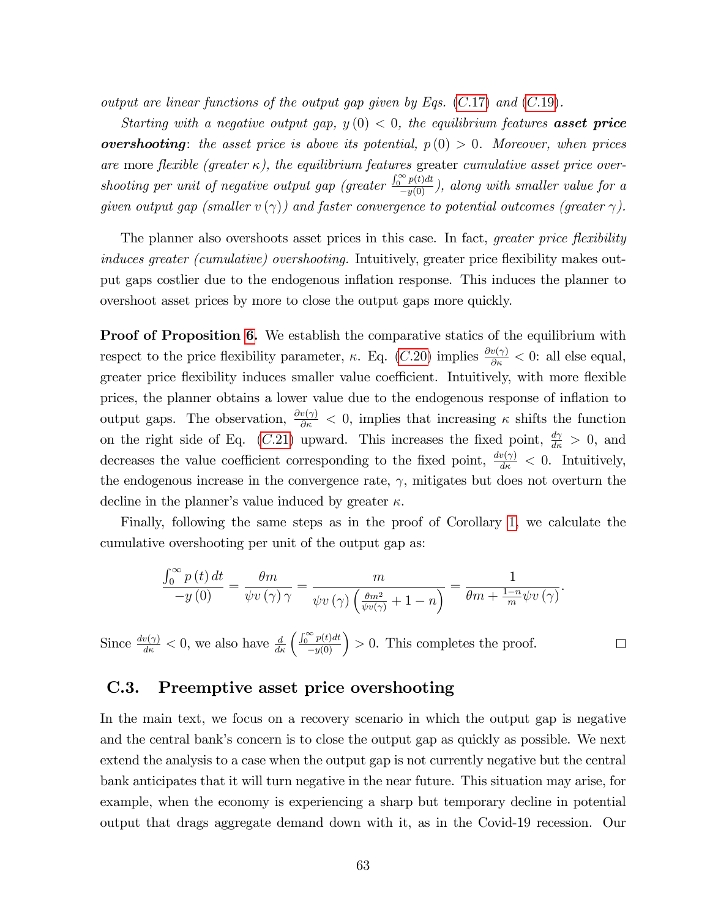*output are linear functions of the output gap given by Eqs. (C.17) and (C.19).*

*Starting with a negative output gap, $y(0) < 0$, the equilibrium features* ***asset price overshooting****: the asset price is above its potential, $p(0) > 0$. Moreover, when prices are* more *flexible (greater $\kappa$), the equilibrium features* greater *cumulative asset price overshooting per unit of negative output gap (greater $\frac{\int_0^\infty p(t)dt}{-y(0)}$), along with smaller value for a given output gap (smaller $v(\gamma)$) and faster convergence to potential outcomes (greater $\gamma$).*

The planner also overshoots asset prices in this case. In fact, *greater price flexibility induces greater (cumulative) overshooting.* Intuitively, greater price flexibility makes output gaps costlier due to the endogenous inflation response. This induces the planner to overshoot asset prices by more to close the output gaps more quickly.

**Proof of Proposition 6.** We establish the comparative statics of the equilibrium with respect to the price flexibility parameter, $\kappa$. Eq. (C.20) implies $\frac{\partial v(\gamma)}{\partial \kappa} < 0$: all else equal, greater price flexibility induces smaller value coefficient. Intuitively, with more flexible prices, the planner obtains a lower value due to the endogenous response of inflation to output gaps. The observation, $\frac{\partial v(\gamma)}{\partial \kappa} < 0$, implies that increasing $\kappa$ shifts the function on the right side of Eq. (C.21) upward. This increases the fixed point, $\frac{d\gamma}{d\kappa} > 0$, and decreases the value coefficient corresponding to the fixed point, $\frac{dv(\gamma)}{d\kappa} < 0$. Intuitively, the endogenous increase in the convergence rate, $\gamma$, mitigates but does not overturn the decline in the planner's value induced by greater $\kappa$.

Finally, following the same steps as in the proof of Corollary 1, we calculate the cumulative overshooting per unit of the output gap as:

$$\frac{\int_0^\infty p(t)\,dt}{-y(0)} = \frac{\theta m}{\psi v(\gamma)\gamma} = \frac{m}{\psi v(\gamma)\left(\frac{\theta m^2}{\psi v(\gamma)} + 1 - n\right)} = \frac{1}{\theta m + \frac{1-n}{m}\psi v(\gamma)}.$$

Since $\frac{dv(\gamma)}{d\kappa} < 0$, we also have $\frac{d}{d\kappa}\left(\frac{\int_0^\infty p(t)dt}{-y(0)}\right) > 0$. This completes the proof. $\square$

## C.3. Preemptive asset price overshooting

In the main text, we focus on a recovery scenario in which the output gap is negative and the central bank's concern is to close the output gap as quickly as possible. We next extend the analysis to a case when the output gap is not currently negative but the central bank anticipates that it will turn negative in the near future. This situation may arise, for example, when the economy is experiencing a sharp but temporary decline in potential output that drags aggregate demand down with it, as in the Covid-19 recession. Our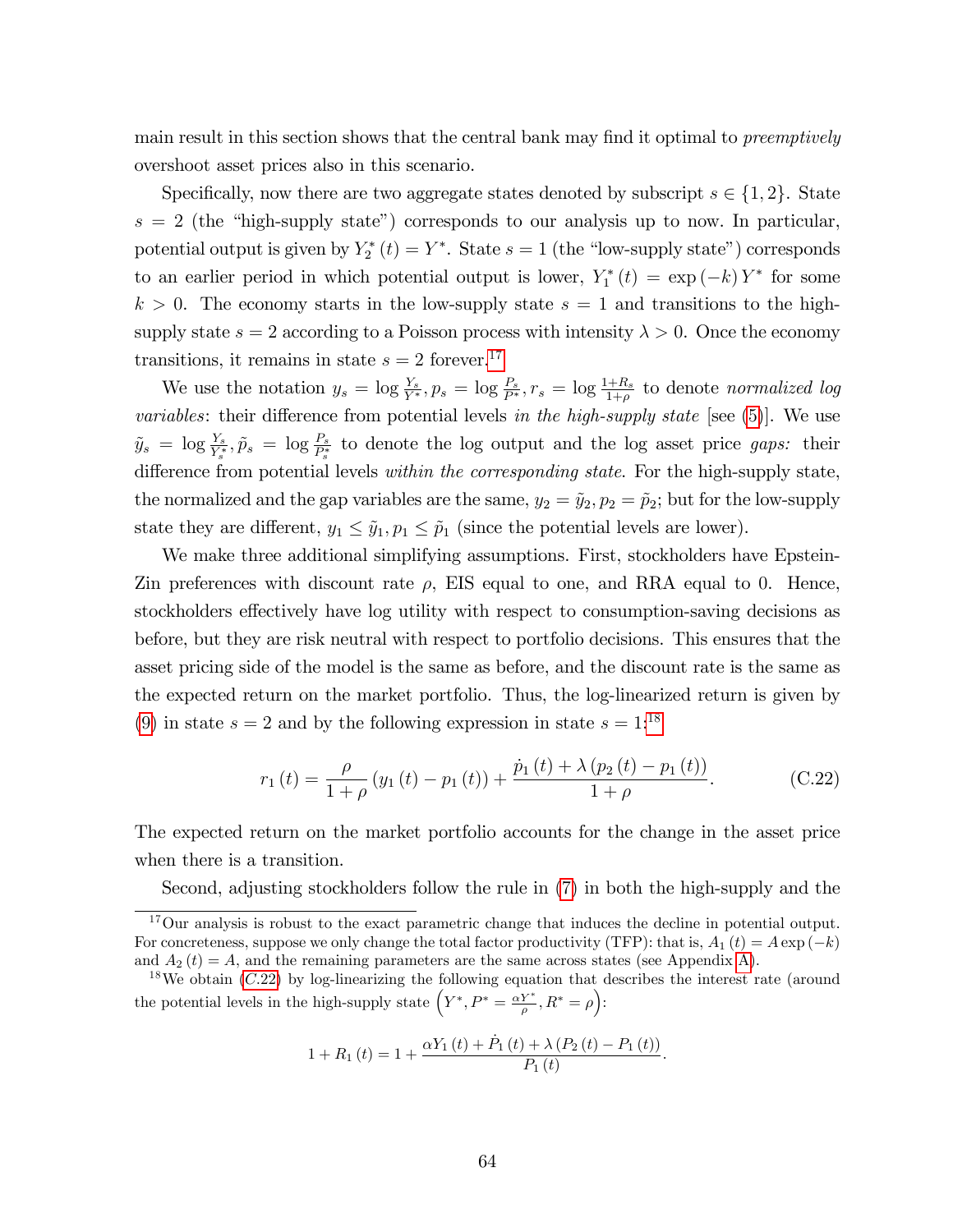main result in this section shows that the central bank may find it optimal to *preemptively* overshoot asset prices also in this scenario.

Specifically, now there are two aggregate states denoted by subscript $s \in \{1, 2\}$. State $s = 2$ (the "high-supply state") corresponds to our analysis up to now. In particular, potential output is given by $Y_2^*(t) = Y^*$. State $s = 1$ (the "low-supply state") corresponds to an earlier period in which potential output is lower, $Y_1^*(t) = \exp(-k) Y^*$ for some $k > 0$. The economy starts in the low-supply state $s = 1$ and transitions to the high-supply state $s = 2$ according to a Poisson process with intensity $\lambda > 0$. Once the economy transitions, it remains in state $s = 2$ forever.[17]

We use the notation $y_s = \log \frac{Y_s}{Y^*}, p_s = \log \frac{P_s}{P^*}, r_s = \log \frac{1+R_s}{1+\rho}$ to denote *normalized log variables*: their difference from potential levels *in the high-supply state* [see (5)]. We use $\tilde{y}_s = \log \frac{Y_s}{Y_s^*}, \tilde{p}_s = \log \frac{P_s}{P_s^*}$ to denote the log output and the log asset price *gaps:* their difference from potential levels *within the corresponding state*. For the high-supply state, the normalized and the gap variables are the same, $y_2 = \tilde{y}_2, p_2 = \tilde{p}_2$; but for the low-supply state they are different, $y_1 \leq \tilde{y}_1, p_1 \leq \tilde{p}_1$ (since the potential levels are lower).

We make three additional simplifying assumptions. First, stockholders have Epstein-Zin preferences with discount rate $\rho$, EIS equal to one, and RRA equal to 0. Hence, stockholders effectively have log utility with respect to consumption-saving decisions as before, but they are risk neutral with respect to portfolio decisions. This ensures that the asset pricing side of the model is the same as before, and the discount rate is the same as the expected return on the market portfolio. Thus, the log-linearized return is given by (9) in state $s = 2$ and by the following expression in state $s = 1$:[18]

$$r_1(t) = \frac{\rho}{1+\rho}(y_1(t) - p_1(t)) + \frac{\dot{p}_1(t) + \lambda(p_2(t) - p_1(t))}{1+\rho}. \tag{C.22}$$

The expected return on the market portfolio accounts for the change in the asset price when there is a transition.

Second, adjusting stockholders follow the rule in (7) in both the high-supply and the

[17] Our analysis is robust to the exact parametric change that induces the decline in potential output. For concreteness, suppose we only change the total factor productivity (TFP): that is, $A_1(t) = A\exp(-k)$ and $A_2(t) = A$, and the remaining parameters are the same across states (see Appendix A).

[18] We obtain (C.22) by log-linearizing the following equation that describes the interest rate (around the potential levels in the high-supply state $\left(Y^*, P^* = \frac{\alpha Y^*}{\rho}, R^* = \rho\right)$:

$$1 + R_1(t) = 1 + \frac{\alpha Y_1(t) + \dot{P}_1(t) + \lambda(P_2(t) - P_1(t))}{P_1(t)}.$$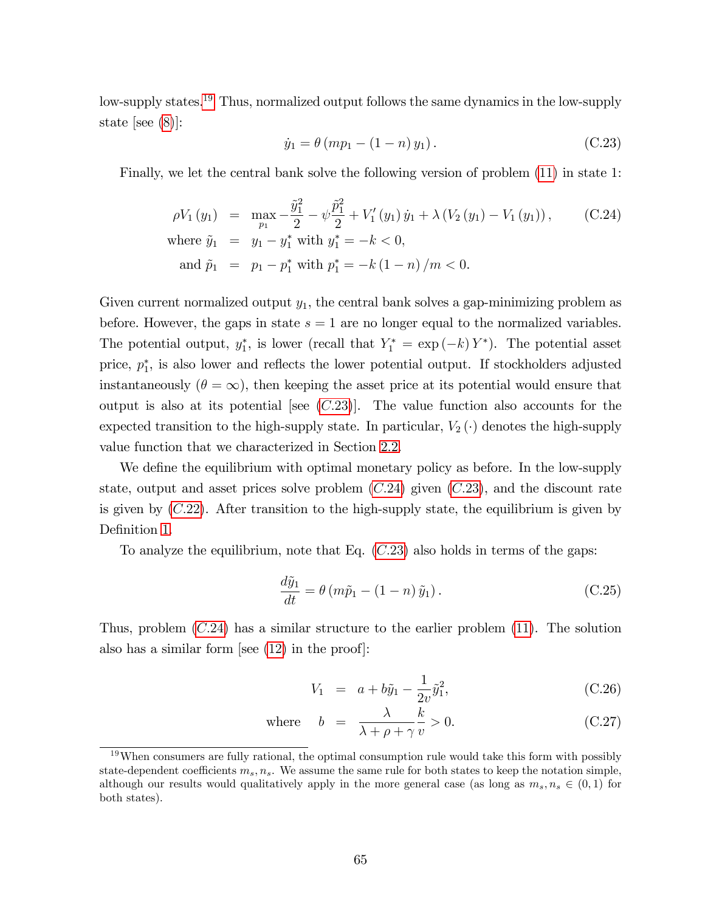low-supply states.[19] Thus, normalized output follows the same dynamics in the low-supply state [see (8)]:

$$\dot{y}_1 = \theta \left( m p_1 - (1-n) y_1 \right). \tag{C.23}$$

Finally, we let the central bank solve the following version of problem (11) in state 1:

$$\begin{aligned}
\rho V_1(y_1) &= \max_{p_1} -\frac{\tilde{y}_1^2}{2} - \psi \frac{\tilde{p}_1^2}{2} + V_1'(y_1)\dot{y}_1 + \lambda \left( V_2(y_1) - V_1(y_1) \right), \qquad \text{(C.24)} \\
\text{where } \tilde{y}_1 &= y_1 - y_1^* \text{ with } y_1^* = -k < 0, \\
\text{and } \tilde{p}_1 &= p_1 - p_1^* \text{ with } p_1^* = -k(1-n)/m < 0.
\end{aligned}$$

Given current normalized output $y_1$, the central bank solves a gap-minimizing problem as before. However, the gaps in state $s = 1$ are no longer equal to the normalized variables. The potential output, $y_1^*$, is lower (recall that $Y_1^* = \exp(-k) Y^*$). The potential asset price, $p_1^*$, is also lower and reflects the lower potential output. If stockholders adjusted instantaneously ($\theta = \infty$), then keeping the asset price at its potential would ensure that output is also at its potential [see ($C.23$)]. The value function also accounts for the expected transition to the high-supply state. In particular, $V_2(\cdot)$ denotes the high-supply value function that we characterized in Section 2.2.

We define the equilibrium with optimal monetary policy as before. In the low-supply state, output and asset prices solve problem ($C.24$) given ($C.23$), and the discount rate is given by ($C.22$). After transition to the high-supply state, the equilibrium is given by Definition 1.

To analyze the equilibrium, note that Eq. ($C.23$) also holds in terms of the gaps:

$$\frac{d\tilde{y}_1}{dt} = \theta \left( m \tilde{p}_1 - (1-n) \tilde{y}_1 \right). \tag{C.25}$$

Thus, problem ($C.24$) has a similar structure to the earlier problem (11). The solution also has a similar form [see (12) in the proof]:

$$V_1 = a + b\tilde{y}_1 - \frac{1}{2v}\tilde{y}_1^2, \tag{C.26}$$

$$\text{where} \quad b = \frac{\lambda}{\lambda + \rho + \gamma} \frac{k}{v} > 0. \tag{C.27}$$

---

[19] When consumers are fully rational, the optimal consumption rule would take this form with possibly state-dependent coefficients $m_s, n_s$. We assume the same rule for both states to keep the notation simple, although our results would qualitatively apply in the more general case (as long as $m_s, n_s \in (0,1)$ for both states).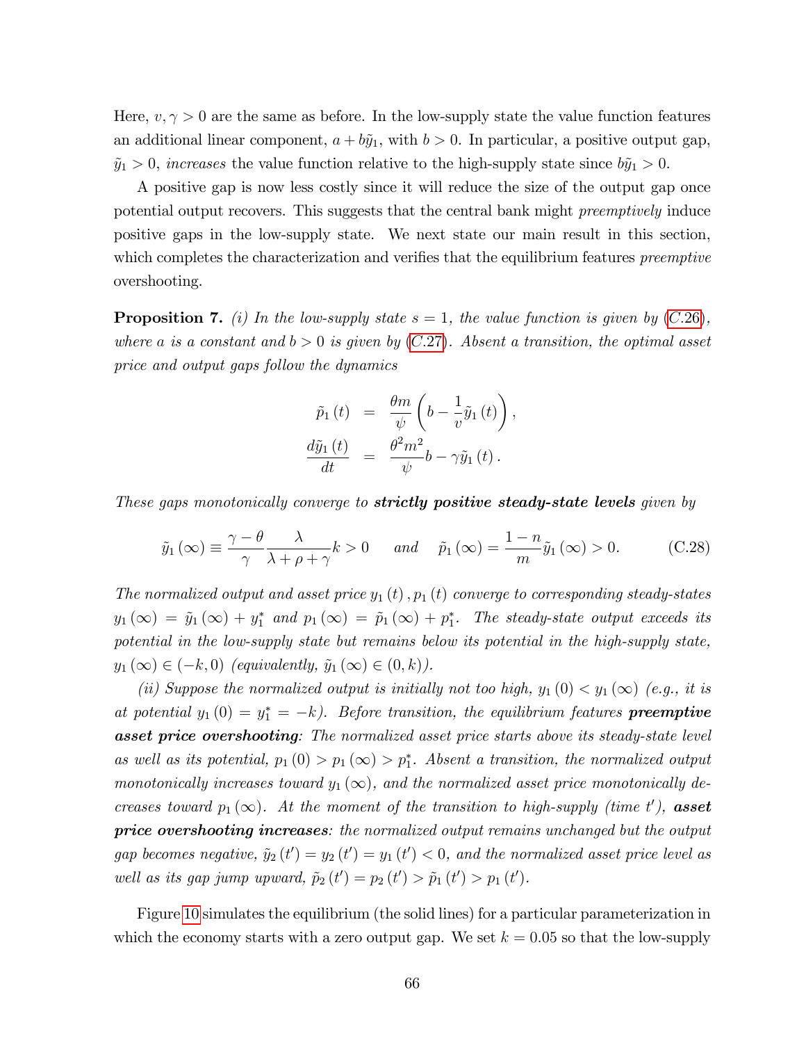Here, $v, \gamma > 0$ are the same as before. In the low-supply state the value function features an additional linear component, $a + b\tilde{y}_1$, with $b > 0$. In particular, a positive output gap, $\tilde{y}_1 > 0$, *increases* the value function relative to the high-supply state since $b\tilde{y}_1 > 0$.

A positive gap is now less costly since it will reduce the size of the output gap once potential output recovers. This suggests that the central bank might *preemptively* induce positive gaps in the low-supply state. We next state our main result in this section, which completes the characterization and verifies that the equilibrium features *preemptive* overshooting.

**Proposition 7.** *(i) In the low-supply state $s = 1$, the value function is given by (C.26), where $a$ is a constant and $b > 0$ is given by (C.27). Absent a transition, the optimal asset price and output gaps follow the dynamics*

$$
\begin{aligned}
\tilde{p}_1(t) &= \frac{\theta m}{\psi}\left(b - \frac{1}{v}\tilde{y}_1(t)\right), \\
\frac{d\tilde{y}_1(t)}{dt} &= \frac{\theta^2 m^2}{\psi}b - \gamma \tilde{y}_1(t).
\end{aligned}
$$

*These gaps monotonically converge to* ***strictly positive steady-state levels*** *given by*

$$
\tilde{y}_1(\infty) \equiv \frac{\gamma - \theta}{\gamma}\frac{\lambda}{\lambda + \rho + \gamma}k > 0 \quad \text{and} \quad \tilde{p}_1(\infty) = \frac{1-n}{m}\tilde{y}_1(\infty) > 0. \tag{C.28}
$$

*The normalized output and asset price $y_1(t), p_1(t)$ converge to corresponding steady-states $y_1(\infty) = \tilde{y}_1(\infty) + y_1^*$ and $p_1(\infty) = \tilde{p}_1(\infty) + p_1^*$. The steady-state output exceeds its potential in the low-supply state but remains below its potential in the high-supply state, $y_1(\infty) \in (-k, 0)$ (equivalently, $\tilde{y}_1(\infty) \in (0, k)$).*

*(ii) Suppose the normalized output is initially not too high, $y_1(0) < y_1(\infty)$ (e.g., it is at potential $y_1(0) = y_1^* = -k$). Before transition, the equilibrium features* ***preemptive asset price overshooting****: The normalized asset price starts above its steady-state level as well as its potential, $p_1(0) > p_1(\infty) > p_1^*$. Absent a transition, the normalized output monotonically increases toward $y_1(\infty)$, and the normalized asset price monotonically decreases toward $p_1(\infty)$. At the moment of the transition to high-supply (time $t'$),* ***asset price overshooting increases****: the normalized output remains unchanged but the output gap becomes negative, $\tilde{y}_2(t') = y_2(t') = y_1(t') < 0$, and the normalized asset price level as well as its gap jump upward, $\tilde{p}_2(t') = p_2(t') > \tilde{p}_1(t') > p_1(t')$.*

Figure 10 simulates the equilibrium (the solid lines) for a particular parameterization in which the economy starts with a zero output gap. We set $k = 0.05$ so that the low-supply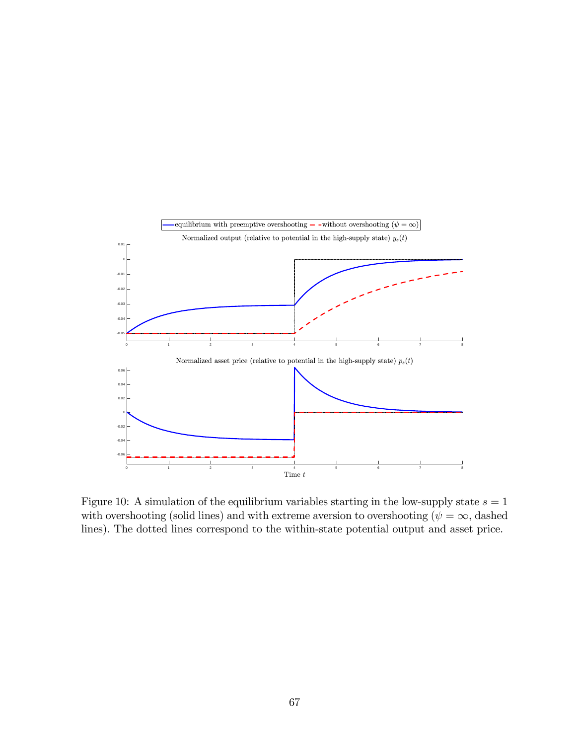Figure 10: A simulation of the equilibrium variables starting in the low-supply state $s = 1$ with overshooting (solid lines) and with extreme aversion to overshooting ($\psi = \infty$, dashed lines). The dotted lines correspond to the within-state potential output and asset price.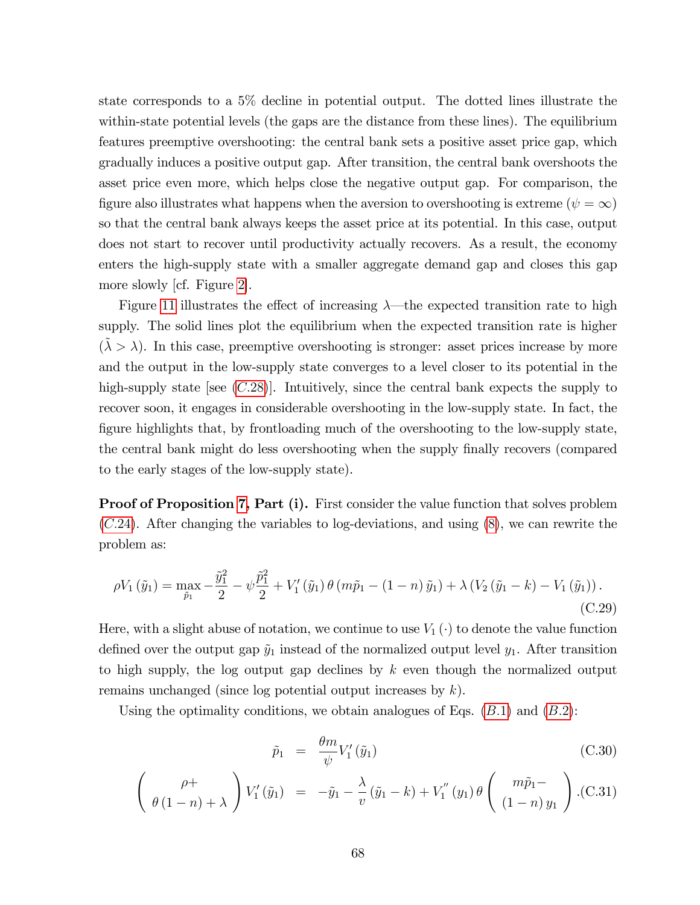state corresponds to a 5% decline in potential output. The dotted lines illustrate the within-state potential levels (the gaps are the distance from these lines). The equilibrium features preemptive overshooting: the central bank sets a positive asset price gap, which gradually induces a positive output gap. After transition, the central bank overshoots the asset price even more, which helps close the negative output gap. For comparison, the figure also illustrates what happens when the aversion to overshooting is extreme ($\psi = \infty$) so that the central bank always keeps the asset price at its potential. In this case, output does not start to recover until productivity actually recovers. As a result, the economy enters the high-supply state with a smaller aggregate demand gap and closes this gap more slowly [cf. Figure 2].

Figure 11 illustrates the effect of increasing $\lambda$—the expected transition rate to high supply. The solid lines plot the equilibrium when the expected transition rate is higher ($\tilde{\lambda} > \lambda$). In this case, preemptive overshooting is stronger: asset prices increase by more and the output in the low-supply state converges to a level closer to its potential in the high-supply state [see ($C.28$)]. Intuitively, since the central bank expects the supply to recover soon, it engages in considerable overshooting in the low-supply state. In fact, the figure highlights that, by frontloading much of the overshooting to the low-supply state, the central bank might do less overshooting when the supply finally recovers (compared to the early stages of the low-supply state).

**Proof of Proposition 7, Part (i).** First consider the value function that solves problem ($C.24$). After changing the variables to log-deviations, and using (8), we can rewrite the problem as:

$$\rho V_1(\tilde{y}_1) = \max_{\tilde{p}_1} -\frac{\tilde{y}_1^2}{2} - \psi\frac{\tilde{p}_1^2}{2} + V_1'(\tilde{y}_1)\,\theta\,(m\tilde{p}_1 - (1-n)\,\tilde{y}_1) + \lambda\,(V_2(\tilde{y}_1 - k) - V_1(\tilde{y}_1))\,. \tag{C.29}$$

Here, with a slight abuse of notation, we continue to use $V_1(\cdot)$ to denote the value function defined over the output gap $\tilde{y}_1$ instead of the normalized output level $y_1$. After transition to high supply, the log output gap declines by $k$ even though the normalized output remains unchanged (since log potential output increases by $k$).

Using the optimality conditions, we obtain analogues of Eqs. ($B.1$) and ($B.2$):

$$\tilde{p}_1 = \frac{\theta m}{\psi}V_1'(\tilde{y}_1) \tag{C.30}$$

$$\begin{pmatrix} \rho+ \\ \theta(1-n)+\lambda \end{pmatrix} V_1'(\tilde{y}_1) = -\tilde{y}_1 - \frac{\lambda}{v}(\tilde{y}_1 - k) + V_1''(y_1)\,\theta \begin{pmatrix} m\tilde{p}_1 - \\ (1-n)\,y_1 \end{pmatrix}. \tag{C.31}$$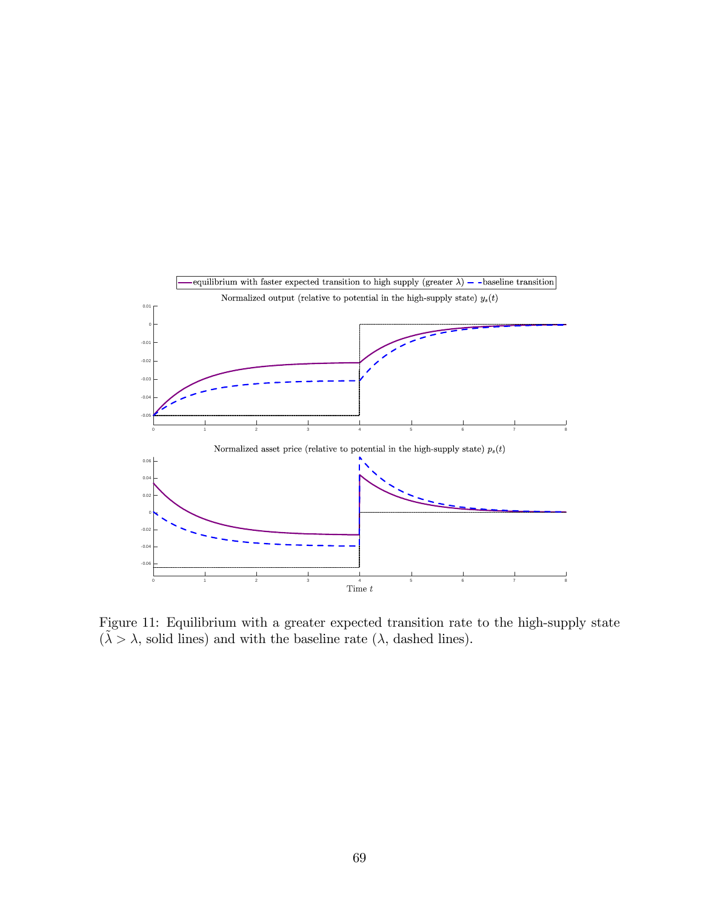Figure 11: Equilibrium with a greater expected transition rate to the high-supply state ($\tilde{\lambda} > \lambda$, solid lines) and with the baseline rate ($\lambda$, dashed lines).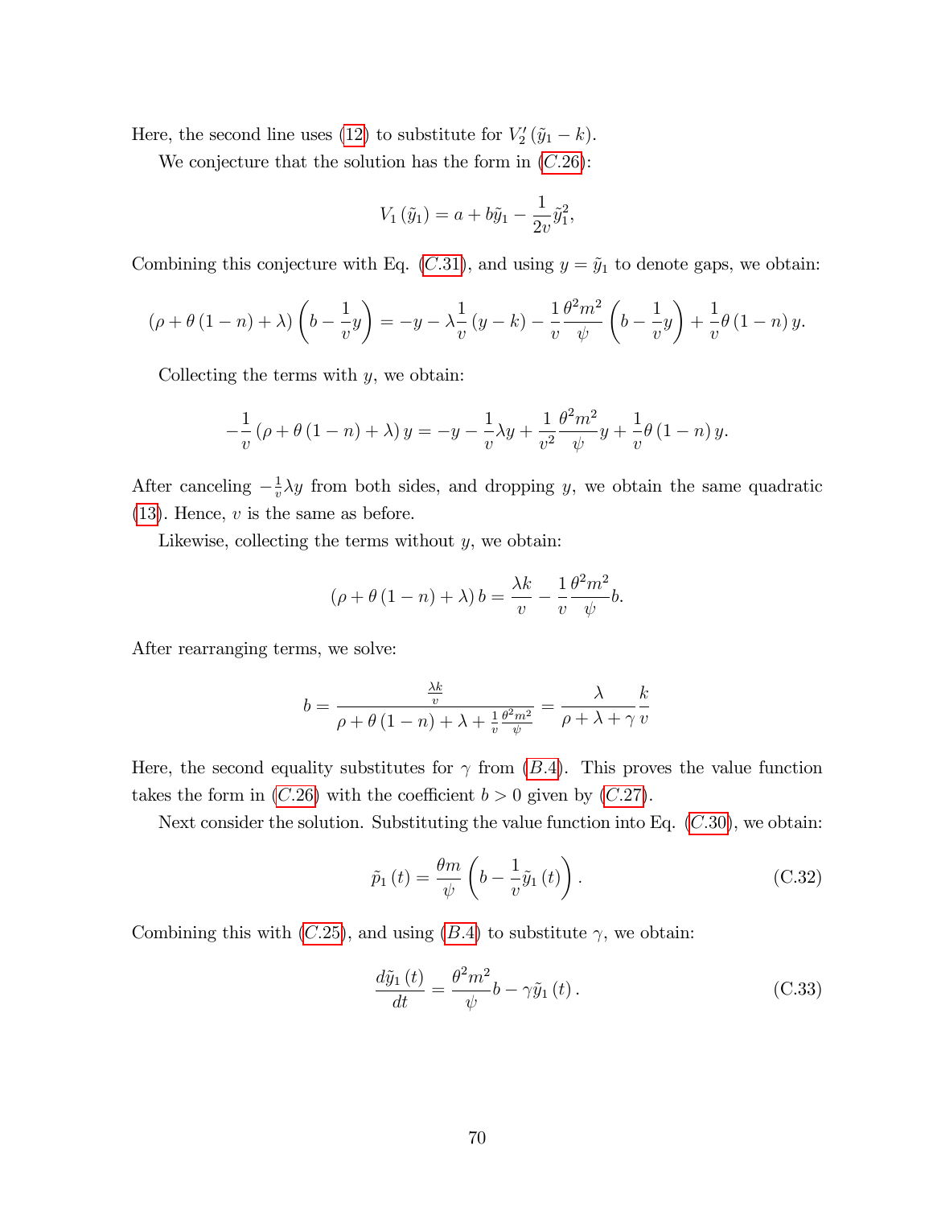Here, the second line uses (12) to substitute for $V_2'(\tilde{y}_1 - k)$.

We conjecture that the solution has the form in (C.26):

$$V_1(\tilde{y}_1) = a + b\tilde{y}_1 - \frac{1}{2v}\tilde{y}_1^2,$$

Combining this conjecture with Eq. (C.31), and using $y = \tilde{y}_1$ to denote gaps, we obtain:

$$(\rho + \theta(1-n) + \lambda)\left(b - \frac{1}{v}y\right) = -y - \lambda\frac{1}{v}(y-k) - \frac{1}{v}\frac{\theta^2 m^2}{\psi}\left(b - \frac{1}{v}y\right) + \frac{1}{v}\theta(1-n)y.$$

Collecting the terms with $y$, we obtain:

$$-\frac{1}{v}(\rho + \theta(1-n) + \lambda)y = -y - \frac{1}{v}\lambda y + \frac{1}{v^2}\frac{\theta^2 m^2}{\psi}y + \frac{1}{v}\theta(1-n)y.$$

After canceling $-\frac{1}{v}\lambda y$ from both sides, and dropping $y$, we obtain the same quadratic (13). Hence, $v$ is the same as before.

Likewise, collecting the terms without $y$, we obtain:

$$(\rho + \theta(1-n) + \lambda)b = \frac{\lambda k}{v} - \frac{1}{v}\frac{\theta^2 m^2}{\psi}b.$$

After rearranging terms, we solve:

$$b = \frac{\frac{\lambda k}{v}}{\rho + \theta(1-n) + \lambda + \frac{1}{v}\frac{\theta^2 m^2}{\psi}} = \frac{\lambda}{\rho + \lambda + \gamma}\frac{k}{v}$$

Here, the second equality substitutes for $\gamma$ from (B.4). This proves the value function takes the form in (C.26) with the coefficient $b > 0$ given by (C.27).

Next consider the solution. Substituting the value function into Eq. (C.30), we obtain:

$$\tilde{p}_1(t) = \frac{\theta m}{\psi}\left(b - \frac{1}{v}\tilde{y}_1(t)\right). \tag{C.32}$$

Combining this with (C.25), and using (B.4) to substitute $\gamma$, we obtain:

$$\frac{d\tilde{y}_1(t)}{dt} = \frac{\theta^2 m^2}{\psi}b - \gamma\tilde{y}_1(t). \tag{C.33}$$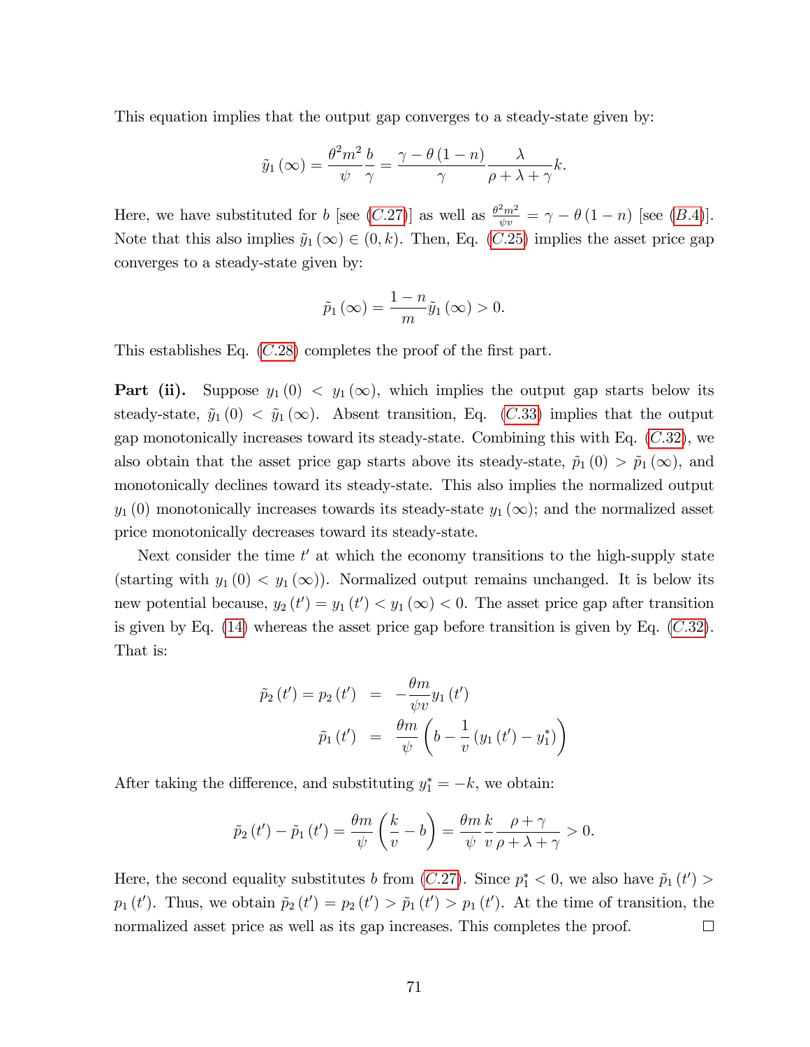This equation implies that the output gap converges to a steady-state given by:

$$\tilde{y}_1(\infty) = \frac{\theta^2 m^2}{\psi} \frac{b}{\gamma} = \frac{\gamma - \theta(1-n)}{\gamma} \frac{\lambda}{\rho + \lambda + \gamma} k.$$

Here, we have substituted for $b$ [see (C.27)] as well as $\frac{\theta^2 m^2}{\psi v} = \gamma - \theta(1-n)$ [see (B.4)]. Note that this also implies $\tilde{y}_1(\infty) \in (0, k)$. Then, Eq. (C.25) implies the asset price gap converges to a steady-state given by:

$$\tilde{p}_1(\infty) = \frac{1-n}{m} \tilde{y}_1(\infty) > 0.$$

This establishes Eq. (C.28) completes the proof of the first part.

**Part (ii).** Suppose $y_1(0) < y_1(\infty)$, which implies the output gap starts below its steady-state, $\tilde{y}_1(0) < \tilde{y}_1(\infty)$. Absent transition, Eq. (C.33) implies that the output gap monotonically increases toward its steady-state. Combining this with Eq. (C.32), we also obtain that the asset price gap starts above its steady-state, $\tilde{p}_1(0) > \tilde{p}_1(\infty)$, and monotonically declines toward its steady-state. This also implies the normalized output $y_1(0)$ monotonically increases towards its steady-state $y_1(\infty)$; and the normalized asset price monotonically decreases toward its steady-state.

Next consider the time $t'$ at which the economy transitions to the high-supply state (starting with $y_1(0) < y_1(\infty)$). Normalized output remains unchanged. It is below its new potential because, $y_2(t') = y_1(t') < y_1(\infty) < 0$. The asset price gap after transition is given by Eq. (14) whereas the asset price gap before transition is given by Eq. (C.32). That is:

$$\begin{aligned} \tilde{p}_2(t') = p_2(t') &= -\frac{\theta m}{\psi v} y_1(t') \\ \tilde{p}_1(t') &= \frac{\theta m}{\psi} \left( b - \frac{1}{v} \left( y_1(t') - y_1^* \right) \right) \end{aligned}$$

After taking the difference, and substituting $y_1^* = -k$, we obtain:

$$\tilde{p}_2(t') - \tilde{p}_1(t') = \frac{\theta m}{\psi} \left( \frac{k}{v} - b \right) = \frac{\theta m}{\psi} \frac{k}{v} \frac{\rho + \gamma}{\rho + \lambda + \gamma} > 0.$$

Here, the second equality substitutes $b$ from (C.27). Since $p_1^* < 0$, we also have $\tilde{p}_1(t') > p_1(t')$. Thus, we obtain $\tilde{p}_2(t') = p_2(t') > \tilde{p}_1(t') > p_1(t')$. At the time of transition, the normalized asset price as well as its gap increases. This completes the proof. □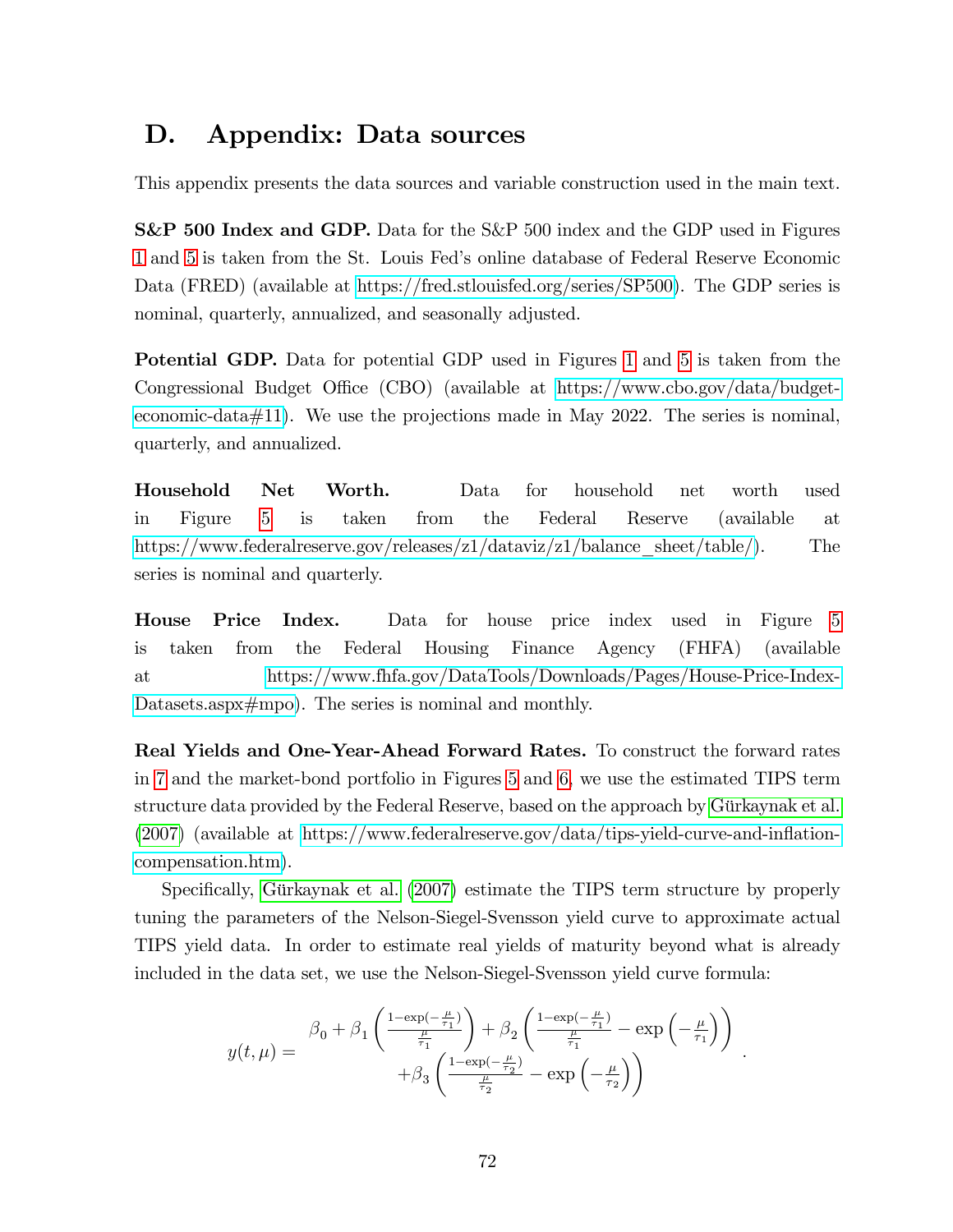# D. Appendix: Data sources

This appendix presents the data sources and variable construction used in the main text.

**S&P 500 Index and GDP.** Data for the S&P 500 index and the GDP used in Figures 1 and 5 is taken from the St. Louis Fed's online database of Federal Reserve Economic Data (FRED) (available at https://fred.stlouisfed.org/series/SP500). The GDP series is nominal, quarterly, annualized, and seasonally adjusted.

**Potential GDP.** Data for potential GDP used in Figures 1 and 5 is taken from the Congressional Budget Office (CBO) (available at https://www.cbo.gov/data/budget-economic-data#11). We use the projections made in May 2022. The series is nominal, quarterly, and annualized.

**Household Net Worth.** Data for household net worth used in Figure 5 is taken from the Federal Reserve (available at https://www.federalreserve.gov/releases/z1/dataviz/z1/balance_sheet/table/). The series is nominal and quarterly.

**House Price Index.** Data for house price index used in Figure 5 is taken from the Federal Housing Finance Agency (FHFA) (available at https://www.fhfa.gov/DataTools/Downloads/Pages/House-Price-Index-Datasets.aspx#mpo). The series is nominal and monthly.

**Real Yields and One-Year-Ahead Forward Rates.** To construct the forward rates in 7 and the market-bond portfolio in Figures 5 and 6, we use the estimated TIPS term structure data provided by the Federal Reserve, based on the approach by Gürkaynak et al. (2007) (available at https://www.federalreserve.gov/data/tips-yield-curve-and-inflation-compensation.htm).

Specifically, Gürkaynak et al. (2007) estimate the TIPS term structure by properly tuning the parameters of the Nelson-Siegel-Svensson yield curve to approximate actual TIPS yield data. In order to estimate real yields of maturity beyond what is already included in the data set, we use the Nelson-Siegel-Svensson yield curve formula:

$$y(t,\mu) = \begin{array}{c} \beta_0 + \beta_1 \left( \frac{1-\exp(-\frac{\mu}{\tau_1})}{\frac{\mu}{\tau_1}} \right) + \beta_2 \left( \frac{1-\exp(-\frac{\mu}{\tau_1})}{\frac{\mu}{\tau_1}} - \exp\left(-\frac{\mu}{\tau_1}\right) \right) \\ +\beta_3 \left( \frac{1-\exp(-\frac{\mu}{\tau_2})}{\frac{\mu}{\tau_2}} - \exp\left(-\frac{\mu}{\tau_2}\right) \right) \end{array}.$$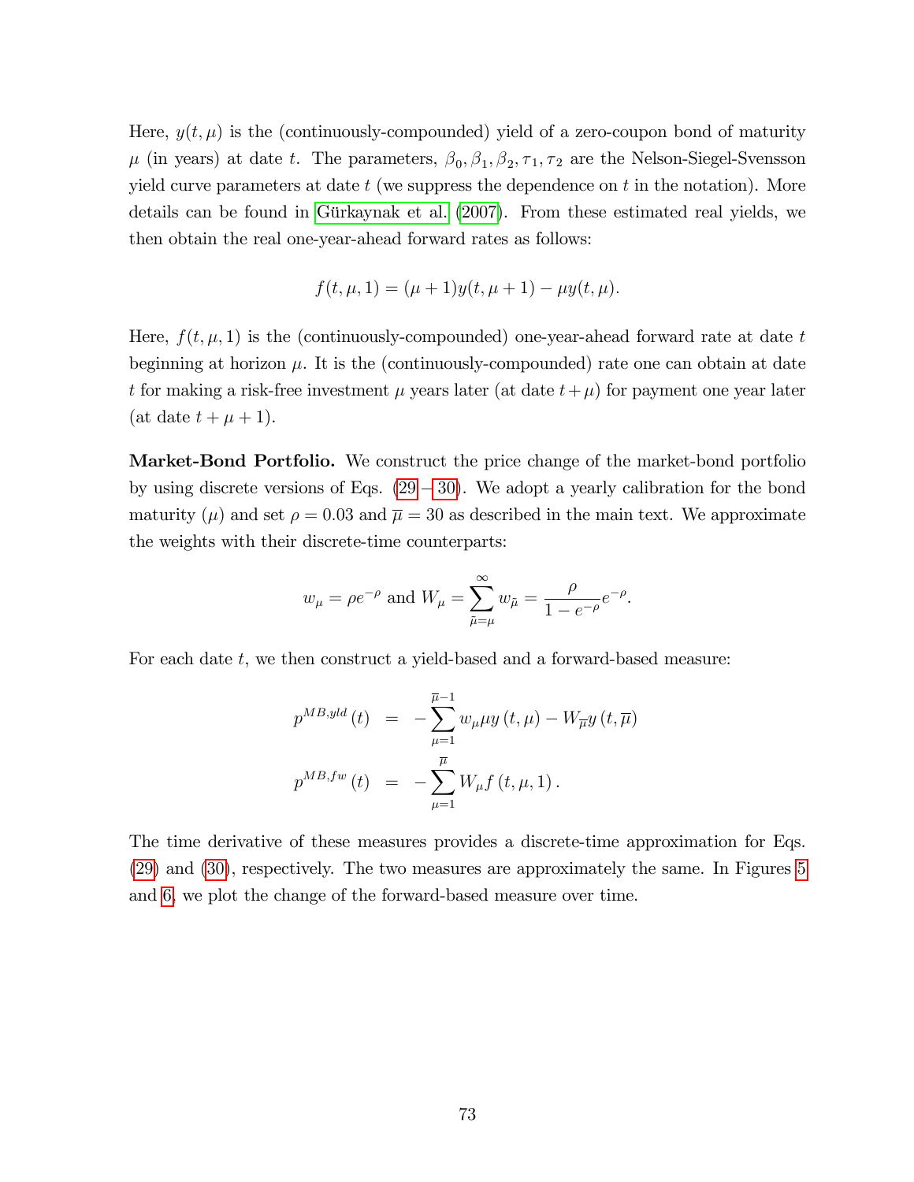Here, $y(t, \mu)$ is the (continuously-compounded) yield of a zero-coupon bond of maturity $\mu$ (in years) at date $t$. The parameters, $\beta_0, \beta_1, \beta_2, \tau_1, \tau_2$ are the Nelson-Siegel-Svensson yield curve parameters at date $t$ (we suppress the dependence on $t$ in the notation). More details can be found in Gürkaynak et al. (2007). From these estimated real yields, we then obtain the real one-year-ahead forward rates as follows:

$$f(t, \mu, 1) = (\mu + 1)y(t, \mu + 1) - \mu y(t, \mu).$$

Here, $f(t, \mu, 1)$ is the (continuously-compounded) one-year-ahead forward rate at date $t$ beginning at horizon $\mu$. It is the (continuously-compounded) rate one can obtain at date $t$ for making a risk-free investment $\mu$ years later (at date $t + \mu$) for payment one year later (at date $t + \mu + 1$).

**Market-Bond Portfolio.** We construct the price change of the market-bond portfolio by using discrete versions of Eqs. (29 – 30). We adopt a yearly calibration for the bond maturity ($\mu$) and set $\rho = 0.03$ and $\overline{\mu} = 30$ as described in the main text. We approximate the weights with their discrete-time counterparts:

$$w_\mu = \rho e^{-\rho} \text{ and } W_\mu = \sum_{\tilde{\mu}=\mu}^{\infty} w_{\tilde{\mu}} = \frac{\rho}{1 - e^{-\rho}} e^{-\rho}.$$

For each date $t$, we then construct a yield-based and a forward-based measure:

$$
\begin{aligned}
p^{MB,yld}(t) &= -\sum_{\mu=1}^{\overline{\mu}-1} w_\mu \mu y(t, \mu) - W_{\overline{\mu}} y(t, \overline{\mu}) \\
p^{MB,fw}(t) &= -\sum_{\mu=1}^{\overline{\mu}} W_\mu f(t, \mu, 1).
\end{aligned}
$$

The time derivative of these measures provides a discrete-time approximation for Eqs. (29) and (30), respectively. The two measures are approximately the same. In Figures 5 and 6, we plot the change of the forward-based measure over time.